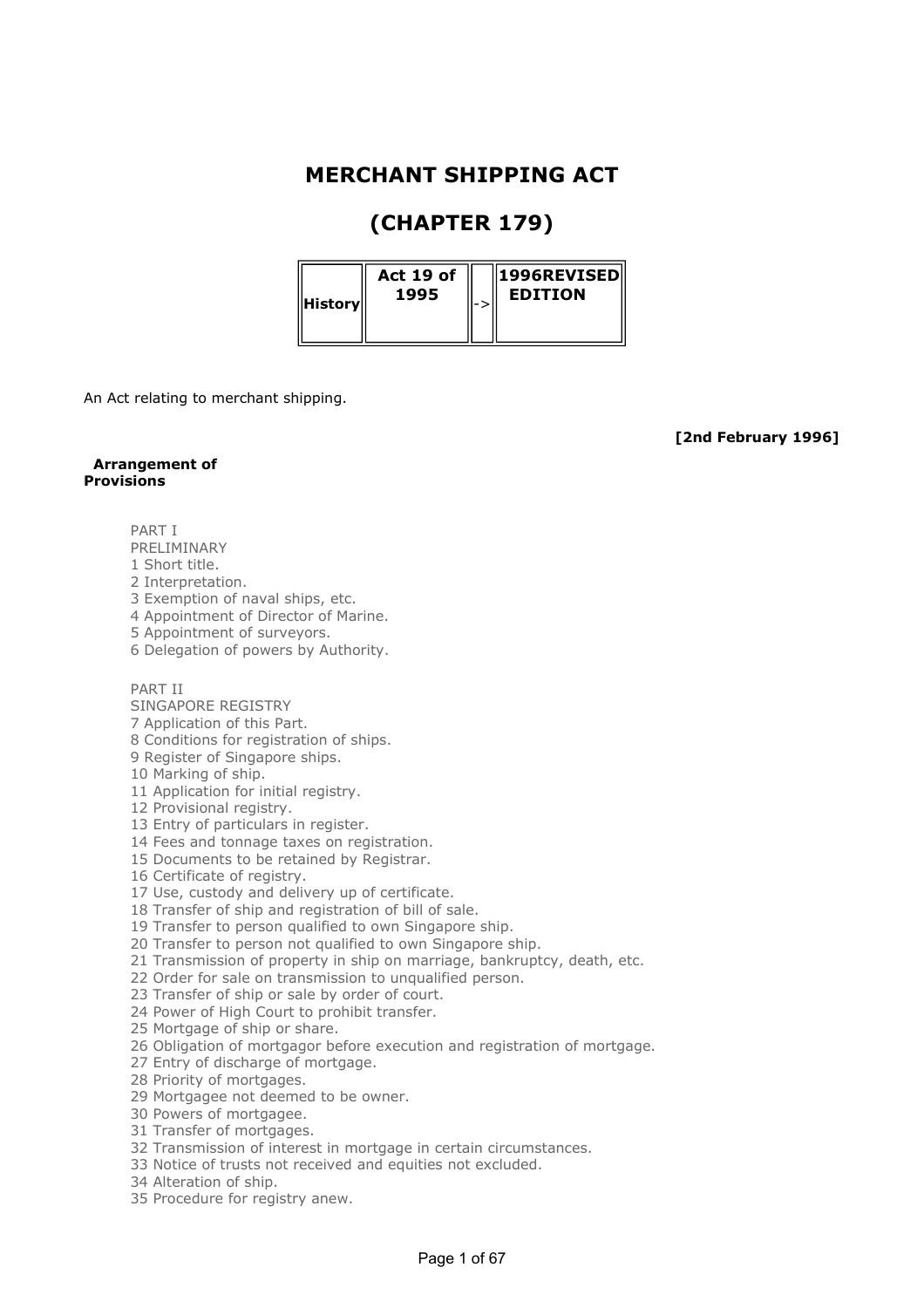# MERCHANT SHIPPING ACT

## (CHAPTER 179)

| History | Act 19 of 1995 | -> | 1996REVISED EDITION |
|---|---|---|---|

An Act relating to merchant shipping.

**[2nd February 1996]**

**Arrangement of Provisions**

PART I
PRELIMINARY
1 Short title.
2 Interpretation.
3 Exemption of naval ships, etc.
4 Appointment of Director of Marine.
5 Appointment of surveyors.
6 Delegation of powers by Authority.

PART II
SINGAPORE REGISTRY
7 Application of this Part.
8 Conditions for registration of ships.
9 Register of Singapore ships.
10 Marking of ship.
11 Application for initial registry.
12 Provisional registry.
13 Entry of particulars in register.
14 Fees and tonnage taxes on registration.
15 Documents to be retained by Registrar.
16 Certificate of registry.
17 Use, custody and delivery up of certificate.
18 Transfer of ship and registration of bill of sale.
19 Transfer to person qualified to own Singapore ship.
20 Transfer to person not qualified to own Singapore ship.
21 Transmission of property in ship on marriage, bankruptcy, death, etc.
22 Order for sale on transmission to unqualified person.
23 Transfer of ship or sale by order of court.
24 Power of High Court to prohibit transfer.
25 Mortgage of ship or share.
26 Obligation of mortgagor before execution and registration of mortgage.
27 Entry of discharge of mortgage.
28 Priority of mortgages.
29 Mortgagee not deemed to be owner.
30 Powers of mortgagee.
31 Transfer of mortgages.
32 Transmission of interest in mortgage in certain circumstances.
33 Notice of trusts not received and equities not excluded.
34 Alteration of ship.
35 Procedure for registry anew.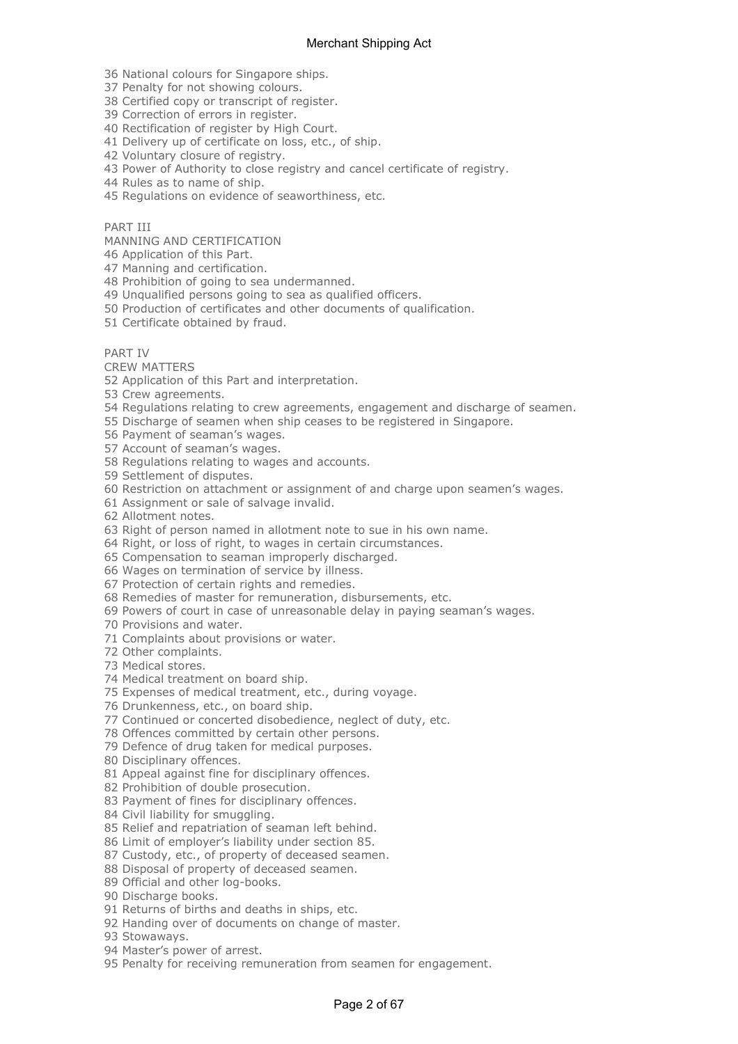36 National colours for Singapore ships.
37 Penalty for not showing colours.
38 Certified copy or transcript of register.
39 Correction of errors in register.
40 Rectification of register by High Court.
41 Delivery up of certificate on loss, etc., of ship.
42 Voluntary closure of registry.
43 Power of Authority to close registry and cancel certificate of registry.
44 Rules as to name of ship.
45 Regulations on evidence of seaworthiness, etc.

PART III
MANNING AND CERTIFICATION
46 Application of this Part.
47 Manning and certification.
48 Prohibition of going to sea undermanned.
49 Unqualified persons going to sea as qualified officers.
50 Production of certificates and other documents of qualification.
51 Certificate obtained by fraud.

PART IV
CREW MATTERS
52 Application of this Part and interpretation.
53 Crew agreements.
54 Regulations relating to crew agreements, engagement and discharge of seamen.
55 Discharge of seamen when ship ceases to be registered in Singapore.
56 Payment of seaman's wages.
57 Account of seaman's wages.
58 Regulations relating to wages and accounts.
59 Settlement of disputes.
60 Restriction on attachment or assignment of and charge upon seamen's wages.
61 Assignment or sale of salvage invalid.
62 Allotment notes.
63 Right of person named in allotment note to sue in his own name.
64 Right, or loss of right, to wages in certain circumstances.
65 Compensation to seaman improperly discharged.
66 Wages on termination of service by illness.
67 Protection of certain rights and remedies.
68 Remedies of master for remuneration, disbursements, etc.
69 Powers of court in case of unreasonable delay in paying seaman's wages.
70 Provisions and water.
71 Complaints about provisions or water.
72 Other complaints.
73 Medical stores.
74 Medical treatment on board ship.
75 Expenses of medical treatment, etc., during voyage.
76 Drunkenness, etc., on board ship.
77 Continued or concerted disobedience, neglect of duty, etc.
78 Offences committed by certain other persons.
79 Defence of drug taken for medical purposes.
80 Disciplinary offences.
81 Appeal against fine for disciplinary offences.
82 Prohibition of double prosecution.
83 Payment of fines for disciplinary offences.
84 Civil liability for smuggling.
85 Relief and repatriation of seaman left behind.
86 Limit of employer's liability under section 85.
87 Custody, etc., of property of deceased seamen.
88 Disposal of property of deceased seamen.
89 Official and other log-books.
90 Discharge books.
91 Returns of births and deaths in ships, etc.
92 Handing over of documents on change of master.
93 Stowaways.
94 Master's power of arrest.
95 Penalty for receiving remuneration from seamen for engagement.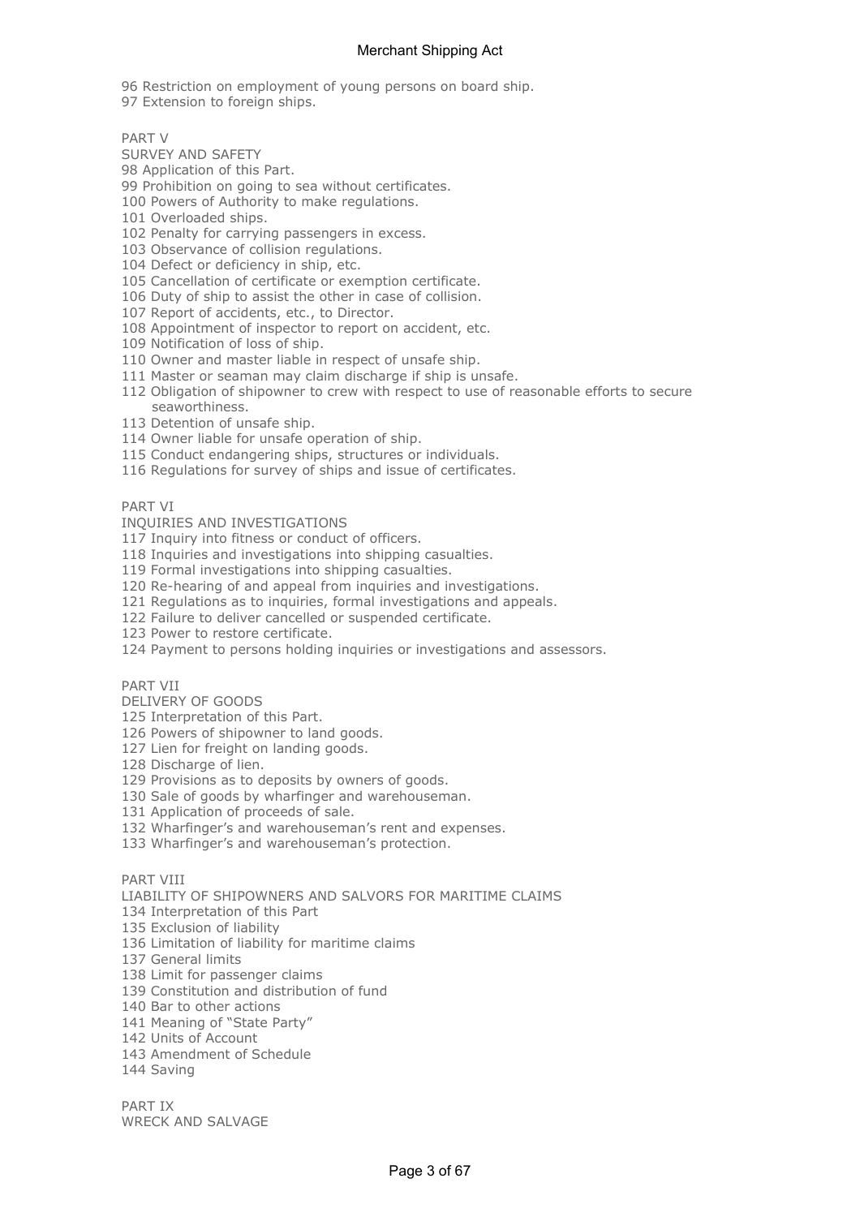96 Restriction on employment of young persons on board ship.
97 Extension to foreign ships.

PART V
SURVEY AND SAFETY
98 Application of this Part.
99 Prohibition on going to sea without certificates.
100 Powers of Authority to make regulations.
101 Overloaded ships.
102 Penalty for carrying passengers in excess.
103 Observance of collision regulations.
104 Defect or deficiency in ship, etc.
105 Cancellation of certificate or exemption certificate.
106 Duty of ship to assist the other in case of collision.
107 Report of accidents, etc., to Director.
108 Appointment of inspector to report on accident, etc.
109 Notification of loss of ship.
110 Owner and master liable in respect of unsafe ship.
111 Master or seaman may claim discharge if ship is unsafe.
112 Obligation of shipowner to crew with respect to use of reasonable efforts to secure seaworthiness.
113 Detention of unsafe ship.
114 Owner liable for unsafe operation of ship.
115 Conduct endangering ships, structures or individuals.
116 Regulations for survey of ships and issue of certificates.

PART VI
INQUIRIES AND INVESTIGATIONS
117 Inquiry into fitness or conduct of officers.
118 Inquiries and investigations into shipping casualties.
119 Formal investigations into shipping casualties.
120 Re-hearing of and appeal from inquiries and investigations.
121 Regulations as to inquiries, formal investigations and appeals.
122 Failure to deliver cancelled or suspended certificate.
123 Power to restore certificate.
124 Payment to persons holding inquiries or investigations and assessors.

PART VII
DELIVERY OF GOODS
125 Interpretation of this Part.
126 Powers of shipowner to land goods.
127 Lien for freight on landing goods.
128 Discharge of lien.
129 Provisions as to deposits by owners of goods.
130 Sale of goods by wharfinger and warehouseman.
131 Application of proceeds of sale.
132 Wharfinger's and warehouseman's rent and expenses.
133 Wharfinger's and warehouseman's protection.

PART VIII
LIABILITY OF SHIPOWNERS AND SALVORS FOR MARITIME CLAIMS
134 Interpretation of this Part
135 Exclusion of liability
136 Limitation of liability for maritime claims
137 General limits
138 Limit for passenger claims
139 Constitution and distribution of fund
140 Bar to other actions
141 Meaning of "State Party"
142 Units of Account
143 Amendment of Schedule
144 Saving

PART IX
WRECK AND SALVAGE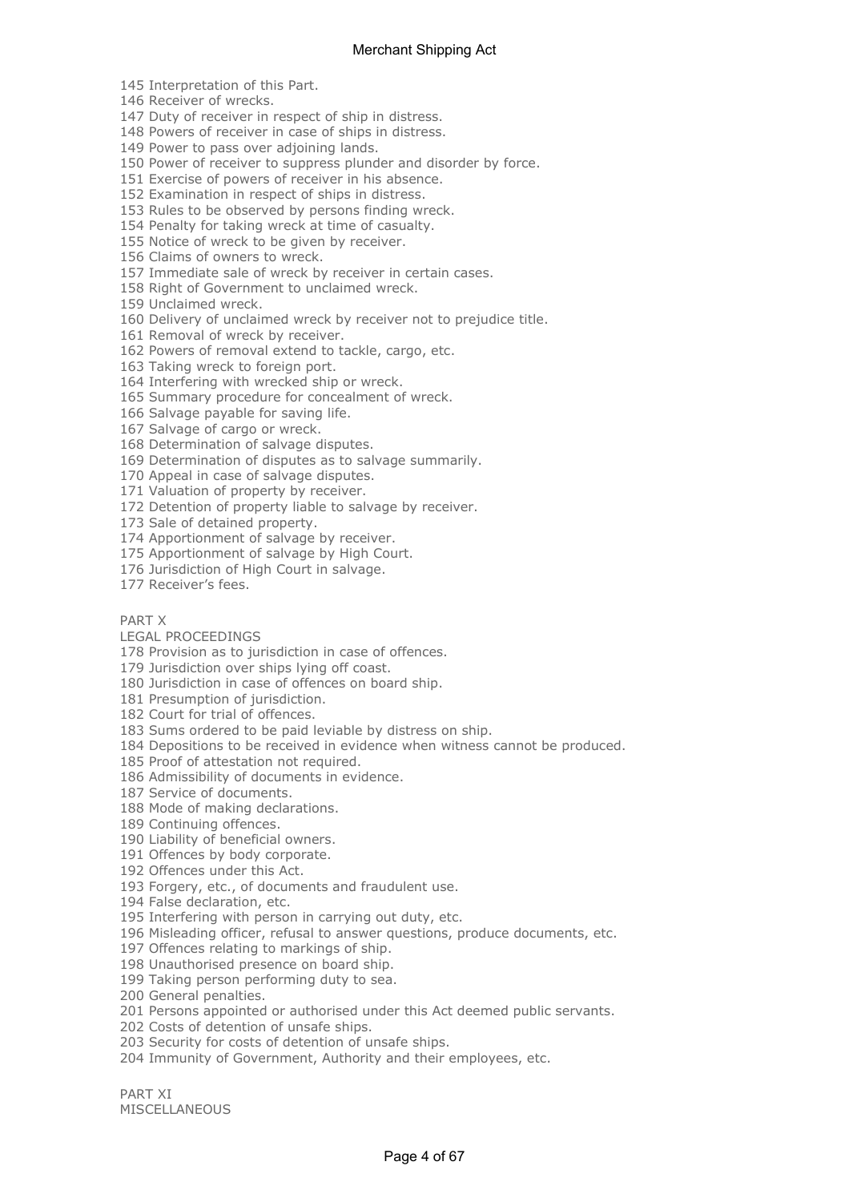145 Interpretation of this Part.
146 Receiver of wrecks.
147 Duty of receiver in respect of ship in distress.
148 Powers of receiver in case of ships in distress.
149 Power to pass over adjoining lands.
150 Power of receiver to suppress plunder and disorder by force.
151 Exercise of powers of receiver in his absence.
152 Examination in respect of ships in distress.
153 Rules to be observed by persons finding wreck.
154 Penalty for taking wreck at time of casualty.
155 Notice of wreck to be given by receiver.
156 Claims of owners to wreck.
157 Immediate sale of wreck by receiver in certain cases.
158 Right of Government to unclaimed wreck.
159 Unclaimed wreck.
160 Delivery of unclaimed wreck by receiver not to prejudice title.
161 Removal of wreck by receiver.
162 Powers of removal extend to tackle, cargo, etc.
163 Taking wreck to foreign port.
164 Interfering with wrecked ship or wreck.
165 Summary procedure for concealment of wreck.
166 Salvage payable for saving life.
167 Salvage of cargo or wreck.
168 Determination of salvage disputes.
169 Determination of disputes as to salvage summarily.
170 Appeal in case of salvage disputes.
171 Valuation of property by receiver.
172 Detention of property liable to salvage by receiver.
173 Sale of detained property.
174 Apportionment of salvage by receiver.
175 Apportionment of salvage by High Court.
176 Jurisdiction of High Court in salvage.
177 Receiver's fees.

PART X
LEGAL PROCEEDINGS

178 Provision as to jurisdiction in case of offences.
179 Jurisdiction over ships lying off coast.
180 Jurisdiction in case of offences on board ship.
181 Presumption of jurisdiction.
182 Court for trial of offences.
183 Sums ordered to be paid leviable by distress on ship.
184 Depositions to be received in evidence when witness cannot be produced.
185 Proof of attestation not required.
186 Admissibility of documents in evidence.
187 Service of documents.
188 Mode of making declarations.
189 Continuing offences.
190 Liability of beneficial owners.
191 Offences by body corporate.
192 Offences under this Act.
193 Forgery, etc., of documents and fraudulent use.
194 False declaration, etc.
195 Interfering with person in carrying out duty, etc.
196 Misleading officer, refusal to answer questions, produce documents, etc.
197 Offences relating to markings of ship.
198 Unauthorised presence on board ship.
199 Taking person performing duty to sea.
200 General penalties.
201 Persons appointed or authorised under this Act deemed public servants.
202 Costs of detention of unsafe ships.
203 Security for costs of detention of unsafe ships.
204 Immunity of Government, Authority and their employees, etc.

PART XI
MISCELLANEOUS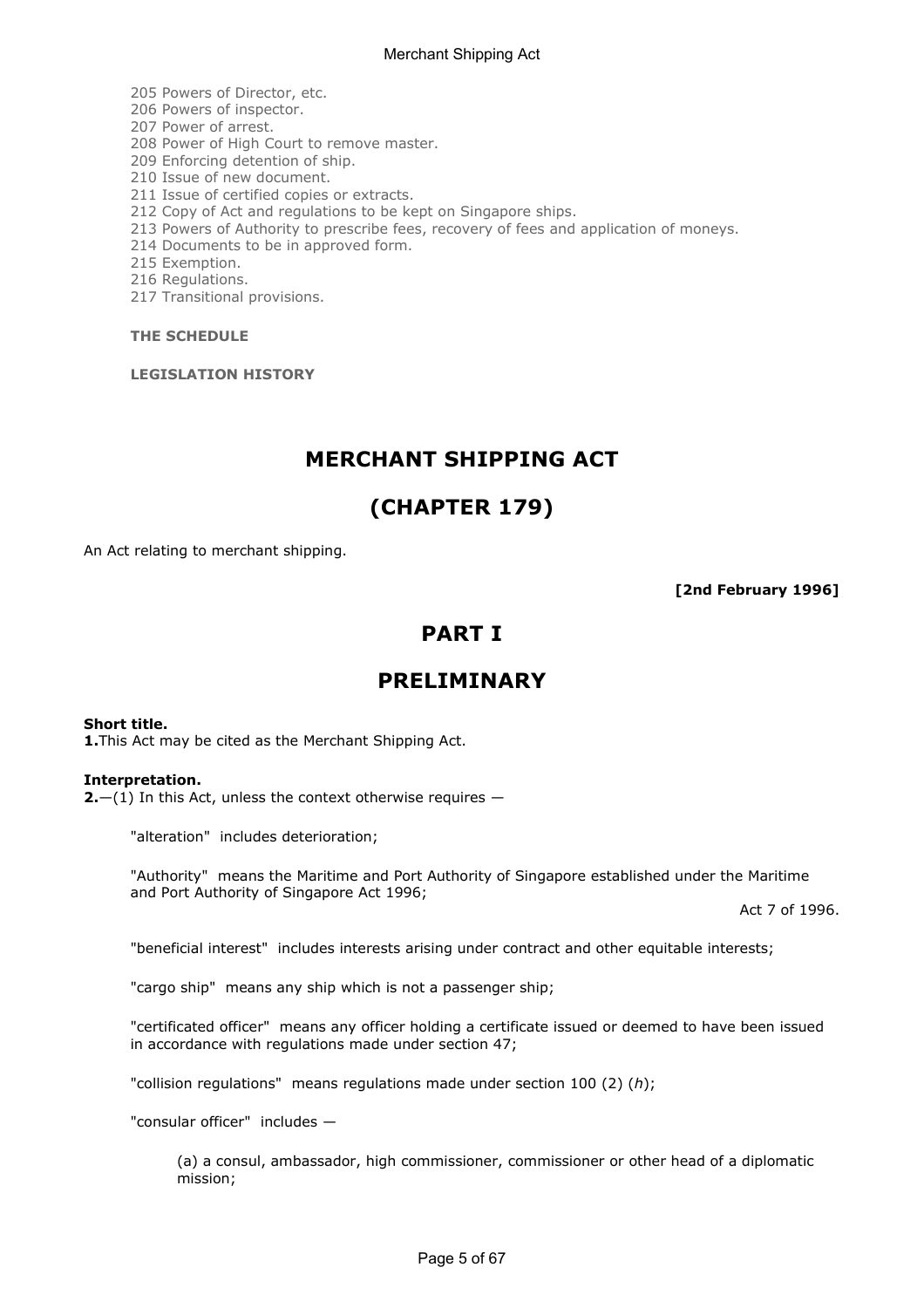205 Powers of Director, etc.
206 Powers of inspector.
207 Power of arrest.
208 Power of High Court to remove master.
209 Enforcing detention of ship.
210 Issue of new document.
211 Issue of certified copies or extracts.
212 Copy of Act and regulations to be kept on Singapore ships.
213 Powers of Authority to prescribe fees, recovery of fees and application of moneys.
214 Documents to be in approved form.
215 Exemption.
216 Regulations.
217 Transitional provisions.

**THE SCHEDULE**

**LEGISLATION HISTORY**

# MERCHANT SHIPPING ACT

# (CHAPTER 179)

An Act relating to merchant shipping.

**[2nd February 1996]**

## PART I

## PRELIMINARY

**Short title.**
**1.** This Act may be cited as the Merchant Shipping Act.

**Interpretation.**
**2.**—(1) In this Act, unless the context otherwise requires —

"alteration" includes deterioration;

"Authority" means the Maritime and Port Authority of Singapore established under the Maritime and Port Authority of Singapore Act 1996;

Act 7 of 1996.

"beneficial interest" includes interests arising under contract and other equitable interests;

"cargo ship" means any ship which is not a passenger ship;

"certificated officer" means any officer holding a certificate issued or deemed to have been issued in accordance with regulations made under section 47;

"collision regulations" means regulations made under section 100 (2) (*h*);

"consular officer" includes —

(a) a consul, ambassador, high commissioner, commissioner or other head of a diplomatic mission;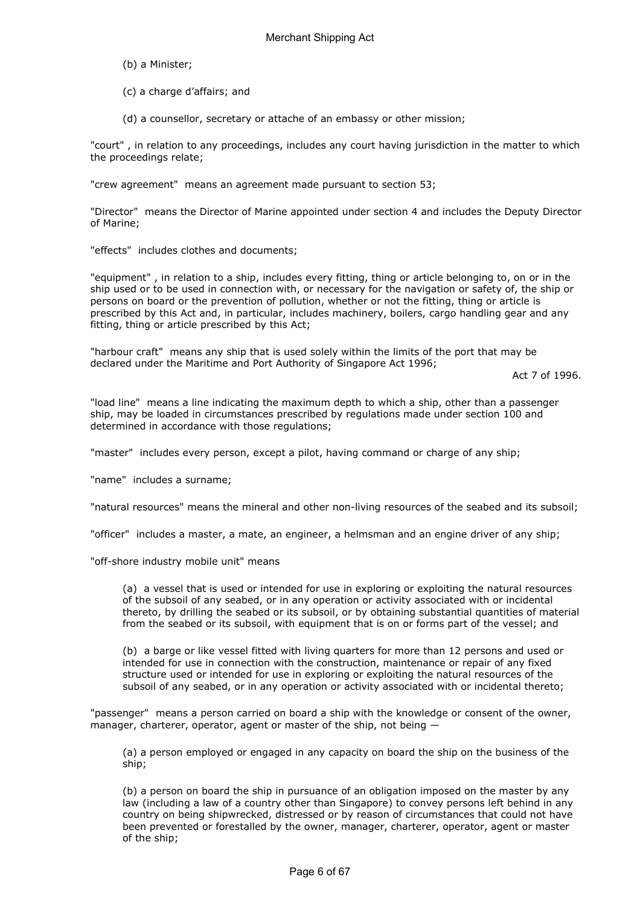(b) a Minister;

(c) a charge d'affairs; and

(d) a counsellor, secretary or attache of an embassy or other mission;

"court" , in relation to any proceedings, includes any court having jurisdiction in the matter to which the proceedings relate;

"crew agreement" means an agreement made pursuant to section 53;

"Director" means the Director of Marine appointed under section 4 and includes the Deputy Director of Marine;

"effects" includes clothes and documents;

"equipment" , in relation to a ship, includes every fitting, thing or article belonging to, on or in the ship used or to be used in connection with, or necessary for the navigation or safety of, the ship or persons on board or the prevention of pollution, whether or not the fitting, thing or article is prescribed by this Act and, in particular, includes machinery, boilers, cargo handling gear and any fitting, thing or article prescribed by this Act;

"harbour craft" means any ship that is used solely within the limits of the port that may be declared under the Maritime and Port Authority of Singapore Act 1996;

Act 7 of 1996.

"load line" means a line indicating the maximum depth to which a ship, other than a passenger ship, may be loaded in circumstances prescribed by regulations made under section 100 and determined in accordance with those regulations;

"master" includes every person, except a pilot, having command or charge of any ship;

"name" includes a surname;

"natural resources" means the mineral and other non-living resources of the seabed and its subsoil;

"officer" includes a master, a mate, an engineer, a helmsman and an engine driver of any ship;

"off-shore industry mobile unit" means

(a) a vessel that is used or intended for use in exploring or exploiting the natural resources of the subsoil of any seabed, or in any operation or activity associated with or incidental thereto, by drilling the seabed or its subsoil, or by obtaining substantial quantities of material from the seabed or its subsoil, with equipment that is on or forms part of the vessel; and

(b) a barge or like vessel fitted with living quarters for more than 12 persons and used or intended for use in connection with the construction, maintenance or repair of any fixed structure used or intended for use in exploring or exploiting the natural resources of the subsoil of any seabed, or in any operation or activity associated with or incidental thereto;

"passenger" means a person carried on board a ship with the knowledge or consent of the owner, manager, charterer, operator, agent or master of the ship, not being —

(a) a person employed or engaged in any capacity on board the ship on the business of the ship;

(b) a person on board the ship in pursuance of an obligation imposed on the master by any law (including a law of a country other than Singapore) to convey persons left behind in any country on being shipwrecked, distressed or by reason of circumstances that could not have been prevented or forestalled by the owner, manager, charterer, operator, agent or master of the ship;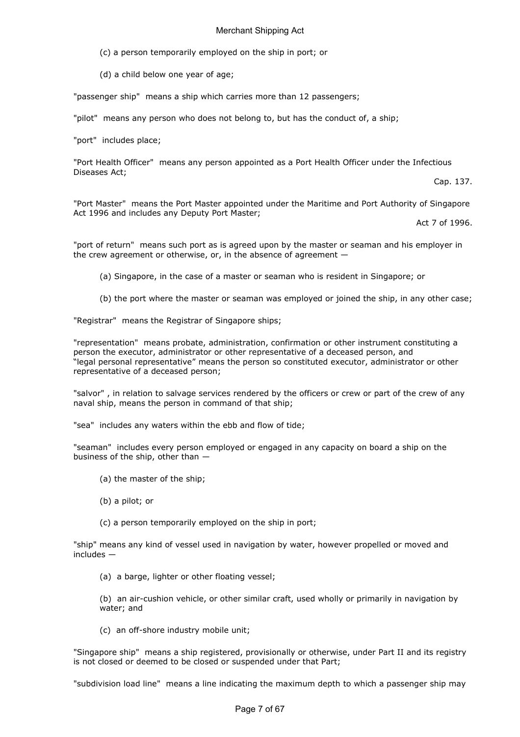(c) a person temporarily employed on the ship in port; or

(d) a child below one year of age;

"passenger ship" means a ship which carries more than 12 passengers;

"pilot" means any person who does not belong to, but has the conduct of, a ship;

"port" includes place;

"Port Health Officer" means any person appointed as a Port Health Officer under the Infectious Diseases Act;

Cap. 137.

"Port Master" means the Port Master appointed under the Maritime and Port Authority of Singapore Act 1996 and includes any Deputy Port Master;

Act 7 of 1996.

"port of return" means such port as is agreed upon by the master or seaman and his employer in the crew agreement or otherwise, or, in the absence of agreement —

(a) Singapore, in the case of a master or seaman who is resident in Singapore; or

(b) the port where the master or seaman was employed or joined the ship, in any other case;

"Registrar" means the Registrar of Singapore ships;

"representation" means probate, administration, confirmation or other instrument constituting a person the executor, administrator or other representative of a deceased person, and "legal personal representative" means the person so constituted executor, administrator or other representative of a deceased person;

"salvor" , in relation to salvage services rendered by the officers or crew or part of the crew of any naval ship, means the person in command of that ship;

"sea" includes any waters within the ebb and flow of tide;

"seaman" includes every person employed or engaged in any capacity on board a ship on the business of the ship, other than —

(a) the master of the ship;

(b) a pilot; or

(c) a person temporarily employed on the ship in port;

"ship" means any kind of vessel used in navigation by water, however propelled or moved and includes —

(a) a barge, lighter or other floating vessel;

(b) an air-cushion vehicle, or other similar craft, used wholly or primarily in navigation by water; and

(c) an off-shore industry mobile unit;

"Singapore ship" means a ship registered, provisionally or otherwise, under Part II and its registry is not closed or deemed to be closed or suspended under that Part;

"subdivision load line" means a line indicating the maximum depth to which a passenger ship may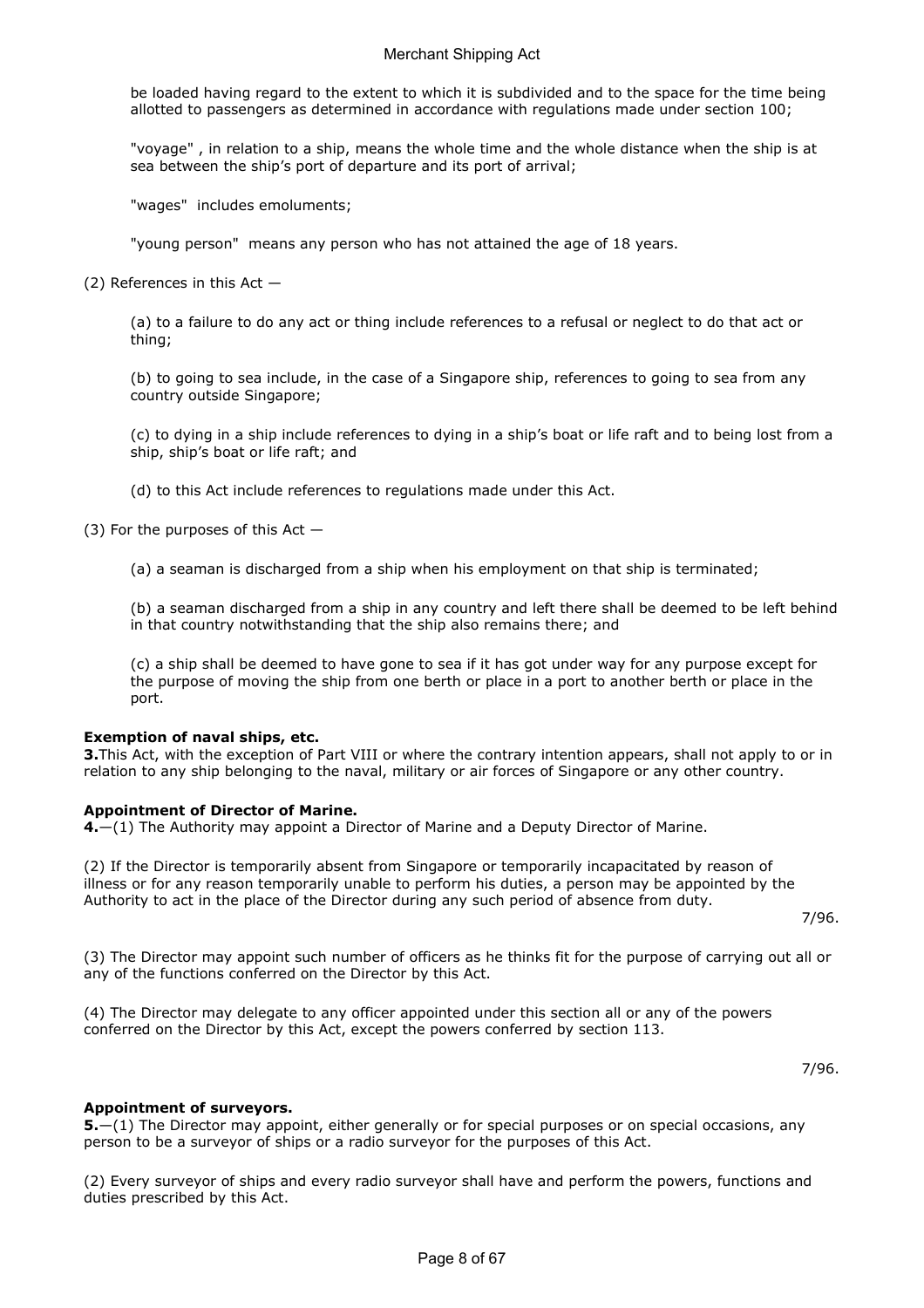be loaded having regard to the extent to which it is subdivided and to the space for the time being allotted to passengers as determined in accordance with regulations made under section 100;

"voyage" , in relation to a ship, means the whole time and the whole distance when the ship is at sea between the ship's port of departure and its port of arrival;

"wages" includes emoluments;

"young person" means any person who has not attained the age of 18 years.

(2) References in this Act —

(a) to a failure to do any act or thing include references to a refusal or neglect to do that act or thing;

(b) to going to sea include, in the case of a Singapore ship, references to going to sea from any country outside Singapore;

(c) to dying in a ship include references to dying in a ship's boat or life raft and to being lost from a ship, ship's boat or life raft; and

(d) to this Act include references to regulations made under this Act.

(3) For the purposes of this Act —

(a) a seaman is discharged from a ship when his employment on that ship is terminated;

(b) a seaman discharged from a ship in any country and left there shall be deemed to be left behind in that country notwithstanding that the ship also remains there; and

(c) a ship shall be deemed to have gone to sea if it has got under way for any purpose except for the purpose of moving the ship from one berth or place in a port to another berth or place in the port.

**Exemption of naval ships, etc.**
**3.** This Act, with the exception of Part VIII or where the contrary intention appears, shall not apply to or in relation to any ship belonging to the naval, military or air forces of Singapore or any other country.

**Appointment of Director of Marine.**
**4.**—(1) The Authority may appoint a Director of Marine and a Deputy Director of Marine.

(2) If the Director is temporarily absent from Singapore or temporarily incapacitated by reason of illness or for any reason temporarily unable to perform his duties, a person may be appointed by the Authority to act in the place of the Director during any such period of absence from duty.

7/96.

(3) The Director may appoint such number of officers as he thinks fit for the purpose of carrying out all or any of the functions conferred on the Director by this Act.

(4) The Director may delegate to any officer appointed under this section all or any of the powers conferred on the Director by this Act, except the powers conferred by section 113.

7/96.

**Appointment of surveyors.**
**5.**—(1) The Director may appoint, either generally or for special purposes or on special occasions, any person to be a surveyor of ships or a radio surveyor for the purposes of this Act.

(2) Every surveyor of ships and every radio surveyor shall have and perform the powers, functions and duties prescribed by this Act.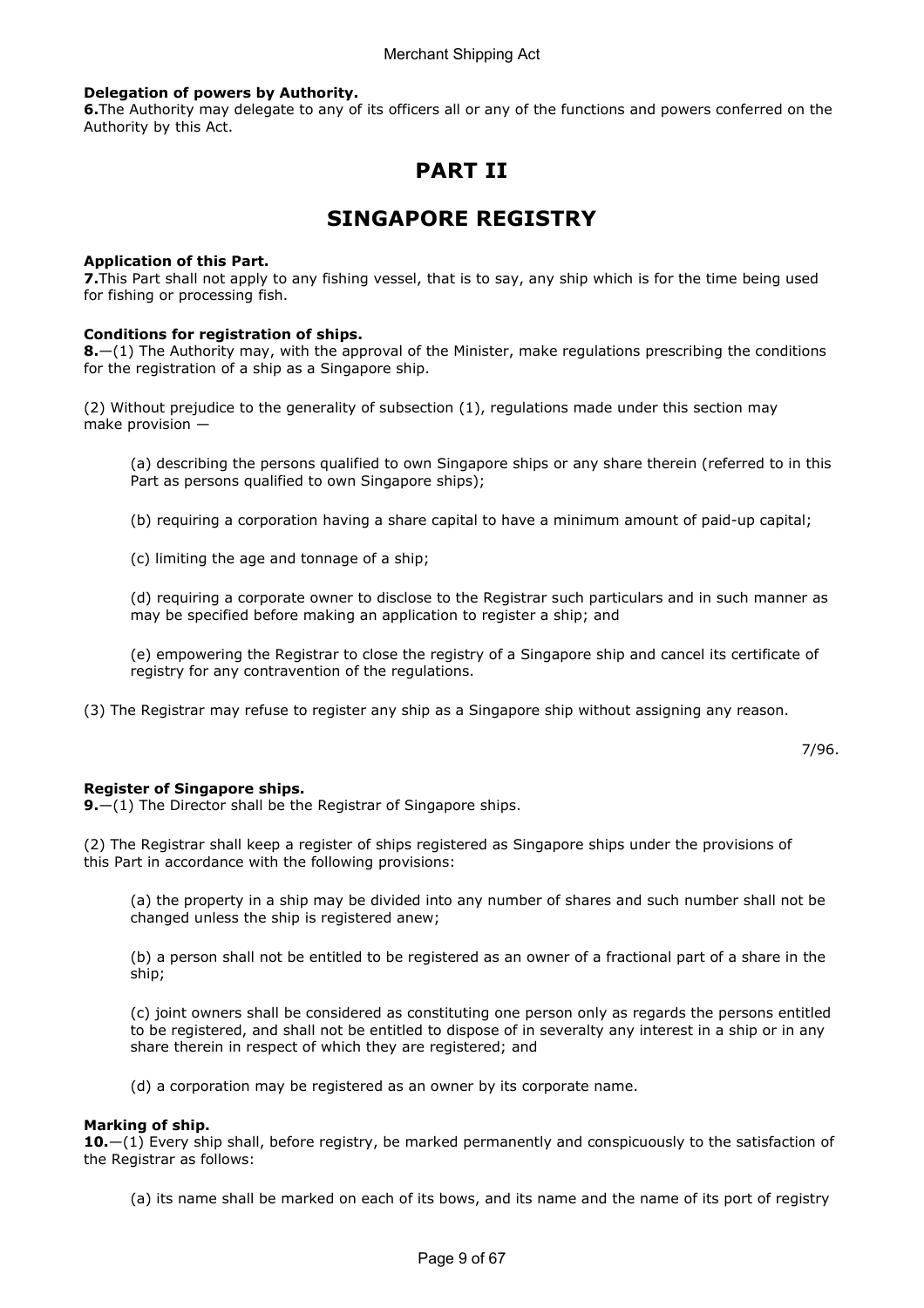**Delegation of powers by Authority.**
**6.**The Authority may delegate to any of its officers all or any of the functions and powers conferred on the Authority by this Act.

# PART II

# SINGAPORE REGISTRY

**Application of this Part.**
**7.**This Part shall not apply to any fishing vessel, that is to say, any ship which is for the time being used for fishing or processing fish.

**Conditions for registration of ships.**
**8.**—(1) The Authority may, with the approval of the Minister, make regulations prescribing the conditions for the registration of a ship as a Singapore ship.

(2) Without prejudice to the generality of subsection (1), regulations made under this section may make provision —

(a) describing the persons qualified to own Singapore ships or any share therein (referred to in this Part as persons qualified to own Singapore ships);

(b) requiring a corporation having a share capital to have a minimum amount of paid-up capital;

(c) limiting the age and tonnage of a ship;

(d) requiring a corporate owner to disclose to the Registrar such particulars and in such manner as may be specified before making an application to register a ship; and

(e) empowering the Registrar to close the registry of a Singapore ship and cancel its certificate of registry for any contravention of the regulations.

(3) The Registrar may refuse to register any ship as a Singapore ship without assigning any reason.

7/96.

**Register of Singapore ships.**
**9.**—(1) The Director shall be the Registrar of Singapore ships.

(2) The Registrar shall keep a register of ships registered as Singapore ships under the provisions of this Part in accordance with the following provisions:

(a) the property in a ship may be divided into any number of shares and such number shall not be changed unless the ship is registered anew;

(b) a person shall not be entitled to be registered as an owner of a fractional part of a share in the ship;

(c) joint owners shall be considered as constituting one person only as regards the persons entitled to be registered, and shall not be entitled to dispose of in severalty any interest in a ship or in any share therein in respect of which they are registered; and

(d) a corporation may be registered as an owner by its corporate name.

**Marking of ship.**
**10.**—(1) Every ship shall, before registry, be marked permanently and conspicuously to the satisfaction of the Registrar as follows:

(a) its name shall be marked on each of its bows, and its name and the name of its port of registry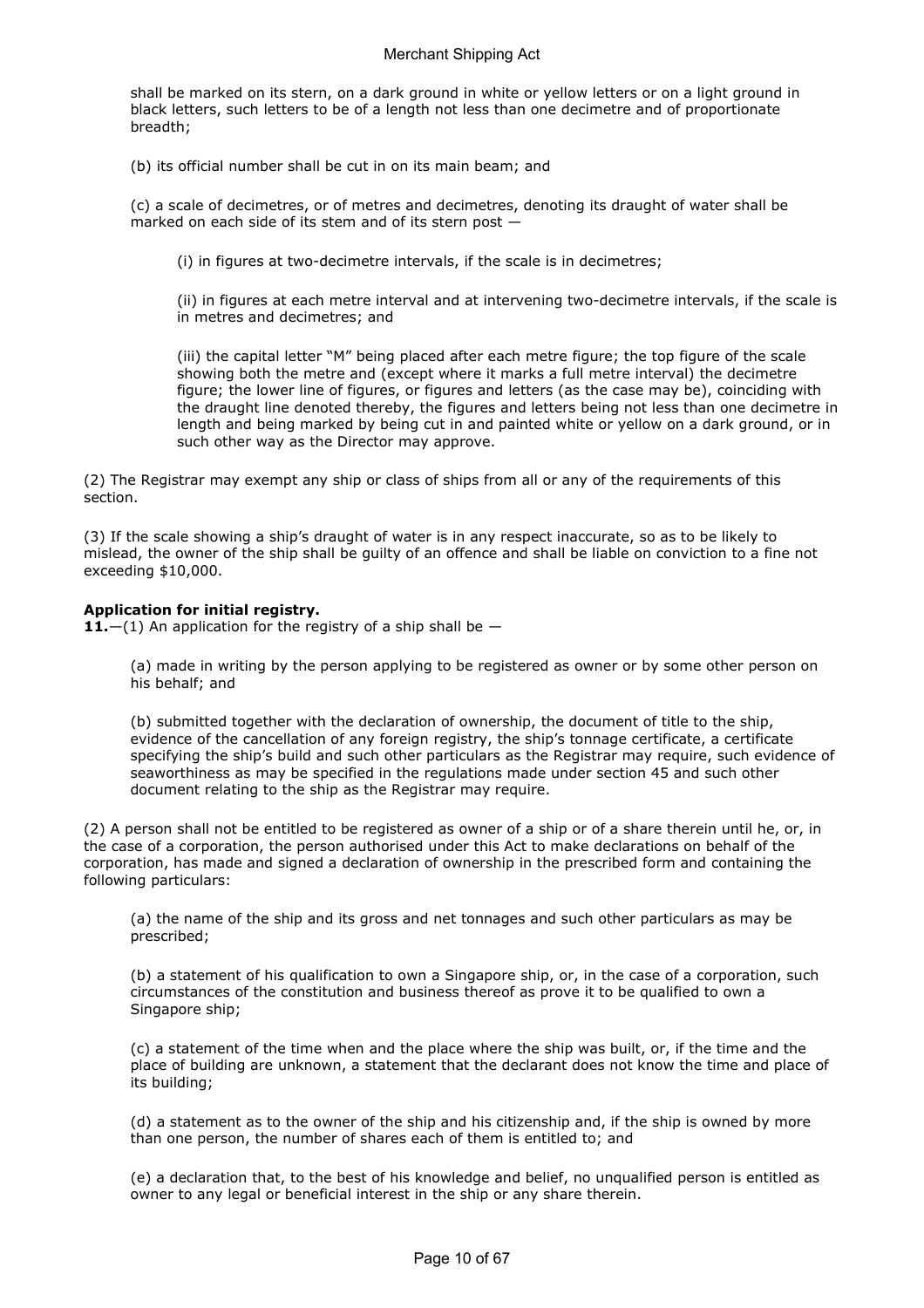shall be marked on its stern, on a dark ground in white or yellow letters or on a light ground in black letters, such letters to be of a length not less than one decimetre and of proportionate breadth;

(b) its official number shall be cut in on its main beam; and

(c) a scale of decimetres, or of metres and decimetres, denoting its draught of water shall be marked on each side of its stem and of its stern post —

(i) in figures at two-decimetre intervals, if the scale is in decimetres;

(ii) in figures at each metre interval and at intervening two-decimetre intervals, if the scale is in metres and decimetres; and

(iii) the capital letter "M" being placed after each metre figure; the top figure of the scale showing both the metre and (except where it marks a full metre interval) the decimetre figure; the lower line of figures, or figures and letters (as the case may be), coinciding with the draught line denoted thereby, the figures and letters being not less than one decimetre in length and being marked by being cut in and painted white or yellow on a dark ground, or in such other way as the Director may approve.

(2) The Registrar may exempt any ship or class of ships from all or any of the requirements of this section.

(3) If the scale showing a ship's draught of water is in any respect inaccurate, so as to be likely to mislead, the owner of the ship shall be guilty of an offence and shall be liable on conviction to a fine not exceeding $10,000.

**Application for initial registry.**

**11.**—(1) An application for the registry of a ship shall be —

(a) made in writing by the person applying to be registered as owner or by some other person on his behalf; and

(b) submitted together with the declaration of ownership, the document of title to the ship, evidence of the cancellation of any foreign registry, the ship's tonnage certificate, a certificate specifying the ship's build and such other particulars as the Registrar may require, such evidence of seaworthiness as may be specified in the regulations made under section 45 and such other document relating to the ship as the Registrar may require.

(2) A person shall not be entitled to be registered as owner of a ship or of a share therein until he, or, in the case of a corporation, the person authorised under this Act to make declarations on behalf of the corporation, has made and signed a declaration of ownership in the prescribed form and containing the following particulars:

(a) the name of the ship and its gross and net tonnages and such other particulars as may be prescribed;

(b) a statement of his qualification to own a Singapore ship, or, in the case of a corporation, such circumstances of the constitution and business thereof as prove it to be qualified to own a Singapore ship;

(c) a statement of the time when and the place where the ship was built, or, if the time and the place of building are unknown, a statement that the declarant does not know the time and place of its building;

(d) a statement as to the owner of the ship and his citizenship and, if the ship is owned by more than one person, the number of shares each of them is entitled to; and

(e) a declaration that, to the best of his knowledge and belief, no unqualified person is entitled as owner to any legal or beneficial interest in the ship or any share therein.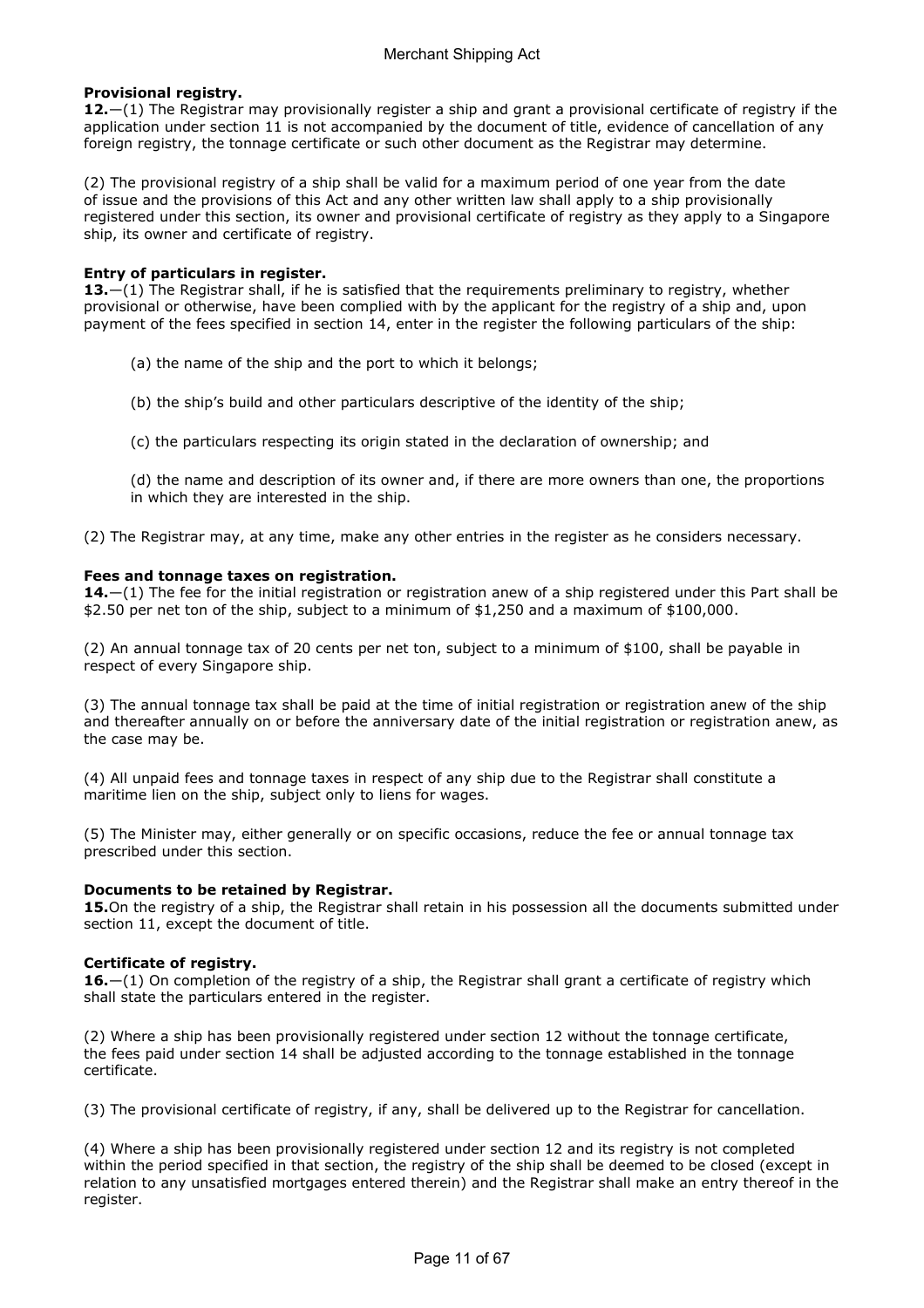**Provisional registry.**
**12.**—(1) The Registrar may provisionally register a ship and grant a provisional certificate of registry if the application under section 11 is not accompanied by the document of title, evidence of cancellation of any foreign registry, the tonnage certificate or such other document as the Registrar may determine.

(2) The provisional registry of a ship shall be valid for a maximum period of one year from the date of issue and the provisions of this Act and any other written law shall apply to a ship provisionally registered under this section, its owner and provisional certificate of registry as they apply to a Singapore ship, its owner and certificate of registry.

**Entry of particulars in register.**
**13.**—(1) The Registrar shall, if he is satisfied that the requirements preliminary to registry, whether provisional or otherwise, have been complied with by the applicant for the registry of a ship and, upon payment of the fees specified in section 14, enter in the register the following particulars of the ship:

(a) the name of the ship and the port to which it belongs;

(b) the ship's build and other particulars descriptive of the identity of the ship;

(c) the particulars respecting its origin stated in the declaration of ownership; and

(d) the name and description of its owner and, if there are more owners than one, the proportions in which they are interested in the ship.

(2) The Registrar may, at any time, make any other entries in the register as he considers necessary.

**Fees and tonnage taxes on registration.**
**14.**—(1) The fee for the initial registration or registration anew of a ship registered under this Part shall be $2.50 per net ton of the ship, subject to a minimum of $1,250 and a maximum of $100,000.

(2) An annual tonnage tax of 20 cents per net ton, subject to a minimum of $100, shall be payable in respect of every Singapore ship.

(3) The annual tonnage tax shall be paid at the time of initial registration or registration anew of the ship and thereafter annually on or before the anniversary date of the initial registration or registration anew, as the case may be.

(4) All unpaid fees and tonnage taxes in respect of any ship due to the Registrar shall constitute a maritime lien on the ship, subject only to liens for wages.

(5) The Minister may, either generally or on specific occasions, reduce the fee or annual tonnage tax prescribed under this section.

**Documents to be retained by Registrar.**
**15.** On the registry of a ship, the Registrar shall retain in his possession all the documents submitted under section 11, except the document of title.

**Certificate of registry.**
**16.**—(1) On completion of the registry of a ship, the Registrar shall grant a certificate of registry which shall state the particulars entered in the register.

(2) Where a ship has been provisionally registered under section 12 without the tonnage certificate, the fees paid under section 14 shall be adjusted according to the tonnage established in the tonnage certificate.

(3) The provisional certificate of registry, if any, shall be delivered up to the Registrar for cancellation.

(4) Where a ship has been provisionally registered under section 12 and its registry is not completed within the period specified in that section, the registry of the ship shall be deemed to be closed (except in relation to any unsatisfied mortgages entered therein) and the Registrar shall make an entry thereof in the register.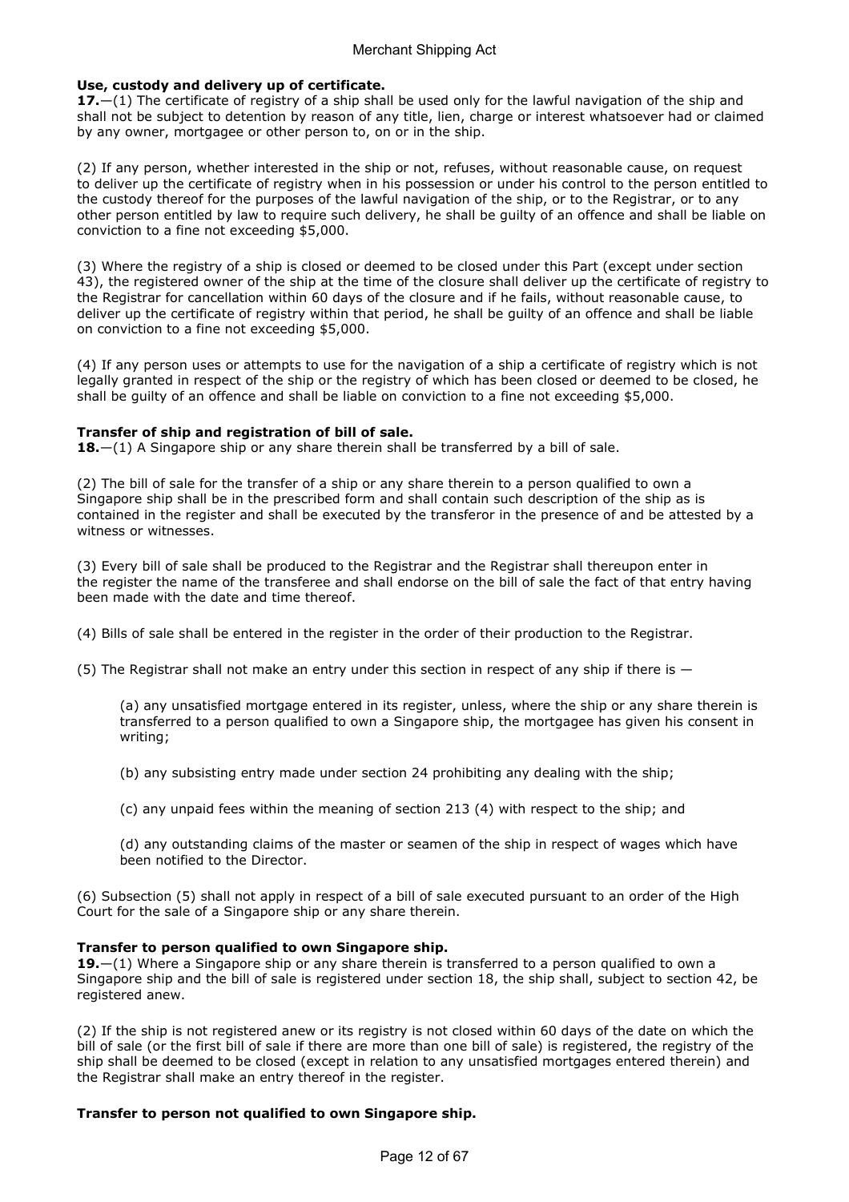**Use, custody and delivery up of certificate.**

**17.**—(1) The certificate of registry of a ship shall be used only for the lawful navigation of the ship and shall not be subject to detention by reason of any title, lien, charge or interest whatsoever had or claimed by any owner, mortgagee or other person to, on or in the ship.

(2) If any person, whether interested in the ship or not, refuses, without reasonable cause, on request to deliver up the certificate of registry when in his possession or under his control to the person entitled to the custody thereof for the purposes of the lawful navigation of the ship, or to the Registrar, or to any other person entitled by law to require such delivery, he shall be guilty of an offence and shall be liable on conviction to a fine not exceeding $5,000.

(3) Where the registry of a ship is closed or deemed to be closed under this Part (except under section 43), the registered owner of the ship at the time of the closure shall deliver up the certificate of registry to the Registrar for cancellation within 60 days of the closure and if he fails, without reasonable cause, to deliver up the certificate of registry within that period, he shall be guilty of an offence and shall be liable on conviction to a fine not exceeding $5,000.

(4) If any person uses or attempts to use for the navigation of a ship a certificate of registry which is not legally granted in respect of the ship or the registry of which has been closed or deemed to be closed, he shall be guilty of an offence and shall be liable on conviction to a fine not exceeding $5,000.

**Transfer of ship and registration of bill of sale.**

**18.**—(1) A Singapore ship or any share therein shall be transferred by a bill of sale.

(2) The bill of sale for the transfer of a ship or any share therein to a person qualified to own a Singapore ship shall be in the prescribed form and shall contain such description of the ship as is contained in the register and shall be executed by the transferor in the presence of and be attested by a witness or witnesses.

(3) Every bill of sale shall be produced to the Registrar and the Registrar shall thereupon enter in the register the name of the transferee and shall endorse on the bill of sale the fact of that entry having been made with the date and time thereof.

(4) Bills of sale shall be entered in the register in the order of their production to the Registrar.

(5) The Registrar shall not make an entry under this section in respect of any ship if there is —

(a) any unsatisfied mortgage entered in its register, unless, where the ship or any share therein is transferred to a person qualified to own a Singapore ship, the mortgagee has given his consent in writing;

(b) any subsisting entry made under section 24 prohibiting any dealing with the ship;

(c) any unpaid fees within the meaning of section 213 (4) with respect to the ship; and

(d) any outstanding claims of the master or seamen of the ship in respect of wages which have been notified to the Director.

(6) Subsection (5) shall not apply in respect of a bill of sale executed pursuant to an order of the High Court for the sale of a Singapore ship or any share therein.

**Transfer to person qualified to own Singapore ship.**

**19.**—(1) Where a Singapore ship or any share therein is transferred to a person qualified to own a Singapore ship and the bill of sale is registered under section 18, the ship shall, subject to section 42, be registered anew.

(2) If the ship is not registered anew or its registry is not closed within 60 days of the date on which the bill of sale (or the first bill of sale if there are more than one bill of sale) is registered, the registry of the ship shall be deemed to be closed (except in relation to any unsatisfied mortgages entered therein) and the Registrar shall make an entry thereof in the register.

**Transfer to person not qualified to own Singapore ship.**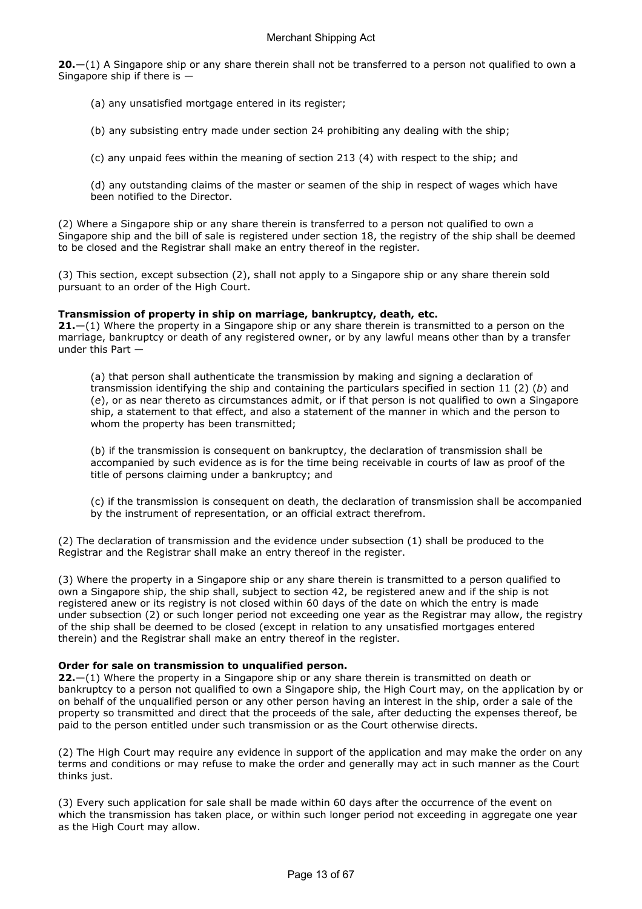**20.**—(1) A Singapore ship or any share therein shall not be transferred to a person not qualified to own a Singapore ship if there is —

(a) any unsatisfied mortgage entered in its register;

(b) any subsisting entry made under section 24 prohibiting any dealing with the ship;

(c) any unpaid fees within the meaning of section 213 (4) with respect to the ship; and

(d) any outstanding claims of the master or seamen of the ship in respect of wages which have been notified to the Director.

(2) Where a Singapore ship or any share therein is transferred to a person not qualified to own a Singapore ship and the bill of sale is registered under section 18, the registry of the ship shall be deemed to be closed and the Registrar shall make an entry thereof in the register.

(3) This section, except subsection (2), shall not apply to a Singapore ship or any share therein sold pursuant to an order of the High Court.

**Transmission of property in ship on marriage, bankruptcy, death, etc.**

**21.**—(1) Where the property in a Singapore ship or any share therein is transmitted to a person on the marriage, bankruptcy or death of any registered owner, or by any lawful means other than by a transfer under this Part —

(a) that person shall authenticate the transmission by making and signing a declaration of transmission identifying the ship and containing the particulars specified in section 11 (2) (*b*) and (*e*), or as near thereto as circumstances admit, or if that person is not qualified to own a Singapore ship, a statement to that effect, and also a statement of the manner in which and the person to whom the property has been transmitted;

(b) if the transmission is consequent on bankruptcy, the declaration of transmission shall be accompanied by such evidence as is for the time being receivable in courts of law as proof of the title of persons claiming under a bankruptcy; and

(c) if the transmission is consequent on death, the declaration of transmission shall be accompanied by the instrument of representation, or an official extract therefrom.

(2) The declaration of transmission and the evidence under subsection (1) shall be produced to the Registrar and the Registrar shall make an entry thereof in the register.

(3) Where the property in a Singapore ship or any share therein is transmitted to a person qualified to own a Singapore ship, the ship shall, subject to section 42, be registered anew and if the ship is not registered anew or its registry is not closed within 60 days of the date on which the entry is made under subsection (2) or such longer period not exceeding one year as the Registrar may allow, the registry of the ship shall be deemed to be closed (except in relation to any unsatisfied mortgages entered therein) and the Registrar shall make an entry thereof in the register.

**Order for sale on transmission to unqualified person.**

**22.**—(1) Where the property in a Singapore ship or any share therein is transmitted on death or bankruptcy to a person not qualified to own a Singapore ship, the High Court may, on the application by or on behalf of the unqualified person or any other person having an interest in the ship, order a sale of the property so transmitted and direct that the proceeds of the sale, after deducting the expenses thereof, be paid to the person entitled under such transmission or as the Court otherwise directs.

(2) The High Court may require any evidence in support of the application and may make the order on any terms and conditions or may refuse to make the order and generally may act in such manner as the Court thinks just.

(3) Every such application for sale shall be made within 60 days after the occurrence of the event on which the transmission has taken place, or within such longer period not exceeding in aggregate one year as the High Court may allow.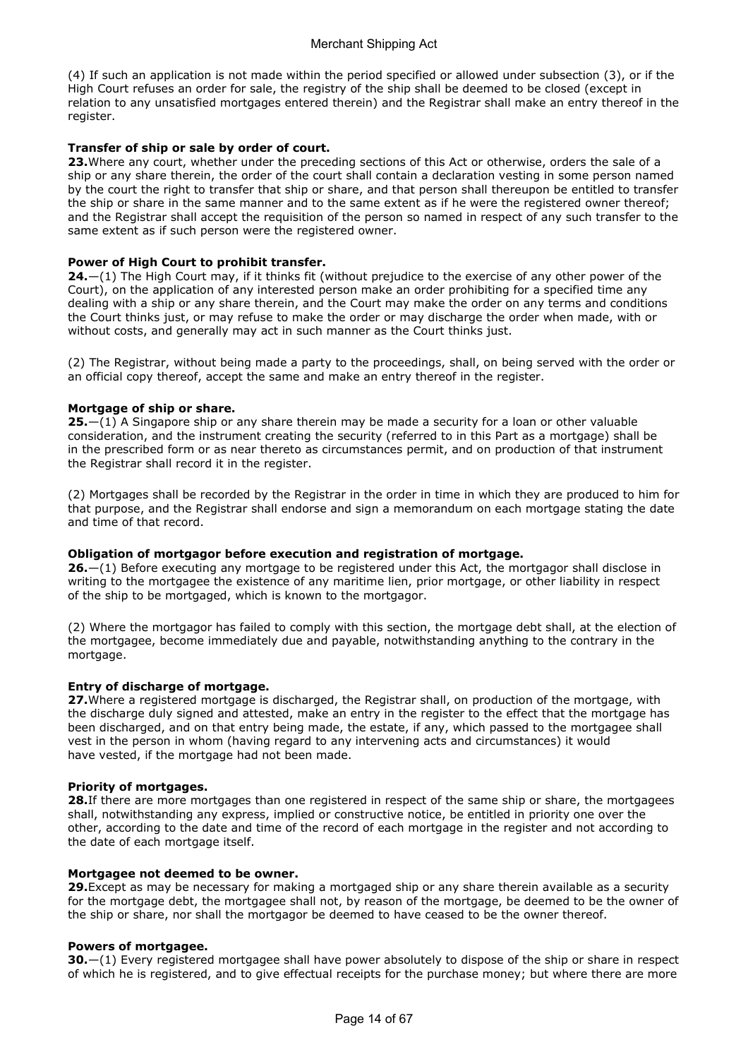(4) If such an application is not made within the period specified or allowed under subsection (3), or if the High Court refuses an order for sale, the registry of the ship shall be deemed to be closed (except in relation to any unsatisfied mortgages entered therein) and the Registrar shall make an entry thereof in the register.

**Transfer of ship or sale by order of court.**

**23.** Where any court, whether under the preceding sections of this Act or otherwise, orders the sale of a ship or any share therein, the order of the court shall contain a declaration vesting in some person named by the court the right to transfer that ship or share, and that person shall thereupon be entitled to transfer the ship or share in the same manner and to the same extent as if he were the registered owner thereof; and the Registrar shall accept the requisition of the person so named in respect of any such transfer to the same extent as if such person were the registered owner.

**Power of High Court to prohibit transfer.**

**24.**—(1) The High Court may, if it thinks fit (without prejudice to the exercise of any other power of the Court), on the application of any interested person make an order prohibiting for a specified time any dealing with a ship or any share therein, and the Court may make the order on any terms and conditions the Court thinks just, or may refuse to make the order or may discharge the order when made, with or without costs, and generally may act in such manner as the Court thinks just.

(2) The Registrar, without being made a party to the proceedings, shall, on being served with the order or an official copy thereof, accept the same and make an entry thereof in the register.

**Mortgage of ship or share.**

**25.**—(1) A Singapore ship or any share therein may be made a security for a loan or other valuable consideration, and the instrument creating the security (referred to in this Part as a mortgage) shall be in the prescribed form or as near thereto as circumstances permit, and on production of that instrument the Registrar shall record it in the register.

(2) Mortgages shall be recorded by the Registrar in the order in time in which they are produced to him for that purpose, and the Registrar shall endorse and sign a memorandum on each mortgage stating the date and time of that record.

**Obligation of mortgagor before execution and registration of mortgage.**

**26.**—(1) Before executing any mortgage to be registered under this Act, the mortgagor shall disclose in writing to the mortgagee the existence of any maritime lien, prior mortgage, or other liability in respect of the ship to be mortgaged, which is known to the mortgagor.

(2) Where the mortgagor has failed to comply with this section, the mortgage debt shall, at the election of the mortgagee, become immediately due and payable, notwithstanding anything to the contrary in the mortgage.

**Entry of discharge of mortgage.**

**27.** Where a registered mortgage is discharged, the Registrar shall, on production of the mortgage, with the discharge duly signed and attested, make an entry in the register to the effect that the mortgage has been discharged, and on that entry being made, the estate, if any, which passed to the mortgagee shall vest in the person in whom (having regard to any intervening acts and circumstances) it would have vested, if the mortgage had not been made.

**Priority of mortgages.**

**28.** If there are more mortgages than one registered in respect of the same ship or share, the mortgagees shall, notwithstanding any express, implied or constructive notice, be entitled in priority one over the other, according to the date and time of the record of each mortgage in the register and not according to the date of each mortgage itself.

**Mortgagee not deemed to be owner.**

**29.** Except as may be necessary for making a mortgaged ship or any share therein available as a security for the mortgage debt, the mortgagee shall not, by reason of the mortgage, be deemed to be the owner of the ship or share, nor shall the mortgagor be deemed to have ceased to be the owner thereof.

**Powers of mortgagee.**

**30.**—(1) Every registered mortgagee shall have power absolutely to dispose of the ship or share in respect of which he is registered, and to give effectual receipts for the purchase money; but where there are more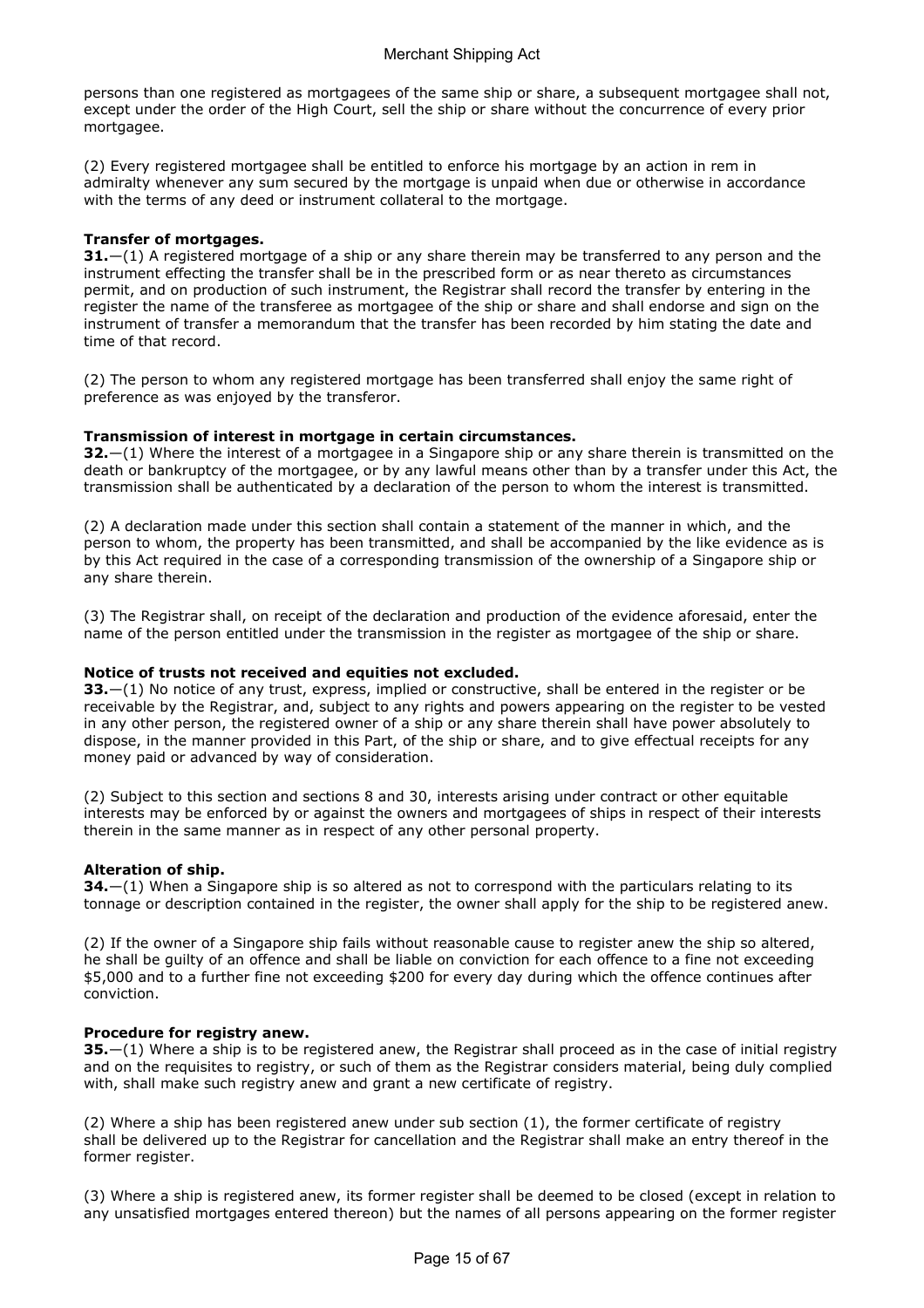persons than one registered as mortgagees of the same ship or share, a subsequent mortgagee shall not, except under the order of the High Court, sell the ship or share without the concurrence of every prior mortgagee.

(2) Every registered mortgagee shall be entitled to enforce his mortgage by an action in rem in admiralty whenever any sum secured by the mortgage is unpaid when due or otherwise in accordance with the terms of any deed or instrument collateral to the mortgage.

**Transfer of mortgages.**

**31.**—(1) A registered mortgage of a ship or any share therein may be transferred to any person and the instrument effecting the transfer shall be in the prescribed form or as near thereto as circumstances permit, and on production of such instrument, the Registrar shall record the transfer by entering in the register the name of the transferee as mortgagee of the ship or share and shall endorse and sign on the instrument of transfer a memorandum that the transfer has been recorded by him stating the date and time of that record.

(2) The person to whom any registered mortgage has been transferred shall enjoy the same right of preference as was enjoyed by the transferor.

**Transmission of interest in mortgage in certain circumstances.**

**32.**—(1) Where the interest of a mortgagee in a Singapore ship or any share therein is transmitted on the death or bankruptcy of the mortgagee, or by any lawful means other than by a transfer under this Act, the transmission shall be authenticated by a declaration of the person to whom the interest is transmitted.

(2) A declaration made under this section shall contain a statement of the manner in which, and the person to whom, the property has been transmitted, and shall be accompanied by the like evidence as is by this Act required in the case of a corresponding transmission of the ownership of a Singapore ship or any share therein.

(3) The Registrar shall, on receipt of the declaration and production of the evidence aforesaid, enter the name of the person entitled under the transmission in the register as mortgagee of the ship or share.

**Notice of trusts not received and equities not excluded.**

**33.**—(1) No notice of any trust, express, implied or constructive, shall be entered in the register or be receivable by the Registrar, and, subject to any rights and powers appearing on the register to be vested in any other person, the registered owner of a ship or any share therein shall have power absolutely to dispose, in the manner provided in this Part, of the ship or share, and to give effectual receipts for any money paid or advanced by way of consideration.

(2) Subject to this section and sections 8 and 30, interests arising under contract or other equitable interests may be enforced by or against the owners and mortgagees of ships in respect of their interests therein in the same manner as in respect of any other personal property.

**Alteration of ship.**

**34.**—(1) When a Singapore ship is so altered as not to correspond with the particulars relating to its tonnage or description contained in the register, the owner shall apply for the ship to be registered anew.

(2) If the owner of a Singapore ship fails without reasonable cause to register anew the ship so altered, he shall be guilty of an offence and shall be liable on conviction for each offence to a fine not exceeding $5,000 and to a further fine not exceeding $200 for every day during which the offence continues after conviction.

**Procedure for registry anew.**

**35.**—(1) Where a ship is to be registered anew, the Registrar shall proceed as in the case of initial registry and on the requisites to registry, or such of them as the Registrar considers material, being duly complied with, shall make such registry anew and grant a new certificate of registry.

(2) Where a ship has been registered anew under sub section (1), the former certificate of registry shall be delivered up to the Registrar for cancellation and the Registrar shall make an entry thereof in the former register.

(3) Where a ship is registered anew, its former register shall be deemed to be closed (except in relation to any unsatisfied mortgages entered thereon) but the names of all persons appearing on the former register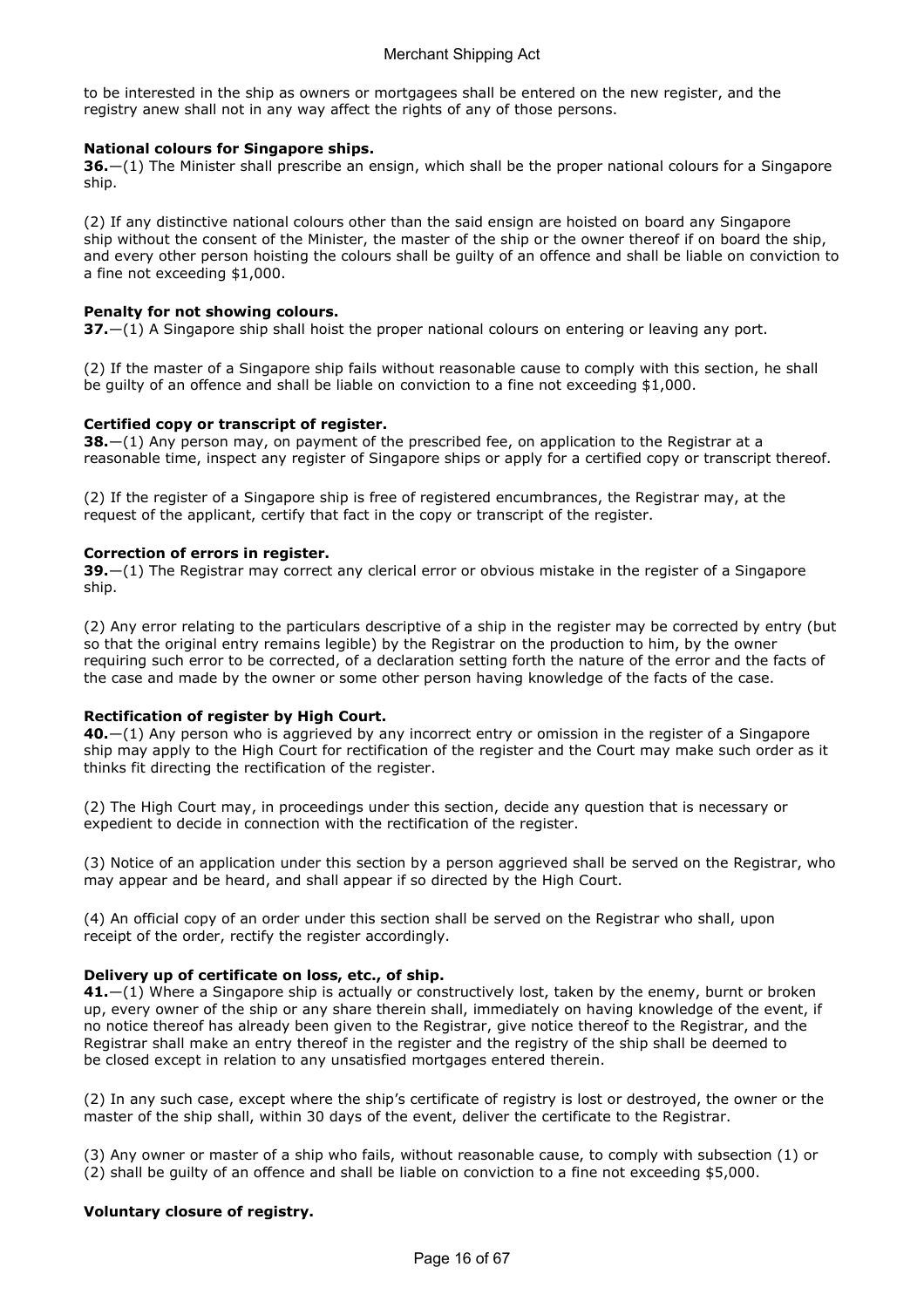to be interested in the ship as owners or mortgagees shall be entered on the new register, and the registry anew shall not in any way affect the rights of any of those persons.

**National colours for Singapore ships.**

**36.**—(1) The Minister shall prescribe an ensign, which shall be the proper national colours for a Singapore ship.

(2) If any distinctive national colours other than the said ensign are hoisted on board any Singapore ship without the consent of the Minister, the master of the ship or the owner thereof if on board the ship, and every other person hoisting the colours shall be guilty of an offence and shall be liable on conviction to a fine not exceeding $1,000.

**Penalty for not showing colours.**

**37.**—(1) A Singapore ship shall hoist the proper national colours on entering or leaving any port.

(2) If the master of a Singapore ship fails without reasonable cause to comply with this section, he shall be guilty of an offence and shall be liable on conviction to a fine not exceeding $1,000.

**Certified copy or transcript of register.**

**38.**—(1) Any person may, on payment of the prescribed fee, on application to the Registrar at a reasonable time, inspect any register of Singapore ships or apply for a certified copy or transcript thereof.

(2) If the register of a Singapore ship is free of registered encumbrances, the Registrar may, at the request of the applicant, certify that fact in the copy or transcript of the register.

**Correction of errors in register.**

**39.**—(1) The Registrar may correct any clerical error or obvious mistake in the register of a Singapore ship.

(2) Any error relating to the particulars descriptive of a ship in the register may be corrected by entry (but so that the original entry remains legible) by the Registrar on the production to him, by the owner requiring such error to be corrected, of a declaration setting forth the nature of the error and the facts of the case and made by the owner or some other person having knowledge of the facts of the case.

**Rectification of register by High Court.**

**40.**—(1) Any person who is aggrieved by any incorrect entry or omission in the register of a Singapore ship may apply to the High Court for rectification of the register and the Court may make such order as it thinks fit directing the rectification of the register.

(2) The High Court may, in proceedings under this section, decide any question that is necessary or expedient to decide in connection with the rectification of the register.

(3) Notice of an application under this section by a person aggrieved shall be served on the Registrar, who may appear and be heard, and shall appear if so directed by the High Court.

(4) An official copy of an order under this section shall be served on the Registrar who shall, upon receipt of the order, rectify the register accordingly.

**Delivery up of certificate on loss, etc., of ship.**

**41.**—(1) Where a Singapore ship is actually or constructively lost, taken by the enemy, burnt or broken up, every owner of the ship or any share therein shall, immediately on having knowledge of the event, if no notice thereof has already been given to the Registrar, give notice thereof to the Registrar, and the Registrar shall make an entry thereof in the register and the registry of the ship shall be deemed to be closed except in relation to any unsatisfied mortgages entered therein.

(2) In any such case, except where the ship's certificate of registry is lost or destroyed, the owner or the master of the ship shall, within 30 days of the event, deliver the certificate to the Registrar.

(3) Any owner or master of a ship who fails, without reasonable cause, to comply with subsection (1) or (2) shall be guilty of an offence and shall be liable on conviction to a fine not exceeding $5,000.

**Voluntary closure of registry.**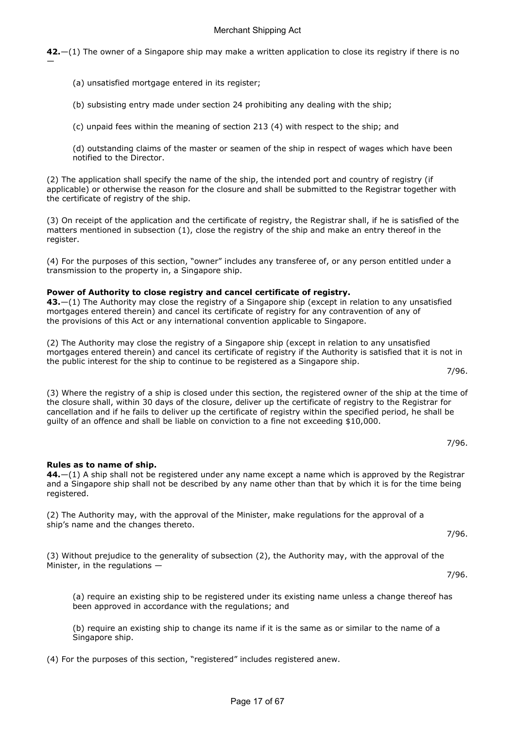**42.**—(1) The owner of a Singapore ship may make a written application to close its registry if there is no —

(a) unsatisfied mortgage entered in its register;

(b) subsisting entry made under section 24 prohibiting any dealing with the ship;

(c) unpaid fees within the meaning of section 213 (4) with respect to the ship; and

(d) outstanding claims of the master or seamen of the ship in respect of wages which have been notified to the Director.

(2) The application shall specify the name of the ship, the intended port and country of registry (if applicable) or otherwise the reason for the closure and shall be submitted to the Registrar together with the certificate of registry of the ship.

(3) On receipt of the application and the certificate of registry, the Registrar shall, if he is satisfied of the matters mentioned in subsection (1), close the registry of the ship and make an entry thereof in the register.

(4) For the purposes of this section, "owner" includes any transferee of, or any person entitled under a transmission to the property in, a Singapore ship.

**Power of Authority to close registry and cancel certificate of registry.**

**43.**—(1) The Authority may close the registry of a Singapore ship (except in relation to any unsatisfied mortgages entered therein) and cancel its certificate of registry for any contravention of any of the provisions of this Act or any international convention applicable to Singapore.

(2) The Authority may close the registry of a Singapore ship (except in relation to any unsatisfied mortgages entered therein) and cancel its certificate of registry if the Authority is satisfied that it is not in the public interest for the ship to continue to be registered as a Singapore ship.

7/96.

(3) Where the registry of a ship is closed under this section, the registered owner of the ship at the time of the closure shall, within 30 days of the closure, deliver up the certificate of registry to the Registrar for cancellation and if he fails to deliver up the certificate of registry within the specified period, he shall be guilty of an offence and shall be liable on conviction to a fine not exceeding $10,000.

7/96.

**Rules as to name of ship.**

**44.**—(1) A ship shall not be registered under any name except a name which is approved by the Registrar and a Singapore ship shall not be described by any name other than that by which it is for the time being registered.

(2) The Authority may, with the approval of the Minister, make regulations for the approval of a ship's name and the changes thereto.

7/96.

(3) Without prejudice to the generality of subsection (2), the Authority may, with the approval of the Minister, in the regulations —

7/96.

(a) require an existing ship to be registered under its existing name unless a change thereof has been approved in accordance with the regulations; and

(b) require an existing ship to change its name if it is the same as or similar to the name of a Singapore ship.

(4) For the purposes of this section, "registered" includes registered anew.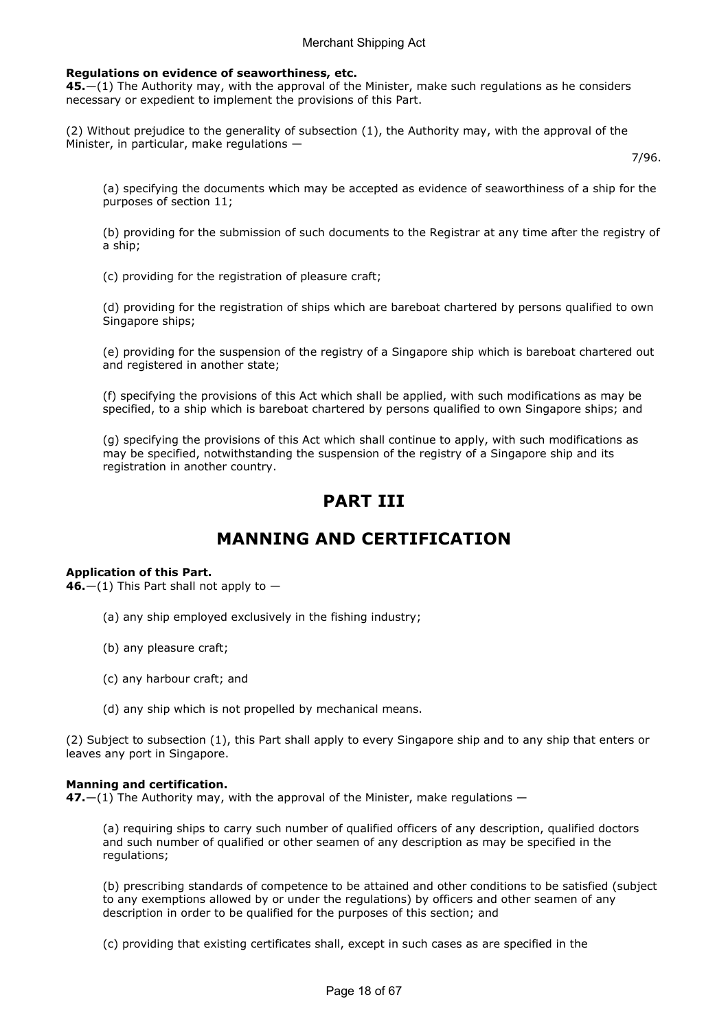**Regulations on evidence of seaworthiness, etc.**

**45.**—(1) The Authority may, with the approval of the Minister, make such regulations as he considers necessary or expedient to implement the provisions of this Part.

(2) Without prejudice to the generality of subsection (1), the Authority may, with the approval of the Minister, in particular, make regulations —

7/96.

(a) specifying the documents which may be accepted as evidence of seaworthiness of a ship for the purposes of section 11;

(b) providing for the submission of such documents to the Registrar at any time after the registry of a ship;

(c) providing for the registration of pleasure craft;

(d) providing for the registration of ships which are bareboat chartered by persons qualified to own Singapore ships;

(e) providing for the suspension of the registry of a Singapore ship which is bareboat chartered out and registered in another state;

(f) specifying the provisions of this Act which shall be applied, with such modifications as may be specified, to a ship which is bareboat chartered by persons qualified to own Singapore ships; and

(g) specifying the provisions of this Act which shall continue to apply, with such modifications as may be specified, notwithstanding the suspension of the registry of a Singapore ship and its registration in another country.

# PART III

# MANNING AND CERTIFICATION

**Application of this Part.**

**46.**—(1) This Part shall not apply to —

(a) any ship employed exclusively in the fishing industry;

(b) any pleasure craft;

(c) any harbour craft; and

(d) any ship which is not propelled by mechanical means.

(2) Subject to subsection (1), this Part shall apply to every Singapore ship and to any ship that enters or leaves any port in Singapore.

**Manning and certification.**

**47.**—(1) The Authority may, with the approval of the Minister, make regulations —

(a) requiring ships to carry such number of qualified officers of any description, qualified doctors and such number of qualified or other seamen of any description as may be specified in the regulations;

(b) prescribing standards of competence to be attained and other conditions to be satisfied (subject to any exemptions allowed by or under the regulations) by officers and other seamen of any description in order to be qualified for the purposes of this section; and

(c) providing that existing certificates shall, except in such cases as are specified in the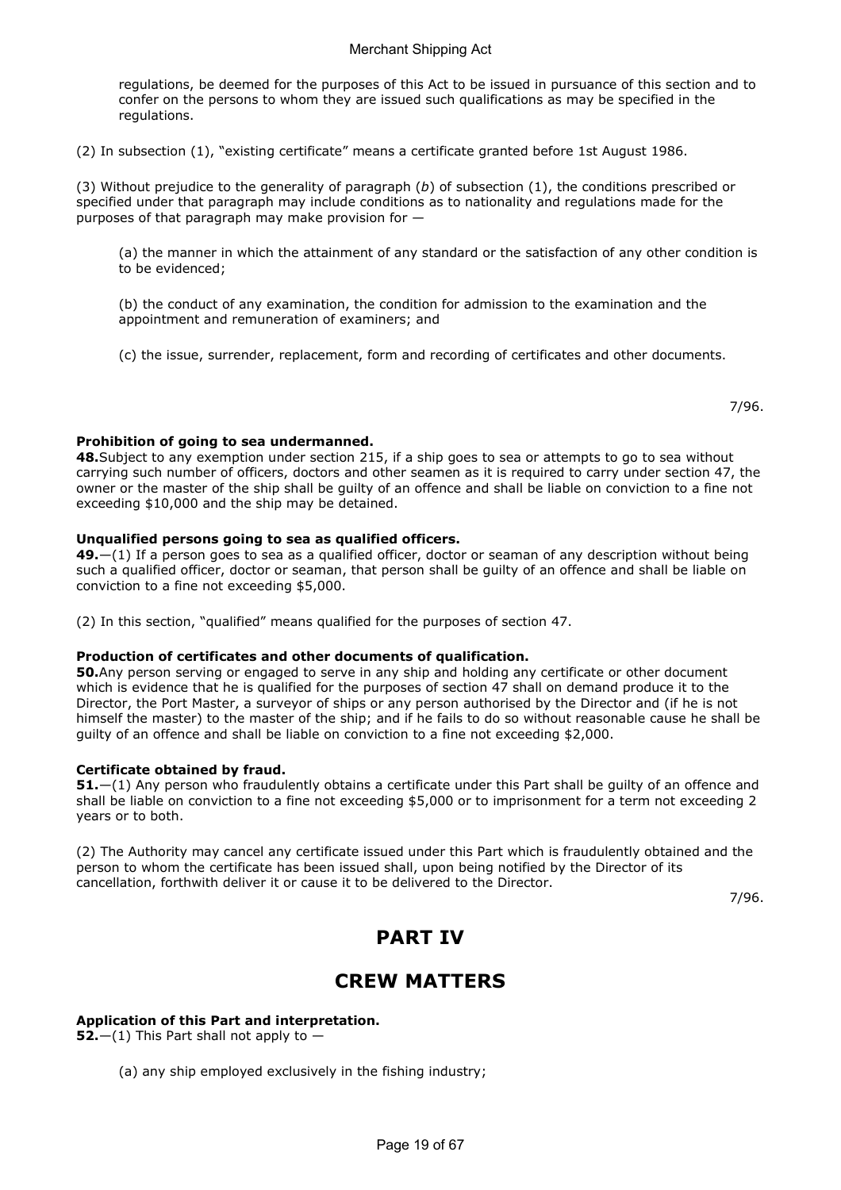regulations, be deemed for the purposes of this Act to be issued in pursuance of this section and to confer on the persons to whom they are issued such qualifications as may be specified in the regulations.

(2) In subsection (1), "existing certificate" means a certificate granted before 1st August 1986.

(3) Without prejudice to the generality of paragraph (*b*) of subsection (1), the conditions prescribed or specified under that paragraph may include conditions as to nationality and regulations made for the purposes of that paragraph may make provision for —

(a) the manner in which the attainment of any standard or the satisfaction of any other condition is to be evidenced;

(b) the conduct of any examination, the condition for admission to the examination and the appointment and remuneration of examiners; and

(c) the issue, surrender, replacement, form and recording of certificates and other documents.

7/96.

**Prohibition of going to sea undermanned.**

**48.** Subject to any exemption under section 215, if a ship goes to sea or attempts to go to sea without carrying such number of officers, doctors and other seamen as it is required to carry under section 47, the owner or the master of the ship shall be guilty of an offence and shall be liable on conviction to a fine not exceeding $10,000 and the ship may be detained.

**Unqualified persons going to sea as qualified officers.**

**49.**—(1) If a person goes to sea as a qualified officer, doctor or seaman of any description without being such a qualified officer, doctor or seaman, that person shall be guilty of an offence and shall be liable on conviction to a fine not exceeding $5,000.

(2) In this section, "qualified" means qualified for the purposes of section 47.

**Production of certificates and other documents of qualification.**

**50.** Any person serving or engaged to serve in any ship and holding any certificate or other document which is evidence that he is qualified for the purposes of section 47 shall on demand produce it to the Director, the Port Master, a surveyor of ships or any person authorised by the Director and (if he is not himself the master) to the master of the ship; and if he fails to do so without reasonable cause he shall be guilty of an offence and shall be liable on conviction to a fine not exceeding $2,000.

**Certificate obtained by fraud.**

**51.**—(1) Any person who fraudulently obtains a certificate under this Part shall be guilty of an offence and shall be liable on conviction to a fine not exceeding $5,000 or to imprisonment for a term not exceeding 2 years or to both.

(2) The Authority may cancel any certificate issued under this Part which is fraudulently obtained and the person to whom the certificate has been issued shall, upon being notified by the Director of its cancellation, forthwith deliver it or cause it to be delivered to the Director.

7/96.

# PART IV

# CREW MATTERS

**Application of this Part and interpretation.**

**52.**—(1) This Part shall not apply to —

(a) any ship employed exclusively in the fishing industry;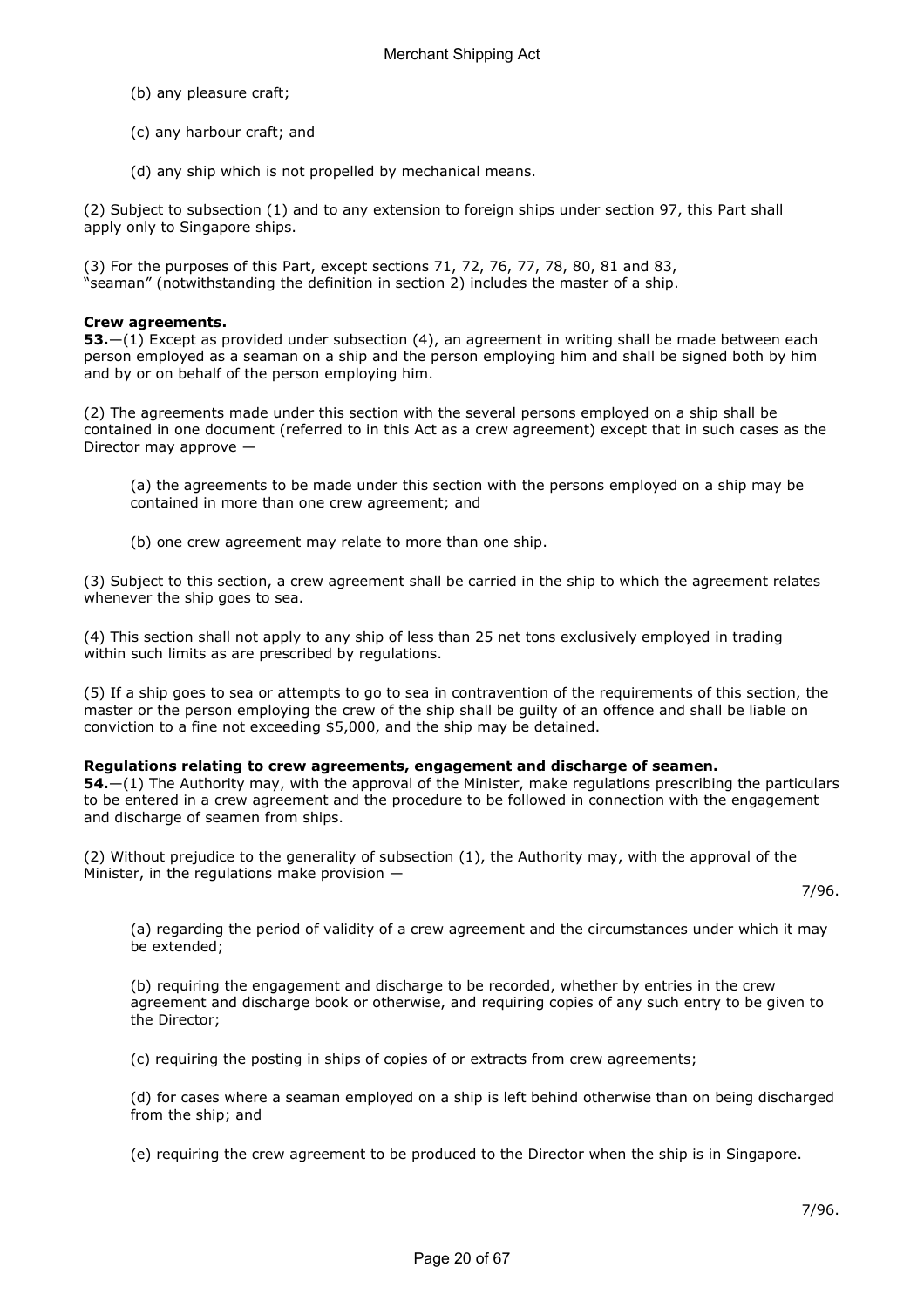(b) any pleasure craft;

(c) any harbour craft; and

(d) any ship which is not propelled by mechanical means.

(2) Subject to subsection (1) and to any extension to foreign ships under section 97, this Part shall apply only to Singapore ships.

(3) For the purposes of this Part, except sections 71, 72, 76, 77, 78, 80, 81 and 83, "seaman" (notwithstanding the definition in section 2) includes the master of a ship.

**Crew agreements.**

**53.**—(1) Except as provided under subsection (4), an agreement in writing shall be made between each person employed as a seaman on a ship and the person employing him and shall be signed both by him and by or on behalf of the person employing him.

(2) The agreements made under this section with the several persons employed on a ship shall be contained in one document (referred to in this Act as a crew agreement) except that in such cases as the Director may approve —

(a) the agreements to be made under this section with the persons employed on a ship may be contained in more than one crew agreement; and

(b) one crew agreement may relate to more than one ship.

(3) Subject to this section, a crew agreement shall be carried in the ship to which the agreement relates whenever the ship goes to sea.

(4) This section shall not apply to any ship of less than 25 net tons exclusively employed in trading within such limits as are prescribed by regulations.

(5) If a ship goes to sea or attempts to go to sea in contravention of the requirements of this section, the master or the person employing the crew of the ship shall be guilty of an offence and shall be liable on conviction to a fine not exceeding $5,000, and the ship may be detained.

**Regulations relating to crew agreements, engagement and discharge of seamen.**

**54.**—(1) The Authority may, with the approval of the Minister, make regulations prescribing the particulars to be entered in a crew agreement and the procedure to be followed in connection with the engagement and discharge of seamen from ships.

(2) Without prejudice to the generality of subsection (1), the Authority may, with the approval of the Minister, in the regulations make provision —

7/96.

(a) regarding the period of validity of a crew agreement and the circumstances under which it may be extended;

(b) requiring the engagement and discharge to be recorded, whether by entries in the crew agreement and discharge book or otherwise, and requiring copies of any such entry to be given to the Director;

(c) requiring the posting in ships of copies of or extracts from crew agreements;

(d) for cases where a seaman employed on a ship is left behind otherwise than on being discharged from the ship; and

(e) requiring the crew agreement to be produced to the Director when the ship is in Singapore.

7/96.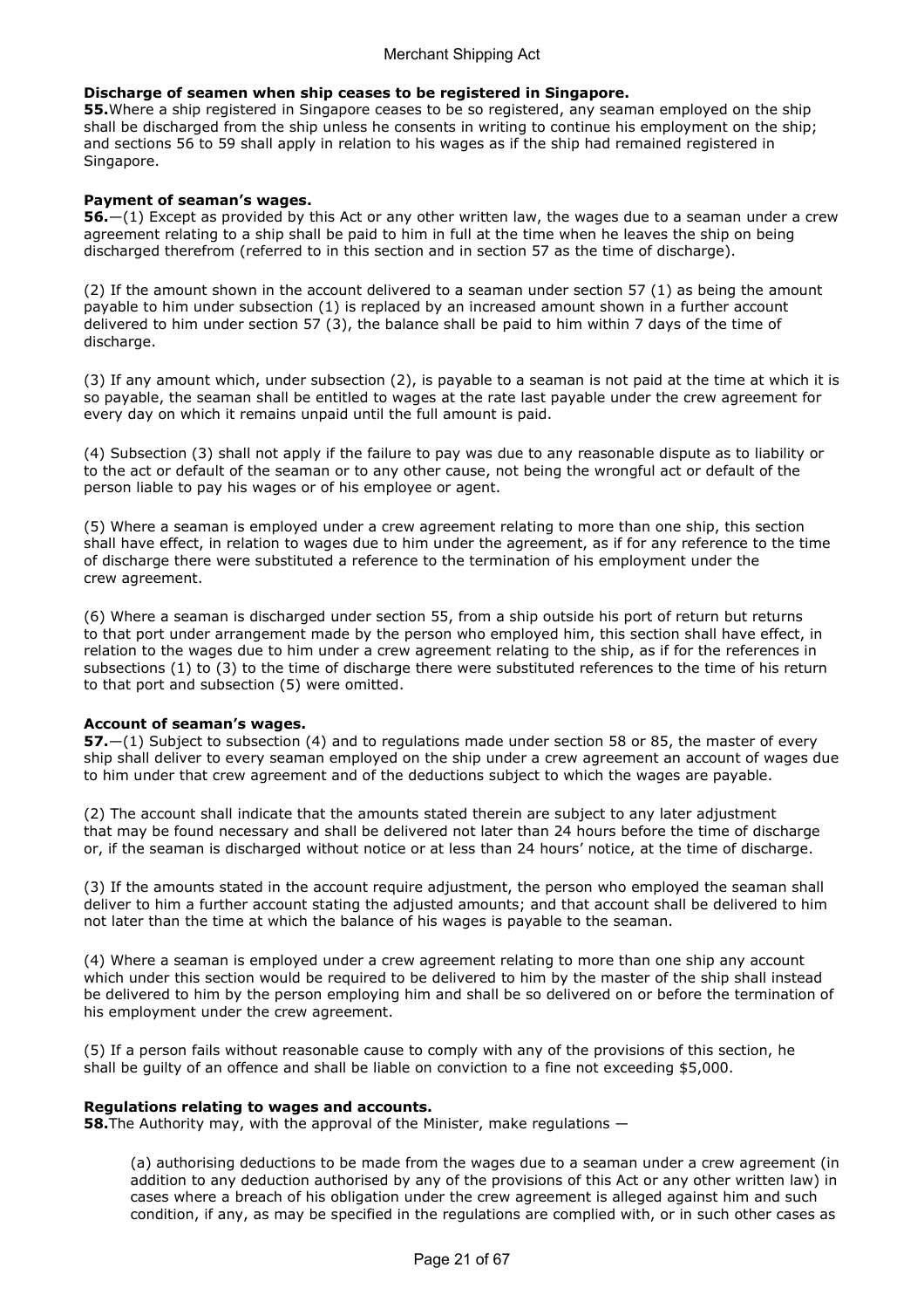**Discharge of seamen when ship ceases to be registered in Singapore.**

**55.** Where a ship registered in Singapore ceases to be so registered, any seaman employed on the ship shall be discharged from the ship unless he consents in writing to continue his employment on the ship; and sections 56 to 59 shall apply in relation to his wages as if the ship had remained registered in Singapore.

**Payment of seaman's wages.**

**56.**—(1) Except as provided by this Act or any other written law, the wages due to a seaman under a crew agreement relating to a ship shall be paid to him in full at the time when he leaves the ship on being discharged therefrom (referred to in this section and in section 57 as the time of discharge).

(2) If the amount shown in the account delivered to a seaman under section 57 (1) as being the amount payable to him under subsection (1) is replaced by an increased amount shown in a further account delivered to him under section 57 (3), the balance shall be paid to him within 7 days of the time of discharge.

(3) If any amount which, under subsection (2), is payable to a seaman is not paid at the time at which it is so payable, the seaman shall be entitled to wages at the rate last payable under the crew agreement for every day on which it remains unpaid until the full amount is paid.

(4) Subsection (3) shall not apply if the failure to pay was due to any reasonable dispute as to liability or to the act or default of the seaman or to any other cause, not being the wrongful act or default of the person liable to pay his wages or of his employee or agent.

(5) Where a seaman is employed under a crew agreement relating to more than one ship, this section shall have effect, in relation to wages due to him under the agreement, as if for any reference to the time of discharge there were substituted a reference to the termination of his employment under the crew agreement.

(6) Where a seaman is discharged under section 55, from a ship outside his port of return but returns to that port under arrangement made by the person who employed him, this section shall have effect, in relation to the wages due to him under a crew agreement relating to the ship, as if for the references in subsections (1) to (3) to the time of discharge there were substituted references to the time of his return to that port and subsection (5) were omitted.

**Account of seaman's wages.**

**57.**—(1) Subject to subsection (4) and to regulations made under section 58 or 85, the master of every ship shall deliver to every seaman employed on the ship under a crew agreement an account of wages due to him under that crew agreement and of the deductions subject to which the wages are payable.

(2) The account shall indicate that the amounts stated therein are subject to any later adjustment that may be found necessary and shall be delivered not later than 24 hours before the time of discharge or, if the seaman is discharged without notice or at less than 24 hours' notice, at the time of discharge.

(3) If the amounts stated in the account require adjustment, the person who employed the seaman shall deliver to him a further account stating the adjusted amounts; and that account shall be delivered to him not later than the time at which the balance of his wages is payable to the seaman.

(4) Where a seaman is employed under a crew agreement relating to more than one ship any account which under this section would be required to be delivered to him by the master of the ship shall instead be delivered to him by the person employing him and shall be so delivered on or before the termination of his employment under the crew agreement.

(5) If a person fails without reasonable cause to comply with any of the provisions of this section, he shall be guilty of an offence and shall be liable on conviction to a fine not exceeding $5,000.

**Regulations relating to wages and accounts.**

**58.** The Authority may, with the approval of the Minister, make regulations —

(a) authorising deductions to be made from the wages due to a seaman under a crew agreement (in addition to any deduction authorised by any of the provisions of this Act or any other written law) in cases where a breach of his obligation under the crew agreement is alleged against him and such condition, if any, as may be specified in the regulations are complied with, or in such other cases as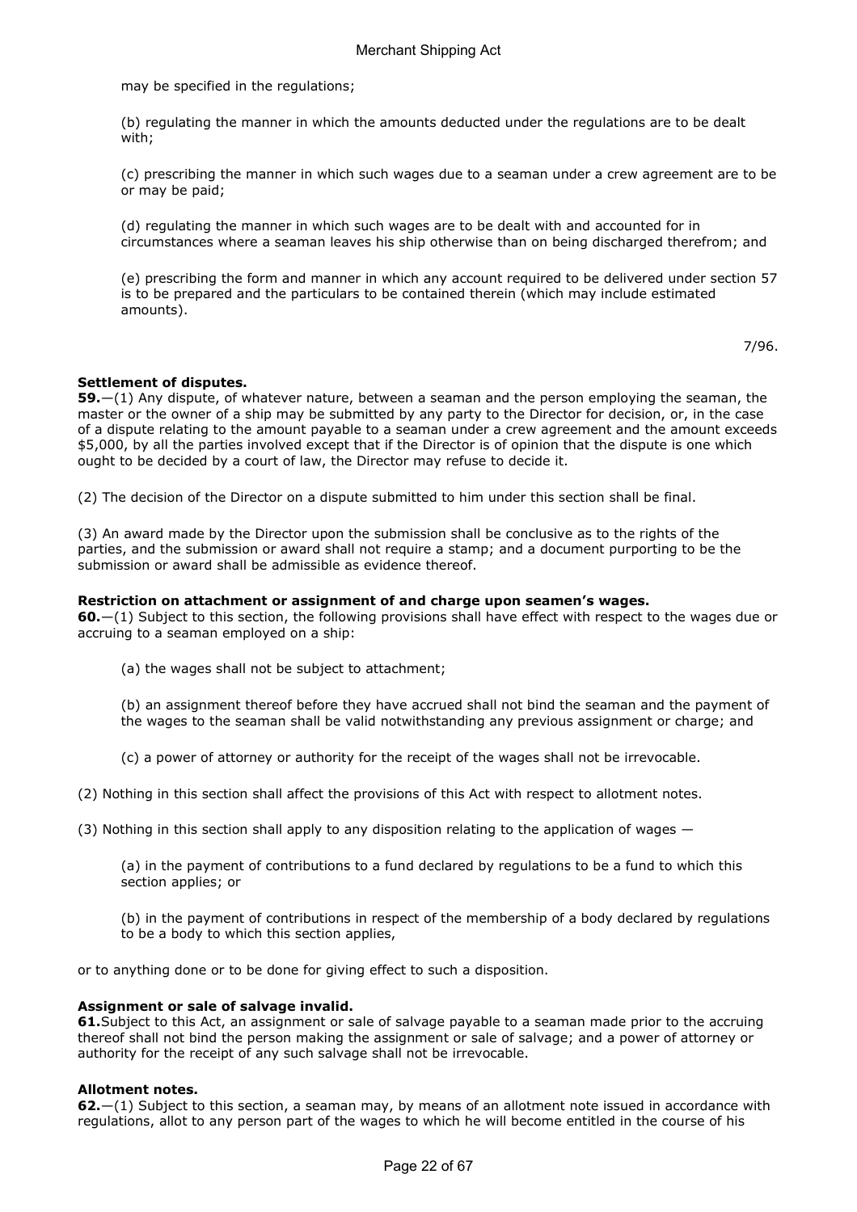may be specified in the regulations;

(b) regulating the manner in which the amounts deducted under the regulations are to be dealt with;

(c) prescribing the manner in which such wages due to a seaman under a crew agreement are to be or may be paid;

(d) regulating the manner in which such wages are to be dealt with and accounted for in circumstances where a seaman leaves his ship otherwise than on being discharged therefrom; and

(e) prescribing the form and manner in which any account required to be delivered under section 57 is to be prepared and the particulars to be contained therein (which may include estimated amounts).

7/96.

**Settlement of disputes.**

**59.**—(1) Any dispute, of whatever nature, between a seaman and the person employing the seaman, the master or the owner of a ship may be submitted by any party to the Director for decision, or, in the case of a dispute relating to the amount payable to a seaman under a crew agreement and the amount exceeds $5,000, by all the parties involved except that if the Director is of opinion that the dispute is one which ought to be decided by a court of law, the Director may refuse to decide it.

(2) The decision of the Director on a dispute submitted to him under this section shall be final.

(3) An award made by the Director upon the submission shall be conclusive as to the rights of the parties, and the submission or award shall not require a stamp; and a document purporting to be the submission or award shall be admissible as evidence thereof.

**Restriction on attachment or assignment of and charge upon seamen's wages.**

**60.**—(1) Subject to this section, the following provisions shall have effect with respect to the wages due or accruing to a seaman employed on a ship:

(a) the wages shall not be subject to attachment;

(b) an assignment thereof before they have accrued shall not bind the seaman and the payment of the wages to the seaman shall be valid notwithstanding any previous assignment or charge; and

(c) a power of attorney or authority for the receipt of the wages shall not be irrevocable.

(2) Nothing in this section shall affect the provisions of this Act with respect to allotment notes.

(3) Nothing in this section shall apply to any disposition relating to the application of wages —

(a) in the payment of contributions to a fund declared by regulations to be a fund to which this section applies; or

(b) in the payment of contributions in respect of the membership of a body declared by regulations to be a body to which this section applies,

or to anything done or to be done for giving effect to such a disposition.

**Assignment or sale of salvage invalid.**

**61.** Subject to this Act, an assignment or sale of salvage payable to a seaman made prior to the accruing thereof shall not bind the person making the assignment or sale of salvage; and a power of attorney or authority for the receipt of any such salvage shall not be irrevocable.

**Allotment notes.**

**62.**—(1) Subject to this section, a seaman may, by means of an allotment note issued in accordance with regulations, allot to any person part of the wages to which he will become entitled in the course of his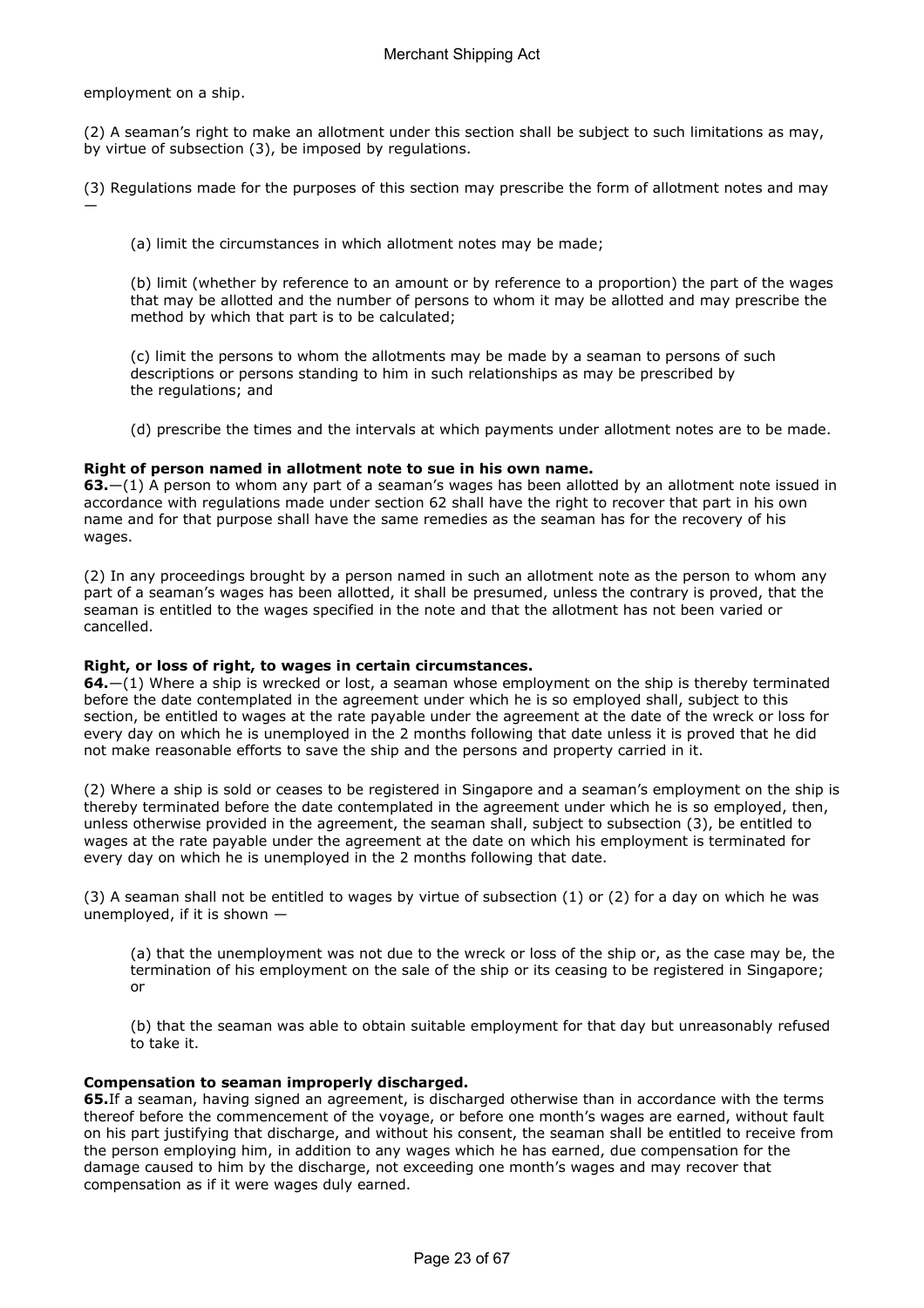employment on a ship.

(2) A seaman's right to make an allotment under this section shall be subject to such limitations as may, by virtue of subsection (3), be imposed by regulations.

(3) Regulations made for the purposes of this section may prescribe the form of allotment notes and may —

(a) limit the circumstances in which allotment notes may be made;

(b) limit (whether by reference to an amount or by reference to a proportion) the part of the wages that may be allotted and the number of persons to whom it may be allotted and may prescribe the method by which that part is to be calculated;

(c) limit the persons to whom the allotments may be made by a seaman to persons of such descriptions or persons standing to him in such relationships as may be prescribed by the regulations; and

(d) prescribe the times and the intervals at which payments under allotment notes are to be made.

**Right of person named in allotment note to sue in his own name.**

**63.**—(1) A person to whom any part of a seaman's wages has been allotted by an allotment note issued in accordance with regulations made under section 62 shall have the right to recover that part in his own name and for that purpose shall have the same remedies as the seaman has for the recovery of his wages.

(2) In any proceedings brought by a person named in such an allotment note as the person to whom any part of a seaman's wages has been allotted, it shall be presumed, unless the contrary is proved, that the seaman is entitled to the wages specified in the note and that the allotment has not been varied or cancelled.

**Right, or loss of right, to wages in certain circumstances.**

**64.**—(1) Where a ship is wrecked or lost, a seaman whose employment on the ship is thereby terminated before the date contemplated in the agreement under which he is so employed shall, subject to this section, be entitled to wages at the rate payable under the agreement at the date of the wreck or loss for every day on which he is unemployed in the 2 months following that date unless it is proved that he did not make reasonable efforts to save the ship and the persons and property carried in it.

(2) Where a ship is sold or ceases to be registered in Singapore and a seaman's employment on the ship is thereby terminated before the date contemplated in the agreement under which he is so employed, then, unless otherwise provided in the agreement, the seaman shall, subject to subsection (3), be entitled to wages at the rate payable under the agreement at the date on which his employment is terminated for every day on which he is unemployed in the 2 months following that date.

(3) A seaman shall not be entitled to wages by virtue of subsection (1) or (2) for a day on which he was unemployed, if it is shown —

(a) that the unemployment was not due to the wreck or loss of the ship or, as the case may be, the termination of his employment on the sale of the ship or its ceasing to be registered in Singapore; or

(b) that the seaman was able to obtain suitable employment for that day but unreasonably refused to take it.

**Compensation to seaman improperly discharged.**

**65.**If a seaman, having signed an agreement, is discharged otherwise than in accordance with the terms thereof before the commencement of the voyage, or before one month's wages are earned, without fault on his part justifying that discharge, and without his consent, the seaman shall be entitled to receive from the person employing him, in addition to any wages which he has earned, due compensation for the damage caused to him by the discharge, not exceeding one month's wages and may recover that compensation as if it were wages duly earned.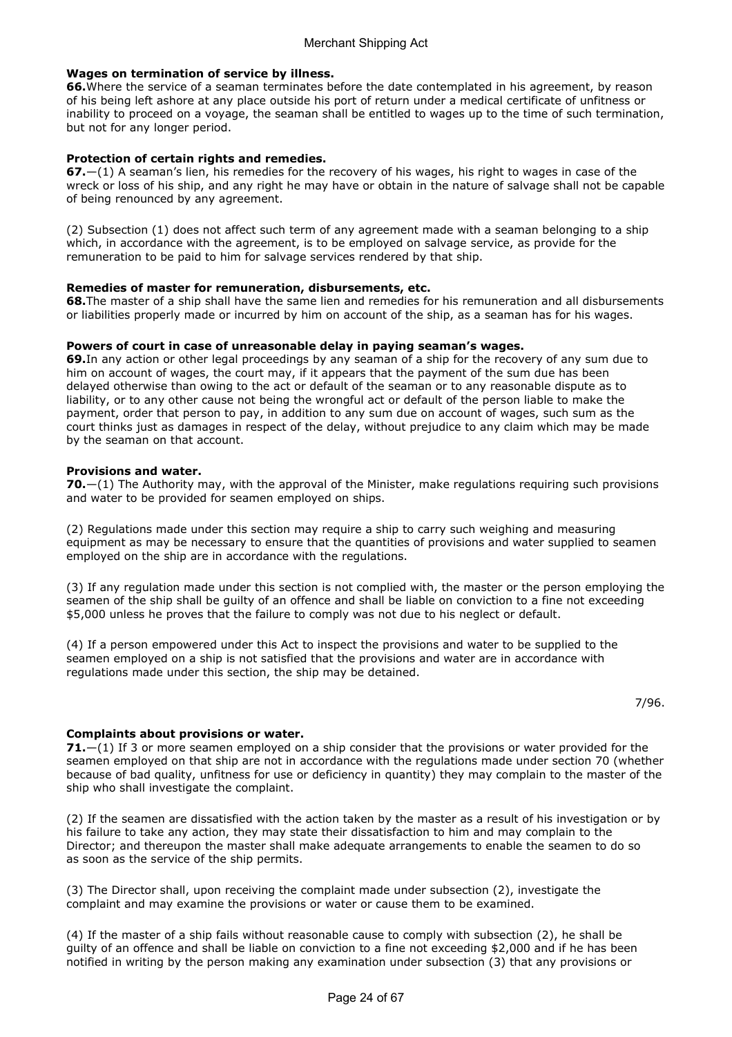**Wages on termination of service by illness.**

**66.** Where the service of a seaman terminates before the date contemplated in his agreement, by reason of his being left ashore at any place outside his port of return under a medical certificate of unfitness or inability to proceed on a voyage, the seaman shall be entitled to wages up to the time of such termination, but not for any longer period.

**Protection of certain rights and remedies.**

**67.**—(1) A seaman's lien, his remedies for the recovery of his wages, his right to wages in case of the wreck or loss of his ship, and any right he may have or obtain in the nature of salvage shall not be capable of being renounced by any agreement.

(2) Subsection (1) does not affect such term of any agreement made with a seaman belonging to a ship which, in accordance with the agreement, is to be employed on salvage service, as provide for the remuneration to be paid to him for salvage services rendered by that ship.

**Remedies of master for remuneration, disbursements, etc.**

**68.** The master of a ship shall have the same lien and remedies for his remuneration and all disbursements or liabilities properly made or incurred by him on account of the ship, as a seaman has for his wages.

**Powers of court in case of unreasonable delay in paying seaman's wages.**

**69.** In any action or other legal proceedings by any seaman of a ship for the recovery of any sum due to him on account of wages, the court may, if it appears that the payment of the sum due has been delayed otherwise than owing to the act or default of the seaman or to any reasonable dispute as to liability, or to any other cause not being the wrongful act or default of the person liable to make the payment, order that person to pay, in addition to any sum due on account of wages, such sum as the court thinks just as damages in respect of the delay, without prejudice to any claim which may be made by the seaman on that account.

**Provisions and water.**

**70.**—(1) The Authority may, with the approval of the Minister, make regulations requiring such provisions and water to be provided for seamen employed on ships.

(2) Regulations made under this section may require a ship to carry such weighing and measuring equipment as may be necessary to ensure that the quantities of provisions and water supplied to seamen employed on the ship are in accordance with the regulations.

(3) If any regulation made under this section is not complied with, the master or the person employing the seamen of the ship shall be guilty of an offence and shall be liable on conviction to a fine not exceeding $5,000 unless he proves that the failure to comply was not due to his neglect or default.

(4) If a person empowered under this Act to inspect the provisions and water to be supplied to the seamen employed on a ship is not satisfied that the provisions and water are in accordance with regulations made under this section, the ship may be detained.

7/96.

**Complaints about provisions or water.**

**71.**—(1) If 3 or more seamen employed on a ship consider that the provisions or water provided for the seamen employed on that ship are not in accordance with the regulations made under section 70 (whether because of bad quality, unfitness for use or deficiency in quantity) they may complain to the master of the ship who shall investigate the complaint.

(2) If the seamen are dissatisfied with the action taken by the master as a result of his investigation or by his failure to take any action, they may state their dissatisfaction to him and may complain to the Director; and thereupon the master shall make adequate arrangements to enable the seamen to do so as soon as the service of the ship permits.

(3) The Director shall, upon receiving the complaint made under subsection (2), investigate the complaint and may examine the provisions or water or cause them to be examined.

(4) If the master of a ship fails without reasonable cause to comply with subsection (2), he shall be guilty of an offence and shall be liable on conviction to a fine not exceeding $2,000 and if he has been notified in writing by the person making any examination under subsection (3) that any provisions or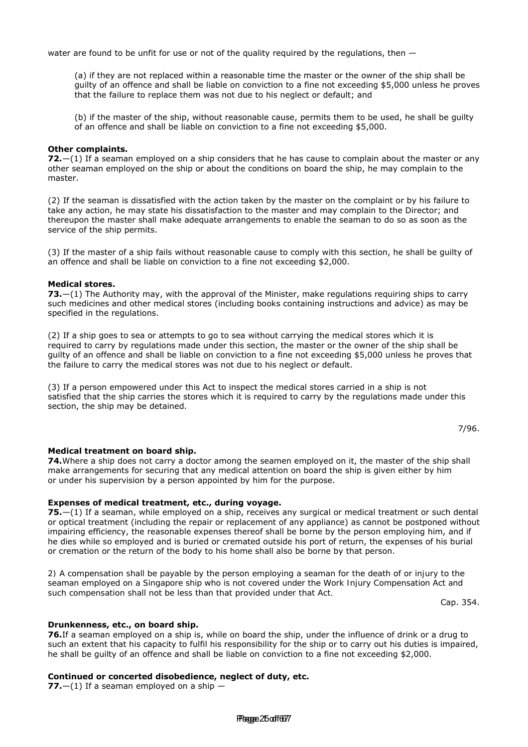water are found to be unfit for use or not of the quality required by the regulations, then —

(a) if they are not replaced within a reasonable time the master or the owner of the ship shall be guilty of an offence and shall be liable on conviction to a fine not exceeding $5,000 unless he proves that the failure to replace them was not due to his neglect or default; and

(b) if the master of the ship, without reasonable cause, permits them to be used, he shall be guilty of an offence and shall be liable on conviction to a fine not exceeding $5,000.

**Other complaints.**
**72.**—(1) If a seaman employed on a ship considers that he has cause to complain about the master or any other seaman employed on the ship or about the conditions on board the ship, he may complain to the master.

(2) If the seaman is dissatisfied with the action taken by the master on the complaint or by his failure to take any action, he may state his dissatisfaction to the master and may complain to the Director; and thereupon the master shall make adequate arrangements to enable the seaman to do so as soon as the service of the ship permits.

(3) If the master of a ship fails without reasonable cause to comply with this section, he shall be guilty of an offence and shall be liable on conviction to a fine not exceeding $2,000.

**Medical stores.**
**73.**—(1) The Authority may, with the approval of the Minister, make regulations requiring ships to carry such medicines and other medical stores (including books containing instructions and advice) as may be specified in the regulations.

(2) If a ship goes to sea or attempts to go to sea without carrying the medical stores which it is required to carry by regulations made under this section, the master or the owner of the ship shall be guilty of an offence and shall be liable on conviction to a fine not exceeding $5,000 unless he proves that the failure to carry the medical stores was not due to his neglect or default.

(3) If a person empowered under this Act to inspect the medical stores carried in a ship is not satisfied that the ship carries the stores which it is required to carry by the regulations made under this section, the ship may be detained.

7/96.

**Medical treatment on board ship.**
**74.**Where a ship does not carry a doctor among the seamen employed on it, the master of the ship shall make arrangements for securing that any medical attention on board the ship is given either by him or under his supervision by a person appointed by him for the purpose.

**Expenses of medical treatment, etc., during voyage.**
**75.**—(1) If a seaman, while employed on a ship, receives any surgical or medical treatment or such dental or optical treatment (including the repair or replacement of any appliance) as cannot be postponed without impairing efficiency, the reasonable expenses thereof shall be borne by the person employing him, and if he dies while so employed and is buried or cremated outside his port of return, the expenses of his burial or cremation or the return of the body to his home shall also be borne by that person.

2) A compensation shall be payable by the person employing a seaman for the death of or injury to the seaman employed on a Singapore ship who is not covered under the Work Injury Compensation Act and such compensation shall not be less than that provided under that Act.

Cap. 354.

**Drunkenness, etc., on board ship.**
**76.**If a seaman employed on a ship is, while on board the ship, under the influence of drink or a drug to such an extent that his capacity to fulfil his responsibility for the ship or to carry out his duties is impaired, he shall be guilty of an offence and shall be liable on conviction to a fine not exceeding $2,000.

**Continued or concerted disobedience, neglect of duty, etc.**
**77.**—(1) If a seaman employed on a ship —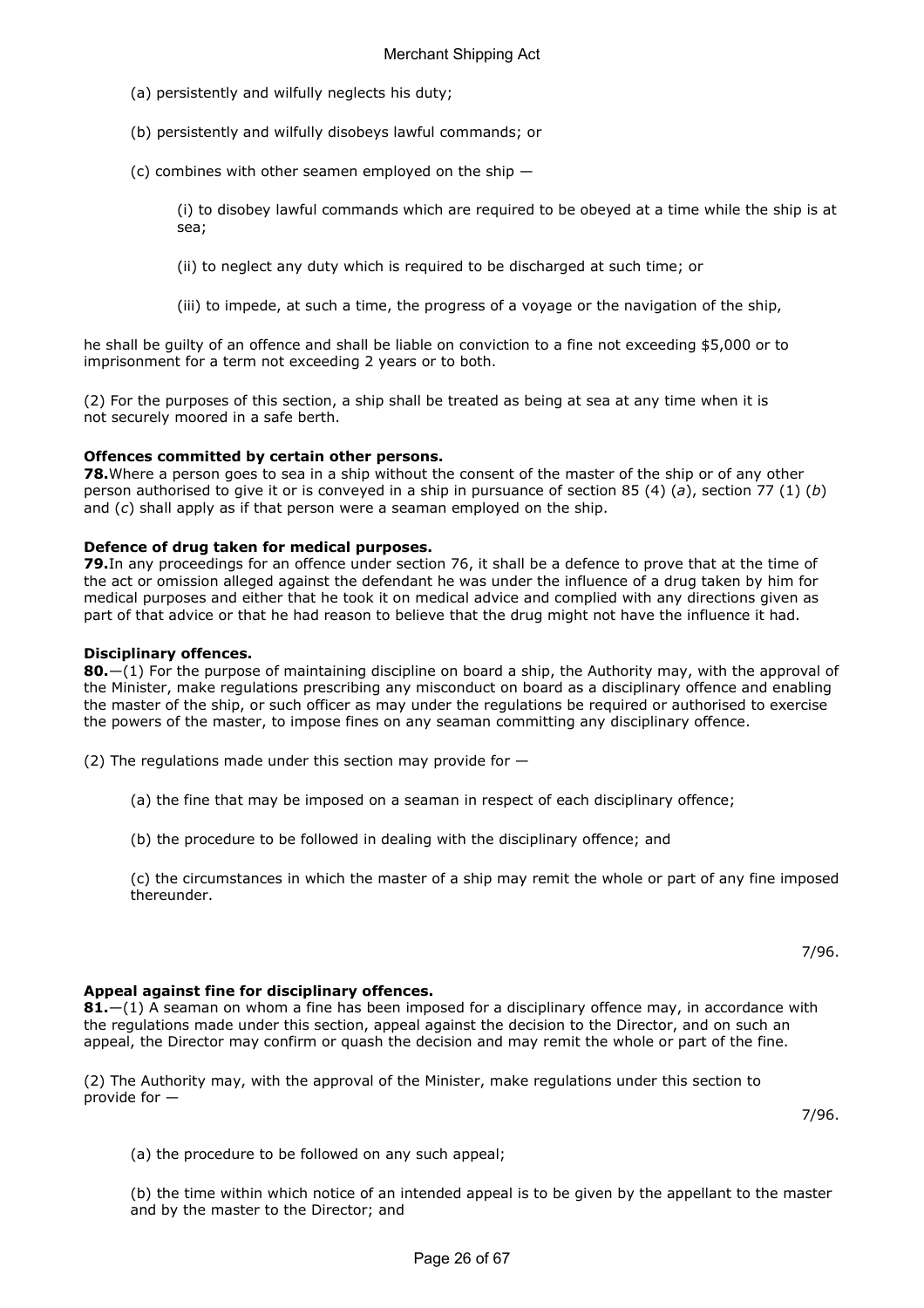(a) persistently and wilfully neglects his duty;

(b) persistently and wilfully disobeys lawful commands; or

(c) combines with other seamen employed on the ship —

(i) to disobey lawful commands which are required to be obeyed at a time while the ship is at sea;

(ii) to neglect any duty which is required to be discharged at such time; or

(iii) to impede, at such a time, the progress of a voyage or the navigation of the ship,

he shall be guilty of an offence and shall be liable on conviction to a fine not exceeding $5,000 or to imprisonment for a term not exceeding 2 years or to both.

(2) For the purposes of this section, a ship shall be treated as being at sea at any time when it is not securely moored in a safe berth.

**Offences committed by certain other persons.**
**78.**Where a person goes to sea in a ship without the consent of the master of the ship or of any other person authorised to give it or is conveyed in a ship in pursuance of section 85 (4) (*a*), section 77 (1) (*b*) and (*c*) shall apply as if that person were a seaman employed on the ship.

**Defence of drug taken for medical purposes.**
**79.**In any proceedings for an offence under section 76, it shall be a defence to prove that at the time of the act or omission alleged against the defendant he was under the influence of a drug taken by him for medical purposes and either that he took it on medical advice and complied with any directions given as part of that advice or that he had reason to believe that the drug might not have the influence it had.

**Disciplinary offences.**
**80.**—(1) For the purpose of maintaining discipline on board a ship, the Authority may, with the approval of the Minister, make regulations prescribing any misconduct on board as a disciplinary offence and enabling the master of the ship, or such officer as may under the regulations be required or authorised to exercise the powers of the master, to impose fines on any seaman committing any disciplinary offence.

(2) The regulations made under this section may provide for —

(a) the fine that may be imposed on a seaman in respect of each disciplinary offence;

(b) the procedure to be followed in dealing with the disciplinary offence; and

(c) the circumstances in which the master of a ship may remit the whole or part of any fine imposed thereunder.

7/96.

**Appeal against fine for disciplinary offences.**
**81.**—(1) A seaman on whom a fine has been imposed for a disciplinary offence may, in accordance with the regulations made under this section, appeal against the decision to the Director, and on such an appeal, the Director may confirm or quash the decision and may remit the whole or part of the fine.

(2) The Authority may, with the approval of the Minister, make regulations under this section to provide for —

7/96.

(a) the procedure to be followed on any such appeal;

(b) the time within which notice of an intended appeal is to be given by the appellant to the master and by the master to the Director; and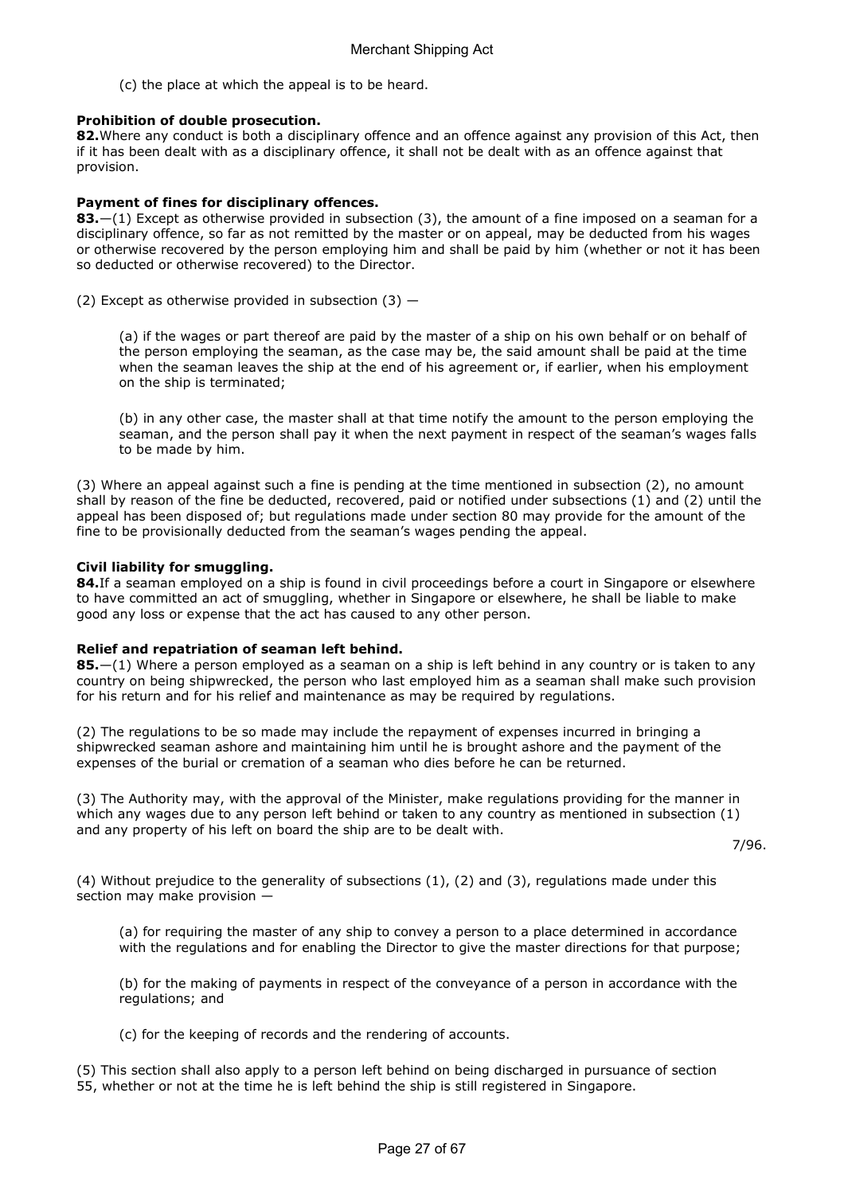(c) the place at which the appeal is to be heard.

**Prohibition of double prosecution.**

**82.** Where any conduct is both a disciplinary offence and an offence against any provision of this Act, then if it has been dealt with as a disciplinary offence, it shall not be dealt with as an offence against that provision.

**Payment of fines for disciplinary offences.**

**83.**—(1) Except as otherwise provided in subsection (3), the amount of a fine imposed on a seaman for a disciplinary offence, so far as not remitted by the master or on appeal, may be deducted from his wages or otherwise recovered by the person employing him and shall be paid by him (whether or not it has been so deducted or otherwise recovered) to the Director.

(2) Except as otherwise provided in subsection (3) —

(a) if the wages or part thereof are paid by the master of a ship on his own behalf or on behalf of the person employing the seaman, as the case may be, the said amount shall be paid at the time when the seaman leaves the ship at the end of his agreement or, if earlier, when his employment on the ship is terminated;

(b) in any other case, the master shall at that time notify the amount to the person employing the seaman, and the person shall pay it when the next payment in respect of the seaman's wages falls to be made by him.

(3) Where an appeal against such a fine is pending at the time mentioned in subsection (2), no amount shall by reason of the fine be deducted, recovered, paid or notified under subsections (1) and (2) until the appeal has been disposed of; but regulations made under section 80 may provide for the amount of the fine to be provisionally deducted from the seaman's wages pending the appeal.

**Civil liability for smuggling.**

**84.** If a seaman employed on a ship is found in civil proceedings before a court in Singapore or elsewhere to have committed an act of smuggling, whether in Singapore or elsewhere, he shall be liable to make good any loss or expense that the act has caused to any other person.

**Relief and repatriation of seaman left behind.**

**85.**—(1) Where a person employed as a seaman on a ship is left behind in any country or is taken to any country on being shipwrecked, the person who last employed him as a seaman shall make such provision for his return and for his relief and maintenance as may be required by regulations.

(2) The regulations to be so made may include the repayment of expenses incurred in bringing a shipwrecked seaman ashore and maintaining him until he is brought ashore and the payment of the expenses of the burial or cremation of a seaman who dies before he can be returned.

(3) The Authority may, with the approval of the Minister, make regulations providing for the manner in which any wages due to any person left behind or taken to any country as mentioned in subsection (1) and any property of his left on board the ship are to be dealt with.

7/96.

(4) Without prejudice to the generality of subsections (1), (2) and (3), regulations made under this section may make provision —

(a) for requiring the master of any ship to convey a person to a place determined in accordance with the regulations and for enabling the Director to give the master directions for that purpose;

(b) for the making of payments in respect of the conveyance of a person in accordance with the regulations; and

(c) for the keeping of records and the rendering of accounts.

(5) This section shall also apply to a person left behind on being discharged in pursuance of section 55, whether or not at the time he is left behind the ship is still registered in Singapore.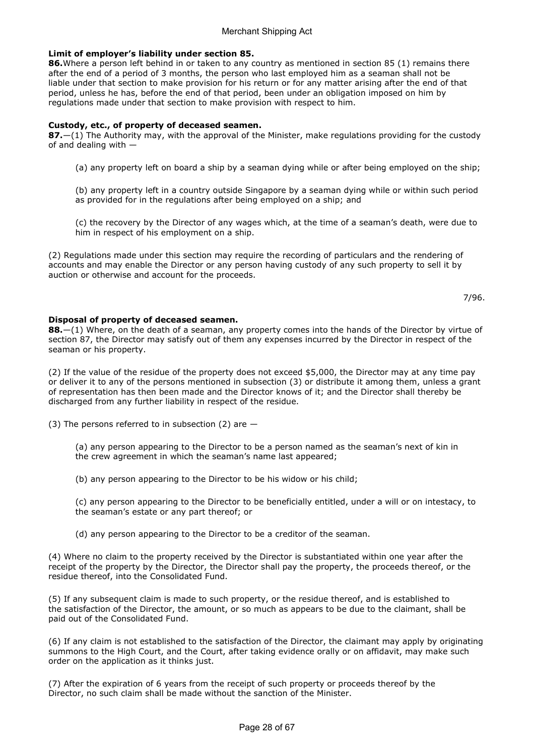**Limit of employer's liability under section 85.**

**86.** Where a person left behind in or taken to any country as mentioned in section 85 (1) remains there after the end of a period of 3 months, the person who last employed him as a seaman shall not be liable under that section to make provision for his return or for any matter arising after the end of that period, unless he has, before the end of that period, been under an obligation imposed on him by regulations made under that section to make provision with respect to him.

**Custody, etc., of property of deceased seamen.**

**87.**—(1) The Authority may, with the approval of the Minister, make regulations providing for the custody of and dealing with —

(a) any property left on board a ship by a seaman dying while or after being employed on the ship;

(b) any property left in a country outside Singapore by a seaman dying while or within such period as provided for in the regulations after being employed on a ship; and

(c) the recovery by the Director of any wages which, at the time of a seaman's death, were due to him in respect of his employment on a ship.

(2) Regulations made under this section may require the recording of particulars and the rendering of accounts and may enable the Director or any person having custody of any such property to sell it by auction or otherwise and account for the proceeds.

7/96.

**Disposal of property of deceased seamen.**

**88.**—(1) Where, on the death of a seaman, any property comes into the hands of the Director by virtue of section 87, the Director may satisfy out of them any expenses incurred by the Director in respect of the seaman or his property.

(2) If the value of the residue of the property does not exceed $5,000, the Director may at any time pay or deliver it to any of the persons mentioned in subsection (3) or distribute it among them, unless a grant of representation has then been made and the Director knows of it; and the Director shall thereby be discharged from any further liability in respect of the residue.

(3) The persons referred to in subsection (2) are —

(a) any person appearing to the Director to be a person named as the seaman's next of kin in the crew agreement in which the seaman's name last appeared;

(b) any person appearing to the Director to be his widow or his child;

(c) any person appearing to the Director to be beneficially entitled, under a will or on intestacy, to the seaman's estate or any part thereof; or

(d) any person appearing to the Director to be a creditor of the seaman.

(4) Where no claim to the property received by the Director is substantiated within one year after the receipt of the property by the Director, the Director shall pay the property, the proceeds thereof, or the residue thereof, into the Consolidated Fund.

(5) If any subsequent claim is made to such property, or the residue thereof, and is established to the satisfaction of the Director, the amount, or so much as appears to be due to the claimant, shall be paid out of the Consolidated Fund.

(6) If any claim is not established to the satisfaction of the Director, the claimant may apply by originating summons to the High Court, and the Court, after taking evidence orally or on affidavit, may make such order on the application as it thinks just.

(7) After the expiration of 6 years from the receipt of such property or proceeds thereof by the Director, no such claim shall be made without the sanction of the Minister.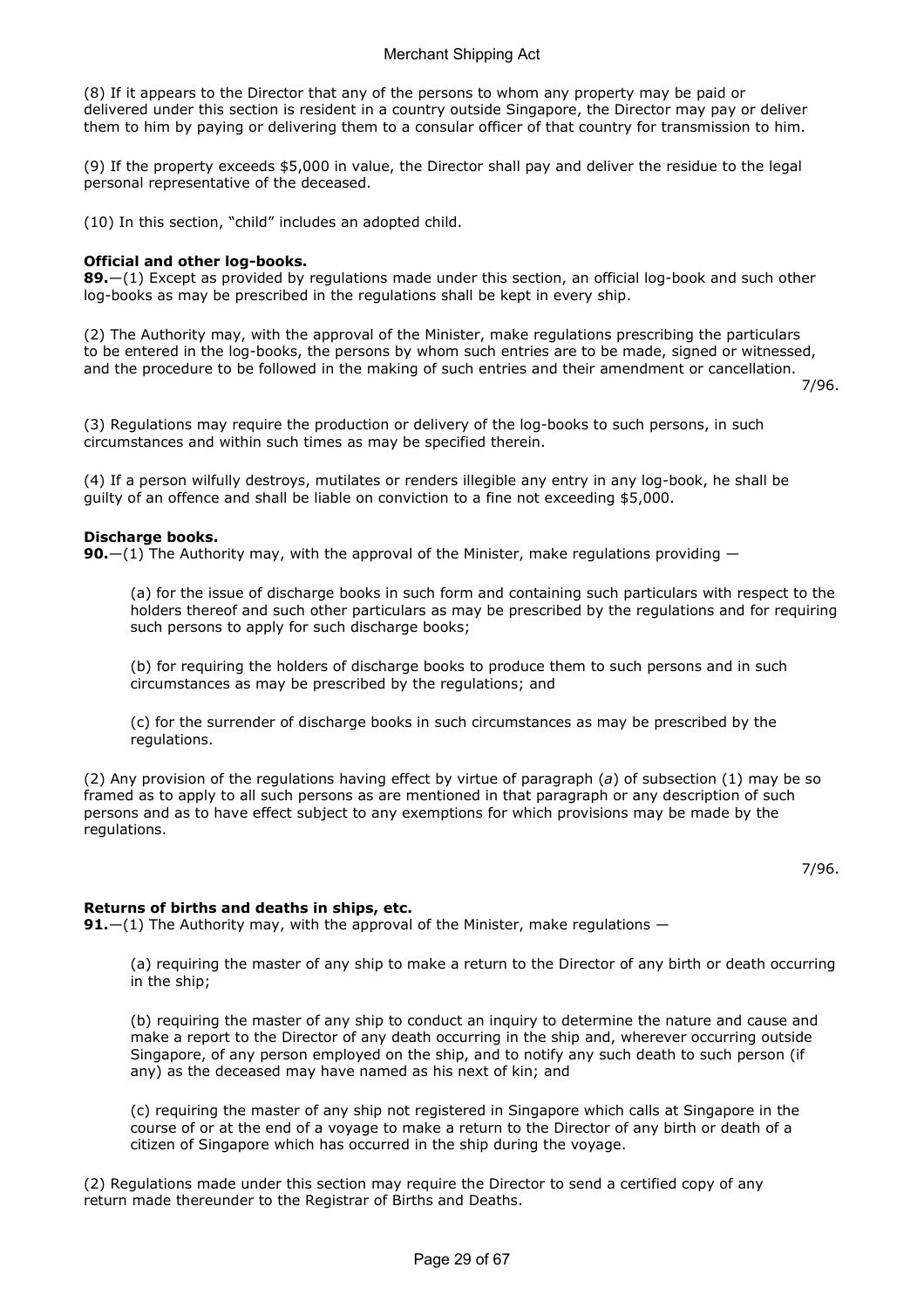(8) If it appears to the Director that any of the persons to whom any property may be paid or delivered under this section is resident in a country outside Singapore, the Director may pay or deliver them to him by paying or delivering them to a consular officer of that country for transmission to him.

(9) If the property exceeds $5,000 in value, the Director shall pay and deliver the residue to the legal personal representative of the deceased.

(10) In this section, "child" includes an adopted child.

**Official and other log-books.**
**89.**—(1) Except as provided by regulations made under this section, an official log-book and such other log-books as may be prescribed in the regulations shall be kept in every ship.

(2) The Authority may, with the approval of the Minister, make regulations prescribing the particulars to be entered in the log-books, the persons by whom such entries are to be made, signed or witnessed, and the procedure to be followed in the making of such entries and their amendment or cancellation.

7/96.

(3) Regulations may require the production or delivery of the log-books to such persons, in such circumstances and within such times as may be specified therein.

(4) If a person wilfully destroys, mutilates or renders illegible any entry in any log-book, he shall be guilty of an offence and shall be liable on conviction to a fine not exceeding $5,000.

**Discharge books.**
**90.**—(1) The Authority may, with the approval of the Minister, make regulations providing —

(a) for the issue of discharge books in such form and containing such particulars with respect to the holders thereof and such other particulars as may be prescribed by the regulations and for requiring such persons to apply for such discharge books;

(b) for requiring the holders of discharge books to produce them to such persons and in such circumstances as may be prescribed by the regulations; and

(c) for the surrender of discharge books in such circumstances as may be prescribed by the regulations.

(2) Any provision of the regulations having effect by virtue of paragraph (*a*) of subsection (1) may be so framed as to apply to all such persons as are mentioned in that paragraph or any description of such persons and as to have effect subject to any exemptions for which provisions may be made by the regulations.

7/96.

**Returns of births and deaths in ships, etc.**
**91.**—(1) The Authority may, with the approval of the Minister, make regulations —

(a) requiring the master of any ship to make a return to the Director of any birth or death occurring in the ship;

(b) requiring the master of any ship to conduct an inquiry to determine the nature and cause and make a report to the Director of any death occurring in the ship and, wherever occurring outside Singapore, of any person employed on the ship, and to notify any such death to such person (if any) as the deceased may have named as his next of kin; and

(c) requiring the master of any ship not registered in Singapore which calls at Singapore in the course of or at the end of a voyage to make a return to the Director of any birth or death of a citizen of Singapore which has occurred in the ship during the voyage.

(2) Regulations made under this section may require the Director to send a certified copy of any return made thereunder to the Registrar of Births and Deaths.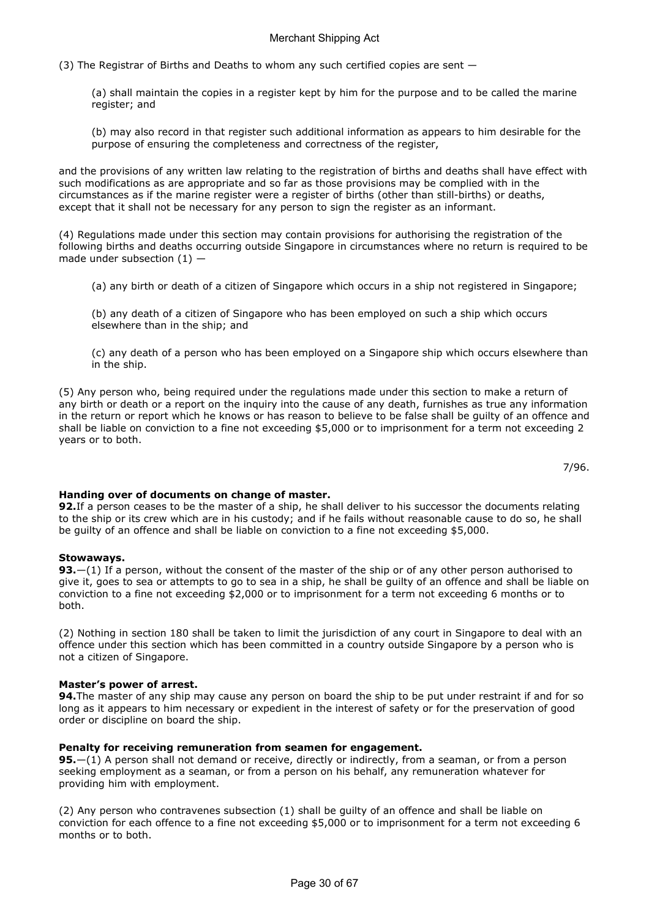(3) The Registrar of Births and Deaths to whom any such certified copies are sent —

(a) shall maintain the copies in a register kept by him for the purpose and to be called the marine register; and

(b) may also record in that register such additional information as appears to him desirable for the purpose of ensuring the completeness and correctness of the register,

and the provisions of any written law relating to the registration of births and deaths shall have effect with such modifications as are appropriate and so far as those provisions may be complied with in the circumstances as if the marine register were a register of births (other than still-births) or deaths, except that it shall not be necessary for any person to sign the register as an informant.

(4) Regulations made under this section may contain provisions for authorising the registration of the following births and deaths occurring outside Singapore in circumstances where no return is required to be made under subsection (1) —

(a) any birth or death of a citizen of Singapore which occurs in a ship not registered in Singapore;

(b) any death of a citizen of Singapore who has been employed on such a ship which occurs elsewhere than in the ship; and

(c) any death of a person who has been employed on a Singapore ship which occurs elsewhere than in the ship.

(5) Any person who, being required under the regulations made under this section to make a return of any birth or death or a report on the inquiry into the cause of any death, furnishes as true any information in the return or report which he knows or has reason to believe to be false shall be guilty of an offence and shall be liable on conviction to a fine not exceeding $5,000 or to imprisonment for a term not exceeding 2 years or to both.

7/96.

**Handing over of documents on change of master.**

**92.** If a person ceases to be the master of a ship, he shall deliver to his successor the documents relating to the ship or its crew which are in his custody; and if he fails without reasonable cause to do so, he shall be guilty of an offence and shall be liable on conviction to a fine not exceeding $5,000.

**Stowaways.**

**93.**—(1) If a person, without the consent of the master of the ship or of any other person authorised to give it, goes to sea or attempts to go to sea in a ship, he shall be guilty of an offence and shall be liable on conviction to a fine not exceeding $2,000 or to imprisonment for a term not exceeding 6 months or to both.

(2) Nothing in section 180 shall be taken to limit the jurisdiction of any court in Singapore to deal with an offence under this section which has been committed in a country outside Singapore by a person who is not a citizen of Singapore.

**Master's power of arrest.**

**94.** The master of any ship may cause any person on board the ship to be put under restraint if and for so long as it appears to him necessary or expedient in the interest of safety or for the preservation of good order or discipline on board the ship.

**Penalty for receiving remuneration from seamen for engagement.**

**95.**—(1) A person shall not demand or receive, directly or indirectly, from a seaman, or from a person seeking employment as a seaman, or from a person on his behalf, any remuneration whatever for providing him with employment.

(2) Any person who contravenes subsection (1) shall be guilty of an offence and shall be liable on conviction for each offence to a fine not exceeding $5,000 or to imprisonment for a term not exceeding 6 months or to both.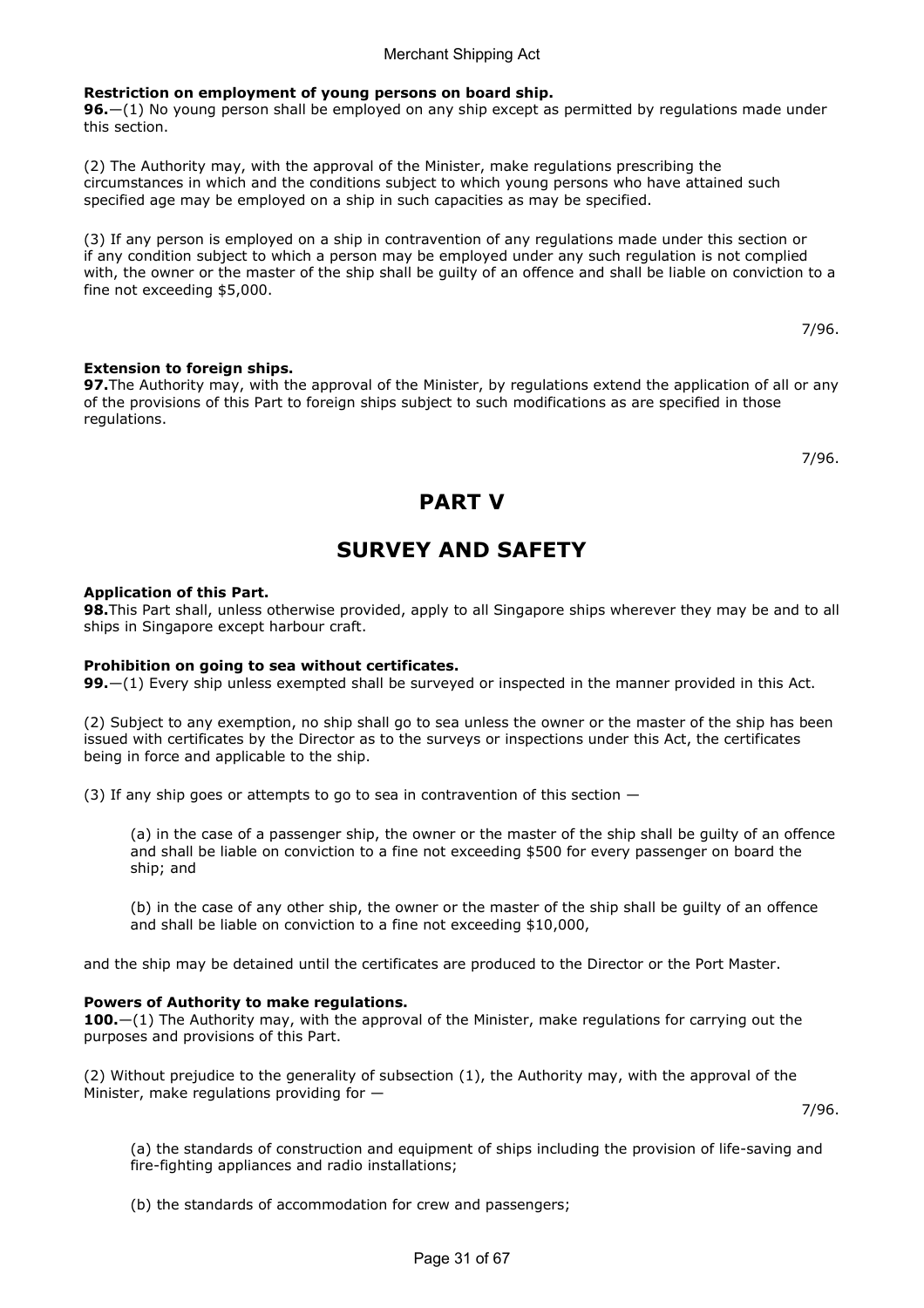**Restriction on employment of young persons on board ship.**

**96.**—(1) No young person shall be employed on any ship except as permitted by regulations made under this section.

(2) The Authority may, with the approval of the Minister, make regulations prescribing the circumstances in which and the conditions subject to which young persons who have attained such specified age may be employed on a ship in such capacities as may be specified.

(3) If any person is employed on a ship in contravention of any regulations made under this section or if any condition subject to which a person may be employed under any such regulation is not complied with, the owner or the master of the ship shall be guilty of an offence and shall be liable on conviction to a fine not exceeding $5,000.

7/96.

**Extension to foreign ships.**

**97.** The Authority may, with the approval of the Minister, by regulations extend the application of all or any of the provisions of this Part to foreign ships subject to such modifications as are specified in those regulations.

7/96.

# PART V

# SURVEY AND SAFETY

**Application of this Part.**

**98.** This Part shall, unless otherwise provided, apply to all Singapore ships wherever they may be and to all ships in Singapore except harbour craft.

**Prohibition on going to sea without certificates.**

**99.**—(1) Every ship unless exempted shall be surveyed or inspected in the manner provided in this Act.

(2) Subject to any exemption, no ship shall go to sea unless the owner or the master of the ship has been issued with certificates by the Director as to the surveys or inspections under this Act, the certificates being in force and applicable to the ship.

(3) If any ship goes or attempts to go to sea in contravention of this section —

(a) in the case of a passenger ship, the owner or the master of the ship shall be guilty of an offence and shall be liable on conviction to a fine not exceeding $500 for every passenger on board the ship; and

(b) in the case of any other ship, the owner or the master of the ship shall be guilty of an offence and shall be liable on conviction to a fine not exceeding $10,000,

and the ship may be detained until the certificates are produced to the Director or the Port Master.

**Powers of Authority to make regulations.**

**100.**—(1) The Authority may, with the approval of the Minister, make regulations for carrying out the purposes and provisions of this Part.

(2) Without prejudice to the generality of subsection (1), the Authority may, with the approval of the Minister, make regulations providing for —

7/96.

(a) the standards of construction and equipment of ships including the provision of life-saving and fire-fighting appliances and radio installations;

(b) the standards of accommodation for crew and passengers;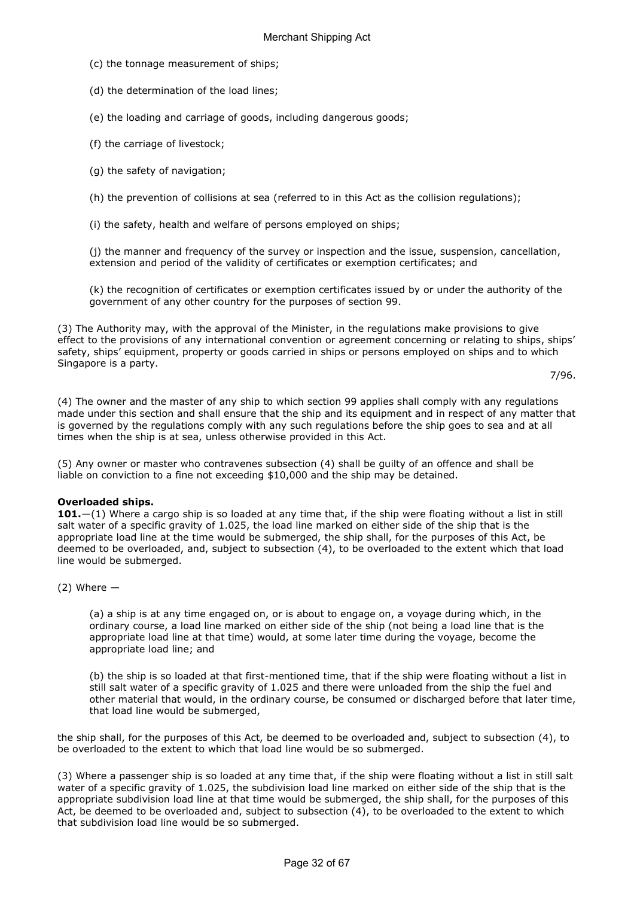(c) the tonnage measurement of ships;

(d) the determination of the load lines;

(e) the loading and carriage of goods, including dangerous goods;

(f) the carriage of livestock;

(g) the safety of navigation;

(h) the prevention of collisions at sea (referred to in this Act as the collision regulations);

(i) the safety, health and welfare of persons employed on ships;

(j) the manner and frequency of the survey or inspection and the issue, suspension, cancellation, extension and period of the validity of certificates or exemption certificates; and

(k) the recognition of certificates or exemption certificates issued by or under the authority of the government of any other country for the purposes of section 99.

(3) The Authority may, with the approval of the Minister, in the regulations make provisions to give effect to the provisions of any international convention or agreement concerning or relating to ships, ships' safety, ships' equipment, property or goods carried in ships or persons employed on ships and to which Singapore is a party.

7/96.

(4) The owner and the master of any ship to which section 99 applies shall comply with any regulations made under this section and shall ensure that the ship and its equipment and in respect of any matter that is governed by the regulations comply with any such regulations before the ship goes to sea and at all times when the ship is at sea, unless otherwise provided in this Act.

(5) Any owner or master who contravenes subsection (4) shall be guilty of an offence and shall be liable on conviction to a fine not exceeding $10,000 and the ship may be detained.

**Overloaded ships.**
**101.**—(1) Where a cargo ship is so loaded at any time that, if the ship were floating without a list in still salt water of a specific gravity of 1.025, the load line marked on either side of the ship that is the appropriate load line at the time would be submerged, the ship shall, for the purposes of this Act, be deemed to be overloaded, and, subject to subsection (4), to be overloaded to the extent which that load line would be submerged.

(2) Where —

(a) a ship is at any time engaged on, or is about to engage on, a voyage during which, in the ordinary course, a load line marked on either side of the ship (not being a load line that is the appropriate load line at that time) would, at some later time during the voyage, become the appropriate load line; and

(b) the ship is so loaded at that first-mentioned time, that if the ship were floating without a list in still salt water of a specific gravity of 1.025 and there were unloaded from the ship the fuel and other material that would, in the ordinary course, be consumed or discharged before that later time, that load line would be submerged,

the ship shall, for the purposes of this Act, be deemed to be overloaded and, subject to subsection (4), to be overloaded to the extent to which that load line would be so submerged.

(3) Where a passenger ship is so loaded at any time that, if the ship were floating without a list in still salt water of a specific gravity of 1.025, the subdivision load line marked on either side of the ship that is the appropriate subdivision load line at that time would be submerged, the ship shall, for the purposes of this Act, be deemed to be overloaded and, subject to subsection (4), to be overloaded to the extent to which that subdivision load line would be so submerged.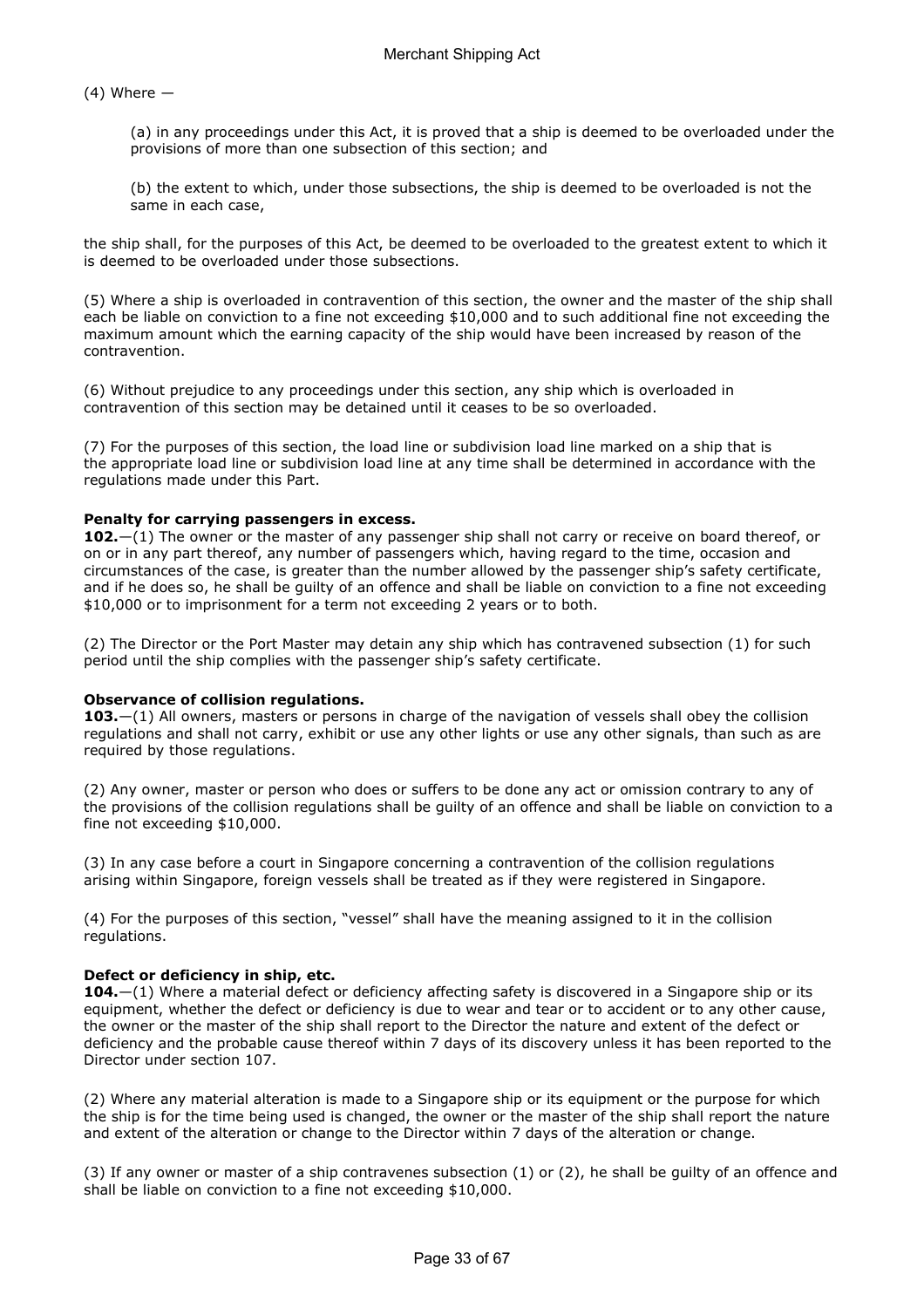(4) Where —

(a) in any proceedings under this Act, it is proved that a ship is deemed to be overloaded under the provisions of more than one subsection of this section; and

(b) the extent to which, under those subsections, the ship is deemed to be overloaded is not the same in each case,

the ship shall, for the purposes of this Act, be deemed to be overloaded to the greatest extent to which it is deemed to be overloaded under those subsections.

(5) Where a ship is overloaded in contravention of this section, the owner and the master of the ship shall each be liable on conviction to a fine not exceeding $10,000 and to such additional fine not exceeding the maximum amount which the earning capacity of the ship would have been increased by reason of the contravention.

(6) Without prejudice to any proceedings under this section, any ship which is overloaded in contravention of this section may be detained until it ceases to be so overloaded.

(7) For the purposes of this section, the load line or subdivision load line marked on a ship that is the appropriate load line or subdivision load line at any time shall be determined in accordance with the regulations made under this Part.

**Penalty for carrying passengers in excess.**
**102.**—(1) The owner or the master of any passenger ship shall not carry or receive on board thereof, or on or in any part thereof, any number of passengers which, having regard to the time, occasion and circumstances of the case, is greater than the number allowed by the passenger ship's safety certificate, and if he does so, he shall be guilty of an offence and shall be liable on conviction to a fine not exceeding $10,000 or to imprisonment for a term not exceeding 2 years or to both.

(2) The Director or the Port Master may detain any ship which has contravened subsection (1) for such period until the ship complies with the passenger ship's safety certificate.

**Observance of collision regulations.**
**103.**—(1) All owners, masters or persons in charge of the navigation of vessels shall obey the collision regulations and shall not carry, exhibit or use any other lights or use any other signals, than such as are required by those regulations.

(2) Any owner, master or person who does or suffers to be done any act or omission contrary to any of the provisions of the collision regulations shall be guilty of an offence and shall be liable on conviction to a fine not exceeding $10,000.

(3) In any case before a court in Singapore concerning a contravention of the collision regulations arising within Singapore, foreign vessels shall be treated as if they were registered in Singapore.

(4) For the purposes of this section, "vessel" shall have the meaning assigned to it in the collision regulations.

**Defect or deficiency in ship, etc.**
**104.**—(1) Where a material defect or deficiency affecting safety is discovered in a Singapore ship or its equipment, whether the defect or deficiency is due to wear and tear or to accident or to any other cause, the owner or the master of the ship shall report to the Director the nature and extent of the defect or deficiency and the probable cause thereof within 7 days of its discovery unless it has been reported to the Director under section 107.

(2) Where any material alteration is made to a Singapore ship or its equipment or the purpose for which the ship is for the time being used is changed, the owner or the master of the ship shall report the nature and extent of the alteration or change to the Director within 7 days of the alteration or change.

(3) If any owner or master of a ship contravenes subsection (1) or (2), he shall be guilty of an offence and shall be liable on conviction to a fine not exceeding $10,000.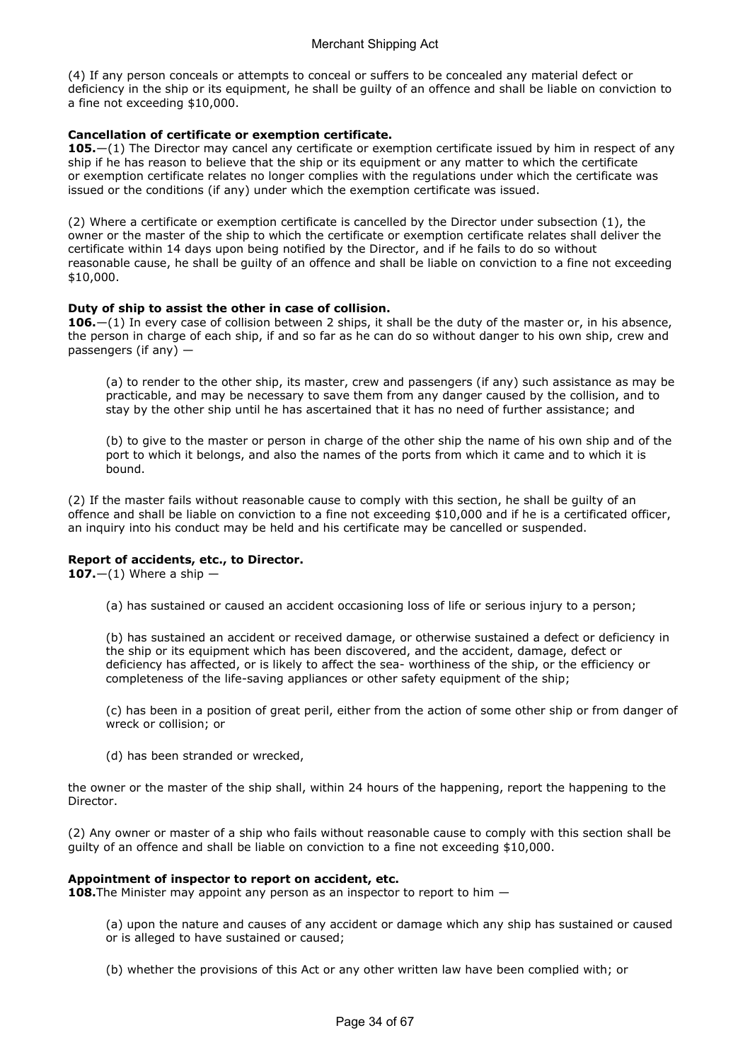(4) If any person conceals or attempts to conceal or suffers to be concealed any material defect or deficiency in the ship or its equipment, he shall be guilty of an offence and shall be liable on conviction to a fine not exceeding $10,000.

**Cancellation of certificate or exemption certificate.**

**105.**—(1) The Director may cancel any certificate or exemption certificate issued by him in respect of any ship if he has reason to believe that the ship or its equipment or any matter to which the certificate or exemption certificate relates no longer complies with the regulations under which the certificate was issued or the conditions (if any) under which the exemption certificate was issued.

(2) Where a certificate or exemption certificate is cancelled by the Director under subsection (1), the owner or the master of the ship to which the certificate or exemption certificate relates shall deliver the certificate within 14 days upon being notified by the Director, and if he fails to do so without reasonable cause, he shall be guilty of an offence and shall be liable on conviction to a fine not exceeding $10,000.

**Duty of ship to assist the other in case of collision.**

**106.**—(1) In every case of collision between 2 ships, it shall be the duty of the master or, in his absence, the person in charge of each ship, if and so far as he can do so without danger to his own ship, crew and passengers (if any) —

(a) to render to the other ship, its master, crew and passengers (if any) such assistance as may be practicable, and may be necessary to save them from any danger caused by the collision, and to stay by the other ship until he has ascertained that it has no need of further assistance; and

(b) to give to the master or person in charge of the other ship the name of his own ship and of the port to which it belongs, and also the names of the ports from which it came and to which it is bound.

(2) If the master fails without reasonable cause to comply with this section, he shall be guilty of an offence and shall be liable on conviction to a fine not exceeding $10,000 and if he is a certificated officer, an inquiry into his conduct may be held and his certificate may be cancelled or suspended.

**Report of accidents, etc., to Director.**

**107.**—(1) Where a ship —

(a) has sustained or caused an accident occasioning loss of life or serious injury to a person;

(b) has sustained an accident or received damage, or otherwise sustained a defect or deficiency in the ship or its equipment which has been discovered, and the accident, damage, defect or deficiency has affected, or is likely to affect the sea- worthiness of the ship, or the efficiency or completeness of the life-saving appliances or other safety equipment of the ship;

(c) has been in a position of great peril, either from the action of some other ship or from danger of wreck or collision; or

(d) has been stranded or wrecked,

the owner or the master of the ship shall, within 24 hours of the happening, report the happening to the Director.

(2) Any owner or master of a ship who fails without reasonable cause to comply with this section shall be guilty of an offence and shall be liable on conviction to a fine not exceeding $10,000.

**Appointment of inspector to report on accident, etc.**

**108.** The Minister may appoint any person as an inspector to report to him —

(a) upon the nature and causes of any accident or damage which any ship has sustained or caused or is alleged to have sustained or caused;

(b) whether the provisions of this Act or any other written law have been complied with; or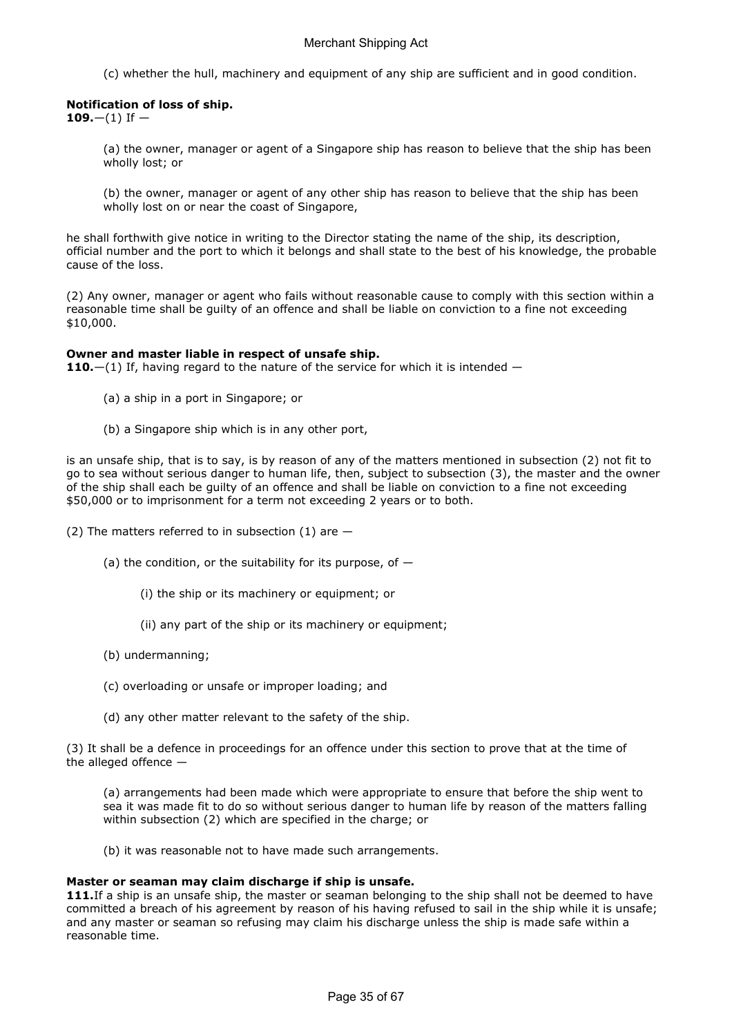(c) whether the hull, machinery and equipment of any ship are sufficient and in good condition.

**Notification of loss of ship.**

**109.**—(1) If —

(a) the owner, manager or agent of a Singapore ship has reason to believe that the ship has been wholly lost; or

(b) the owner, manager or agent of any other ship has reason to believe that the ship has been wholly lost on or near the coast of Singapore,

he shall forthwith give notice in writing to the Director stating the name of the ship, its description, official number and the port to which it belongs and shall state to the best of his knowledge, the probable cause of the loss.

(2) Any owner, manager or agent who fails without reasonable cause to comply with this section within a reasonable time shall be guilty of an offence and shall be liable on conviction to a fine not exceeding $10,000.

**Owner and master liable in respect of unsafe ship.**

**110.**—(1) If, having regard to the nature of the service for which it is intended —

(a) a ship in a port in Singapore; or

(b) a Singapore ship which is in any other port,

is an unsafe ship, that is to say, is by reason of any of the matters mentioned in subsection (2) not fit to go to sea without serious danger to human life, then, subject to subsection (3), the master and the owner of the ship shall each be guilty of an offence and shall be liable on conviction to a fine not exceeding $50,000 or to imprisonment for a term not exceeding 2 years or to both.

(2) The matters referred to in subsection (1) are —

(a) the condition, or the suitability for its purpose, of —

(i) the ship or its machinery or equipment; or

(ii) any part of the ship or its machinery or equipment;

(b) undermanning;

(c) overloading or unsafe or improper loading; and

(d) any other matter relevant to the safety of the ship.

(3) It shall be a defence in proceedings for an offence under this section to prove that at the time of the alleged offence —

(a) arrangements had been made which were appropriate to ensure that before the ship went to sea it was made fit to do so without serious danger to human life by reason of the matters falling within subsection (2) which are specified in the charge; or

(b) it was reasonable not to have made such arrangements.

**Master or seaman may claim discharge if ship is unsafe.**

**111.** If a ship is an unsafe ship, the master or seaman belonging to the ship shall not be deemed to have committed a breach of his agreement by reason of his having refused to sail in the ship while it is unsafe; and any master or seaman so refusing may claim his discharge unless the ship is made safe within a reasonable time.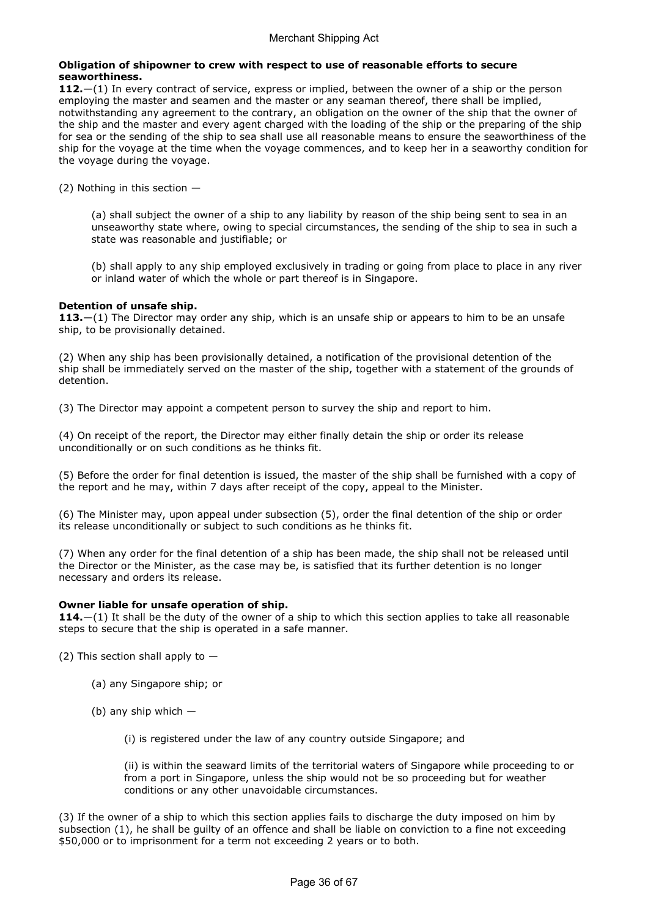**Obligation of shipowner to crew with respect to use of reasonable efforts to secure seaworthiness.**

**112.**—(1) In every contract of service, express or implied, between the owner of a ship or the person employing the master and seamen and the master or any seaman thereof, there shall be implied, notwithstanding any agreement to the contrary, an obligation on the owner of the ship that the owner of the ship and the master and every agent charged with the loading of the ship or the preparing of the ship for sea or the sending of the ship to sea shall use all reasonable means to ensure the seaworthiness of the ship for the voyage at the time when the voyage commences, and to keep her in a seaworthy condition for the voyage during the voyage.

(2) Nothing in this section —

(a) shall subject the owner of a ship to any liability by reason of the ship being sent to sea in an unseaworthy state where, owing to special circumstances, the sending of the ship to sea in such a state was reasonable and justifiable; or

(b) shall apply to any ship employed exclusively in trading or going from place to place in any river or inland water of which the whole or part thereof is in Singapore.

**Detention of unsafe ship.**

**113.**—(1) The Director may order any ship, which is an unsafe ship or appears to him to be an unsafe ship, to be provisionally detained.

(2) When any ship has been provisionally detained, a notification of the provisional detention of the ship shall be immediately served on the master of the ship, together with a statement of the grounds of detention.

(3) The Director may appoint a competent person to survey the ship and report to him.

(4) On receipt of the report, the Director may either finally detain the ship or order its release unconditionally or on such conditions as he thinks fit.

(5) Before the order for final detention is issued, the master of the ship shall be furnished with a copy of the report and he may, within 7 days after receipt of the copy, appeal to the Minister.

(6) The Minister may, upon appeal under subsection (5), order the final detention of the ship or order its release unconditionally or subject to such conditions as he thinks fit.

(7) When any order for the final detention of a ship has been made, the ship shall not be released until the Director or the Minister, as the case may be, is satisfied that its further detention is no longer necessary and orders its release.

**Owner liable for unsafe operation of ship.**

**114.**—(1) It shall be the duty of the owner of a ship to which this section applies to take all reasonable steps to secure that the ship is operated in a safe manner.

(2) This section shall apply to —

(a) any Singapore ship; or

(b) any ship which —

(i) is registered under the law of any country outside Singapore; and

(ii) is within the seaward limits of the territorial waters of Singapore while proceeding to or from a port in Singapore, unless the ship would not be so proceeding but for weather conditions or any other unavoidable circumstances.

(3) If the owner of a ship to which this section applies fails to discharge the duty imposed on him by subsection (1), he shall be guilty of an offence and shall be liable on conviction to a fine not exceeding $50,000 or to imprisonment for a term not exceeding 2 years or to both.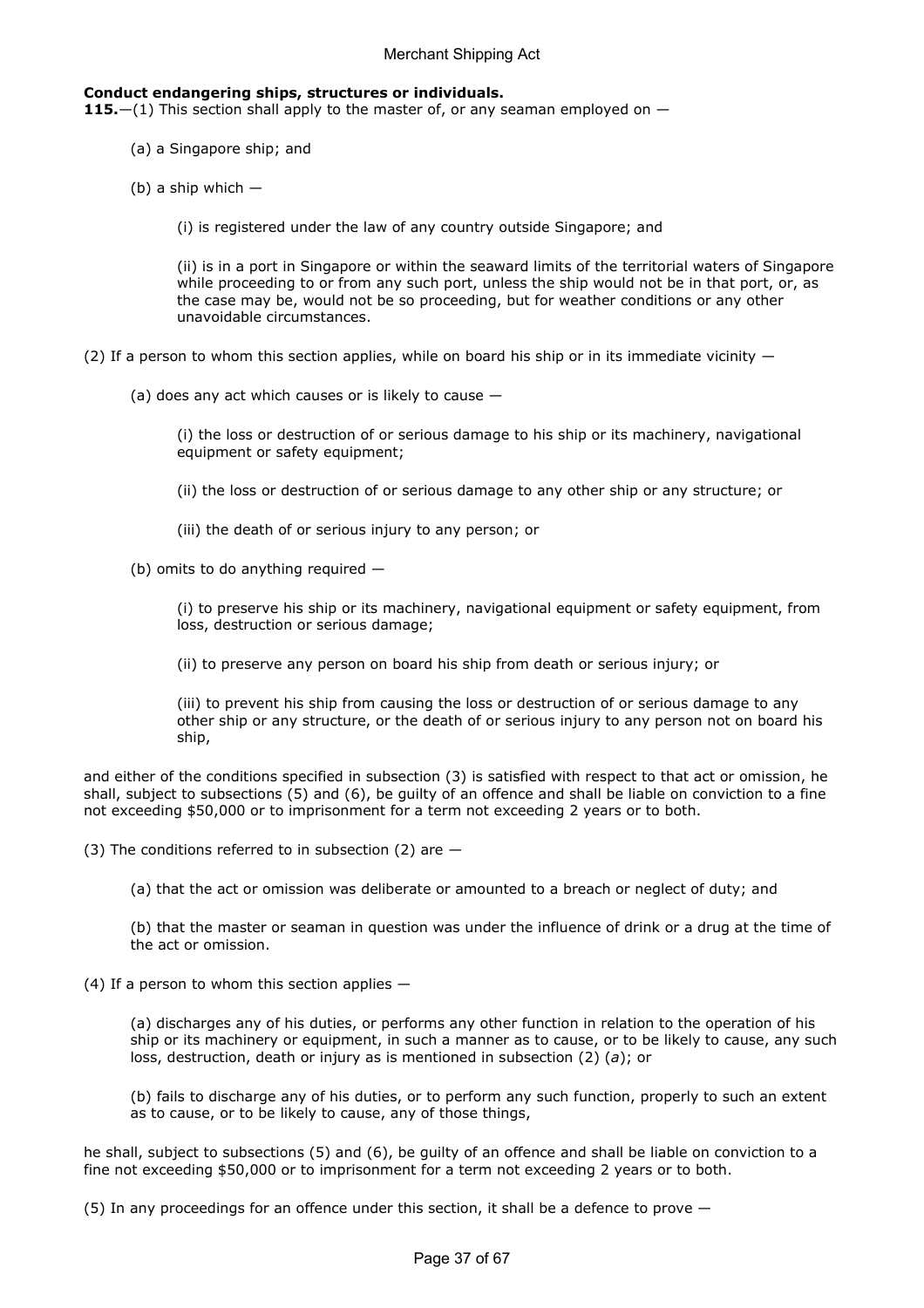**Conduct endangering ships, structures or individuals.**

**115.**—(1) This section shall apply to the master of, or any seaman employed on —

(a) a Singapore ship; and

(b) a ship which —

(i) is registered under the law of any country outside Singapore; and

(ii) is in a port in Singapore or within the seaward limits of the territorial waters of Singapore while proceeding to or from any such port, unless the ship would not be in that port, or, as the case may be, would not be so proceeding, but for weather conditions or any other unavoidable circumstances.

(2) If a person to whom this section applies, while on board his ship or in its immediate vicinity —

(a) does any act which causes or is likely to cause —

(i) the loss or destruction of or serious damage to his ship or its machinery, navigational equipment or safety equipment;

(ii) the loss or destruction of or serious damage to any other ship or any structure; or

(iii) the death of or serious injury to any person; or

(b) omits to do anything required —

(i) to preserve his ship or its machinery, navigational equipment or safety equipment, from loss, destruction or serious damage;

(ii) to preserve any person on board his ship from death or serious injury; or

(iii) to prevent his ship from causing the loss or destruction of or serious damage to any other ship or any structure, or the death of or serious injury to any person not on board his ship,

and either of the conditions specified in subsection (3) is satisfied with respect to that act or omission, he shall, subject to subsections (5) and (6), be guilty of an offence and shall be liable on conviction to a fine not exceeding $50,000 or to imprisonment for a term not exceeding 2 years or to both.

(3) The conditions referred to in subsection (2) are —

(a) that the act or omission was deliberate or amounted to a breach or neglect of duty; and

(b) that the master or seaman in question was under the influence of drink or a drug at the time of the act or omission.

(4) If a person to whom this section applies —

(a) discharges any of his duties, or performs any other function in relation to the operation of his ship or its machinery or equipment, in such a manner as to cause, or to be likely to cause, any such loss, destruction, death or injury as is mentioned in subsection (2) (*a*); or

(b) fails to discharge any of his duties, or to perform any such function, properly to such an extent as to cause, or to be likely to cause, any of those things,

he shall, subject to subsections (5) and (6), be guilty of an offence and shall be liable on conviction to a fine not exceeding $50,000 or to imprisonment for a term not exceeding 2 years or to both.

(5) In any proceedings for an offence under this section, it shall be a defence to prove —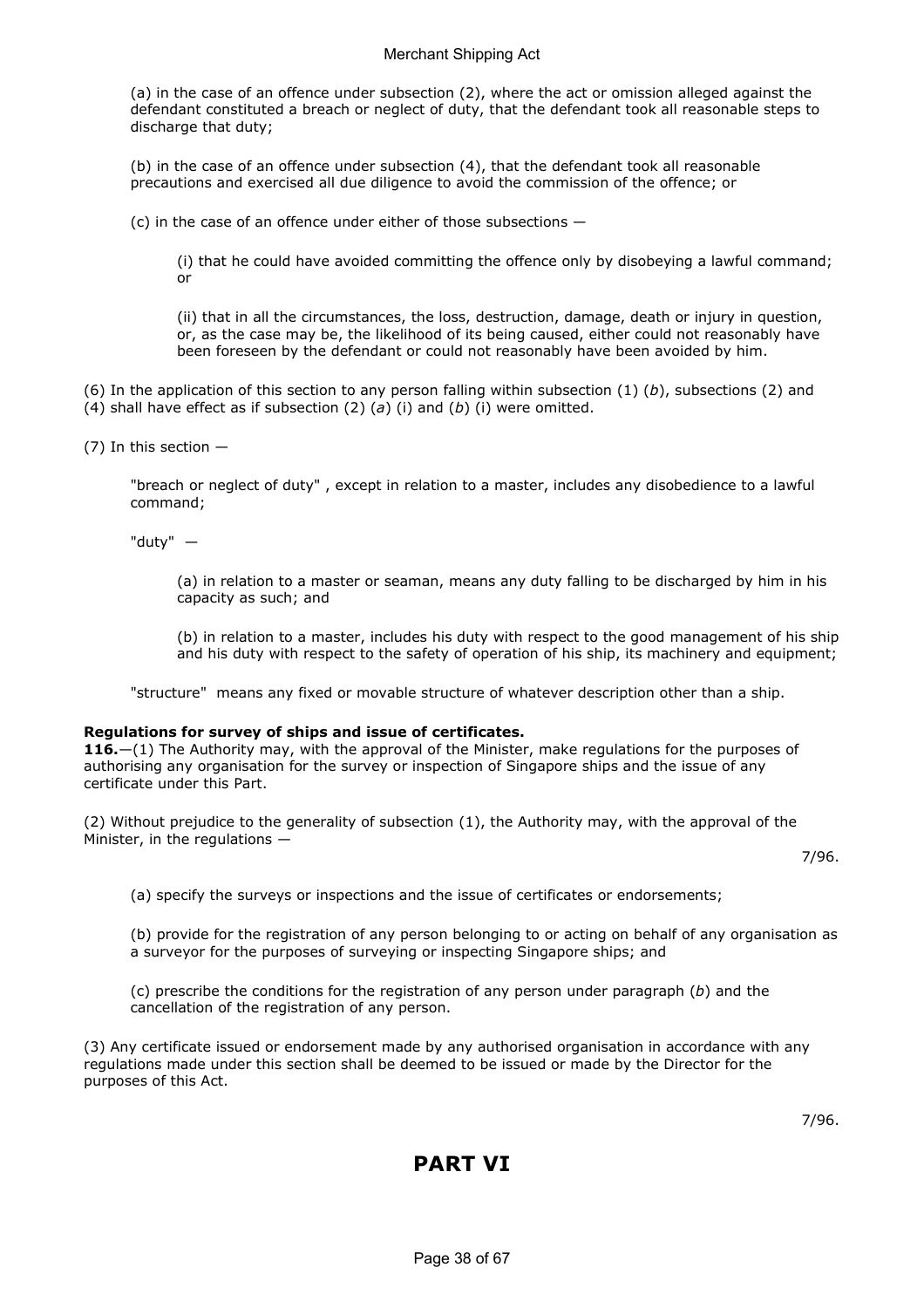(a) in the case of an offence under subsection (2), where the act or omission alleged against the defendant constituted a breach or neglect of duty, that the defendant took all reasonable steps to discharge that duty;

(b) in the case of an offence under subsection (4), that the defendant took all reasonable precautions and exercised all due diligence to avoid the commission of the offence; or

(c) in the case of an offence under either of those subsections —

(i) that he could have avoided committing the offence only by disobeying a lawful command; or

(ii) that in all the circumstances, the loss, destruction, damage, death or injury in question, or, as the case may be, the likelihood of its being caused, either could not reasonably have been foreseen by the defendant or could not reasonably have been avoided by him.

(6) In the application of this section to any person falling within subsection (1) (*b*), subsections (2) and (4) shall have effect as if subsection (2) (*a*) (i) and (*b*) (i) were omitted.

(7) In this section —

"breach or neglect of duty" , except in relation to a master, includes any disobedience to a lawful command;

"duty" —

(a) in relation to a master or seaman, means any duty falling to be discharged by him in his capacity as such; and

(b) in relation to a master, includes his duty with respect to the good management of his ship and his duty with respect to the safety of operation of his ship, its machinery and equipment;

"structure" means any fixed or movable structure of whatever description other than a ship.

**Regulations for survey of ships and issue of certificates.**

**116.**—(1) The Authority may, with the approval of the Minister, make regulations for the purposes of authorising any organisation for the survey or inspection of Singapore ships and the issue of any certificate under this Part.

(2) Without prejudice to the generality of subsection (1), the Authority may, with the approval of the Minister, in the regulations —

7/96.

(a) specify the surveys or inspections and the issue of certificates or endorsements;

(b) provide for the registration of any person belonging to or acting on behalf of any organisation as a surveyor for the purposes of surveying or inspecting Singapore ships; and

(c) prescribe the conditions for the registration of any person under paragraph (*b*) and the cancellation of the registration of any person.

(3) Any certificate issued or endorsement made by any authorised organisation in accordance with any regulations made under this section shall be deemed to be issued or made by the Director for the purposes of this Act.

7/96.

# PART VI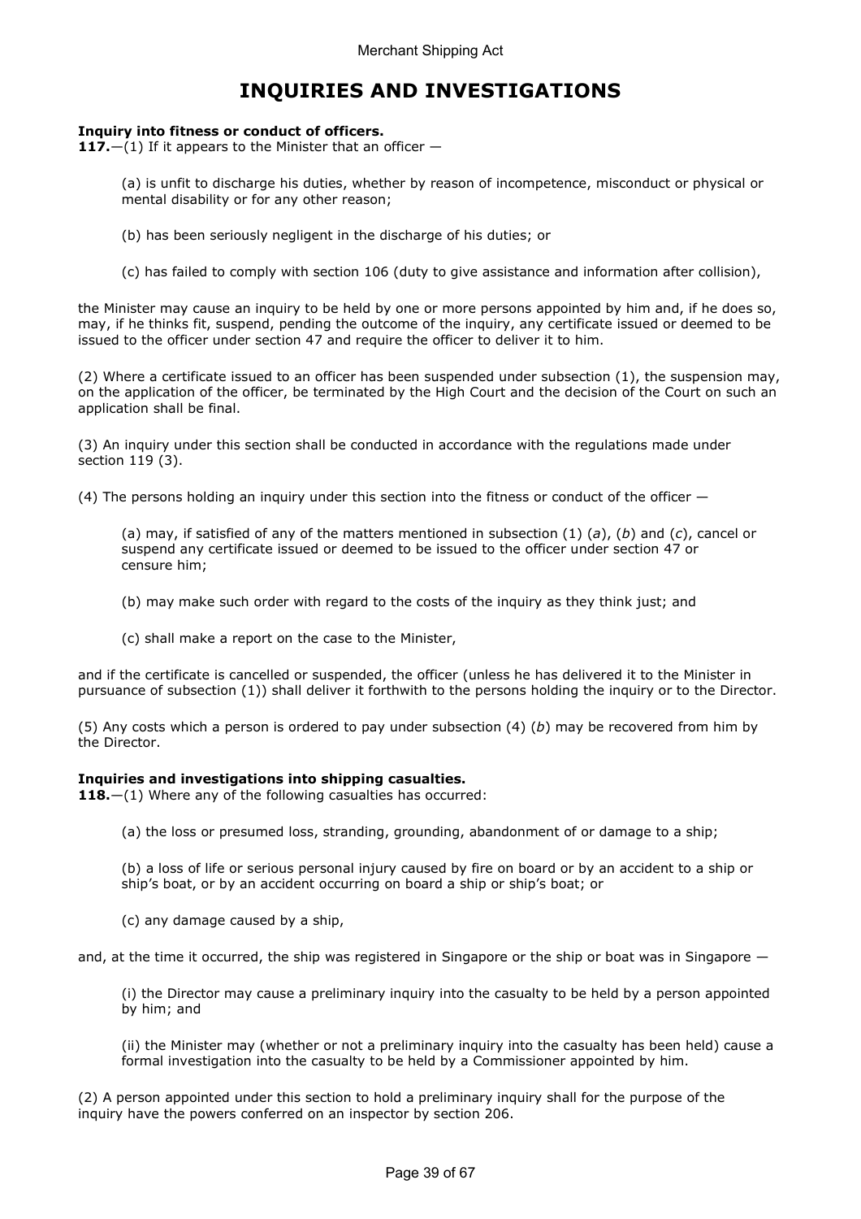# INQUIRIES AND INVESTIGATIONS

**Inquiry into fitness or conduct of officers.**
**117.**—(1) If it appears to the Minister that an officer —

(a) is unfit to discharge his duties, whether by reason of incompetence, misconduct or physical or mental disability or for any other reason;

(b) has been seriously negligent in the discharge of his duties; or

(c) has failed to comply with section 106 (duty to give assistance and information after collision),

the Minister may cause an inquiry to be held by one or more persons appointed by him and, if he does so, may, if he thinks fit, suspend, pending the outcome of the inquiry, any certificate issued or deemed to be issued to the officer under section 47 and require the officer to deliver it to him.

(2) Where a certificate issued to an officer has been suspended under subsection (1), the suspension may, on the application of the officer, be terminated by the High Court and the decision of the Court on such an application shall be final.

(3) An inquiry under this section shall be conducted in accordance with the regulations made under section 119 (3).

(4) The persons holding an inquiry under this section into the fitness or conduct of the officer —

(a) may, if satisfied of any of the matters mentioned in subsection (1) (*a*), (*b*) and (*c*), cancel or suspend any certificate issued or deemed to be issued to the officer under section 47 or censure him;

(b) may make such order with regard to the costs of the inquiry as they think just; and

(c) shall make a report on the case to the Minister,

and if the certificate is cancelled or suspended, the officer (unless he has delivered it to the Minister in pursuance of subsection (1)) shall deliver it forthwith to the persons holding the inquiry or to the Director.

(5) Any costs which a person is ordered to pay under subsection (4) (*b*) may be recovered from him by the Director.

**Inquiries and investigations into shipping casualties.**
**118.**—(1) Where any of the following casualties has occurred:

(a) the loss or presumed loss, stranding, grounding, abandonment of or damage to a ship;

(b) a loss of life or serious personal injury caused by fire on board or by an accident to a ship or ship's boat, or by an accident occurring on board a ship or ship's boat; or

(c) any damage caused by a ship,

and, at the time it occurred, the ship was registered in Singapore or the ship or boat was in Singapore —

(i) the Director may cause a preliminary inquiry into the casualty to be held by a person appointed by him; and

(ii) the Minister may (whether or not a preliminary inquiry into the casualty has been held) cause a formal investigation into the casualty to be held by a Commissioner appointed by him.

(2) A person appointed under this section to hold a preliminary inquiry shall for the purpose of the inquiry have the powers conferred on an inspector by section 206.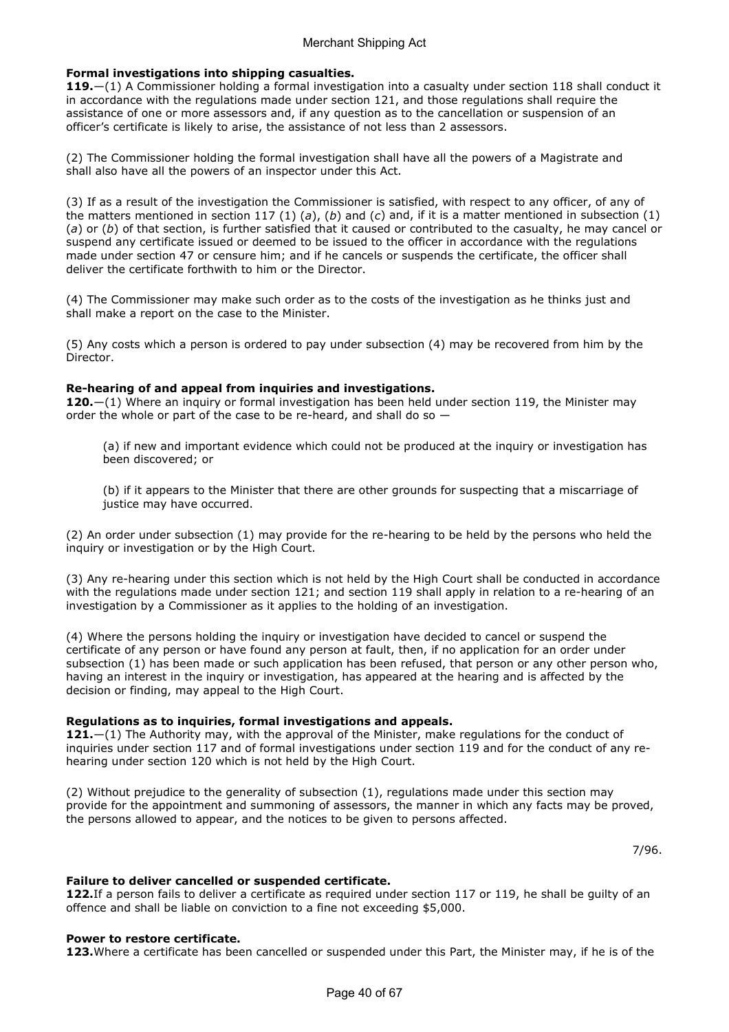**Formal investigations into shipping casualties.**

**119.**—(1) A Commissioner holding a formal investigation into a casualty under section 118 shall conduct it in accordance with the regulations made under section 121, and those regulations shall require the assistance of one or more assessors and, if any question as to the cancellation or suspension of an officer's certificate is likely to arise, the assistance of not less than 2 assessors.

(2) The Commissioner holding the formal investigation shall have all the powers of a Magistrate and shall also have all the powers of an inspector under this Act.

(3) If as a result of the investigation the Commissioner is satisfied, with respect to any officer, of any of the matters mentioned in section 117 (1) (*a*), (*b*) and (*c*) and, if it is a matter mentioned in subsection (1) (*a*) or (*b*) of that section, is further satisfied that it caused or contributed to the casualty, he may cancel or suspend any certificate issued or deemed to be issued to the officer in accordance with the regulations made under section 47 or censure him; and if he cancels or suspends the certificate, the officer shall deliver the certificate forthwith to him or the Director.

(4) The Commissioner may make such order as to the costs of the investigation as he thinks just and shall make a report on the case to the Minister.

(5) Any costs which a person is ordered to pay under subsection (4) may be recovered from him by the Director.

**Re-hearing of and appeal from inquiries and investigations.**

**120.**—(1) Where an inquiry or formal investigation has been held under section 119, the Minister may order the whole or part of the case to be re-heard, and shall do so —

(a) if new and important evidence which could not be produced at the inquiry or investigation has been discovered; or

(b) if it appears to the Minister that there are other grounds for suspecting that a miscarriage of justice may have occurred.

(2) An order under subsection (1) may provide for the re-hearing to be held by the persons who held the inquiry or investigation or by the High Court.

(3) Any re-hearing under this section which is not held by the High Court shall be conducted in accordance with the regulations made under section 121; and section 119 shall apply in relation to a re-hearing of an investigation by a Commissioner as it applies to the holding of an investigation.

(4) Where the persons holding the inquiry or investigation have decided to cancel or suspend the certificate of any person or have found any person at fault, then, if no application for an order under subsection (1) has been made or such application has been refused, that person or any other person who, having an interest in the inquiry or investigation, has appeared at the hearing and is affected by the decision or finding, may appeal to the High Court.

**Regulations as to inquiries, formal investigations and appeals.**

**121.**—(1) The Authority may, with the approval of the Minister, make regulations for the conduct of inquiries under section 117 and of formal investigations under section 119 and for the conduct of any re-hearing under section 120 which is not held by the High Court.

(2) Without prejudice to the generality of subsection (1), regulations made under this section may provide for the appointment and summoning of assessors, the manner in which any facts may be proved, the persons allowed to appear, and the notices to be given to persons affected.

7/96.

**Failure to deliver cancelled or suspended certificate.**

**122.** If a person fails to deliver a certificate as required under section 117 or 119, he shall be guilty of an offence and shall be liable on conviction to a fine not exceeding $5,000.

**Power to restore certificate.**

**123.** Where a certificate has been cancelled or suspended under this Part, the Minister may, if he is of the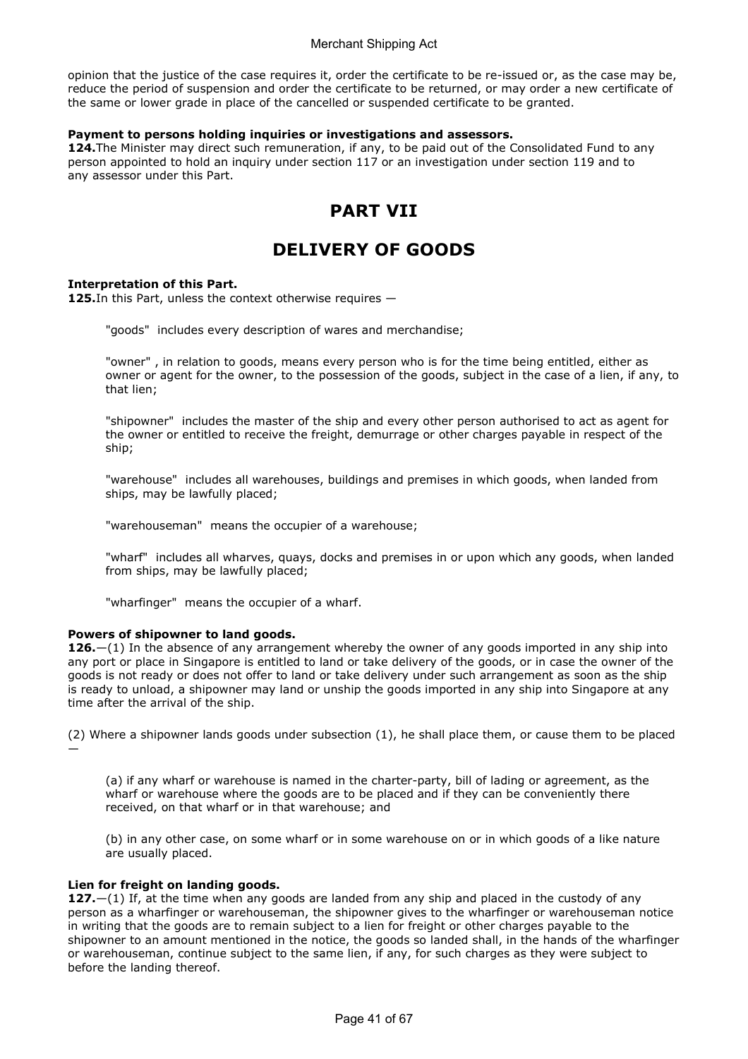opinion that the justice of the case requires it, order the certificate to be re-issued or, as the case may be, reduce the period of suspension and order the certificate to be returned, or may order a new certificate of the same or lower grade in place of the cancelled or suspended certificate to be granted.

**Payment to persons holding inquiries or investigations and assessors.**
**124.** The Minister may direct such remuneration, if any, to be paid out of the Consolidated Fund to any person appointed to hold an inquiry under section 117 or an investigation under section 119 and to any assessor under this Part.

# PART VII

# DELIVERY OF GOODS

**Interpretation of this Part.**
**125.** In this Part, unless the context otherwise requires —

"goods" includes every description of wares and merchandise;

"owner" , in relation to goods, means every person who is for the time being entitled, either as owner or agent for the owner, to the possession of the goods, subject in the case of a lien, if any, to that lien;

"shipowner" includes the master of the ship and every other person authorised to act as agent for the owner or entitled to receive the freight, demurrage or other charges payable in respect of the ship;

"warehouse" includes all warehouses, buildings and premises in which goods, when landed from ships, may be lawfully placed;

"warehouseman" means the occupier of a warehouse;

"wharf" includes all wharves, quays, docks and premises in or upon which any goods, when landed from ships, may be lawfully placed;

"wharfinger" means the occupier of a wharf.

**Powers of shipowner to land goods.**
**126.**—(1) In the absence of any arrangement whereby the owner of any goods imported in any ship into any port or place in Singapore is entitled to land or take delivery of the goods, or in case the owner of the goods is not ready or does not offer to land or take delivery under such arrangement as soon as the ship is ready to unload, a shipowner may land or unship the goods imported in any ship into Singapore at any time after the arrival of the ship.

(2) Where a shipowner lands goods under subsection (1), he shall place them, or cause them to be placed —

(a) if any wharf or warehouse is named in the charter-party, bill of lading or agreement, as the wharf or warehouse where the goods are to be placed and if they can be conveniently there received, on that wharf or in that warehouse; and

(b) in any other case, on some wharf or in some warehouse on or in which goods of a like nature are usually placed.

**Lien for freight on landing goods.**
**127.**—(1) If, at the time when any goods are landed from any ship and placed in the custody of any person as a wharfinger or warehouseman, the shipowner gives to the wharfinger or warehouseman notice in writing that the goods are to remain subject to a lien for freight or other charges payable to the shipowner to an amount mentioned in the notice, the goods so landed shall, in the hands of the wharfinger or warehouseman, continue subject to the same lien, if any, for such charges as they were subject to before the landing thereof.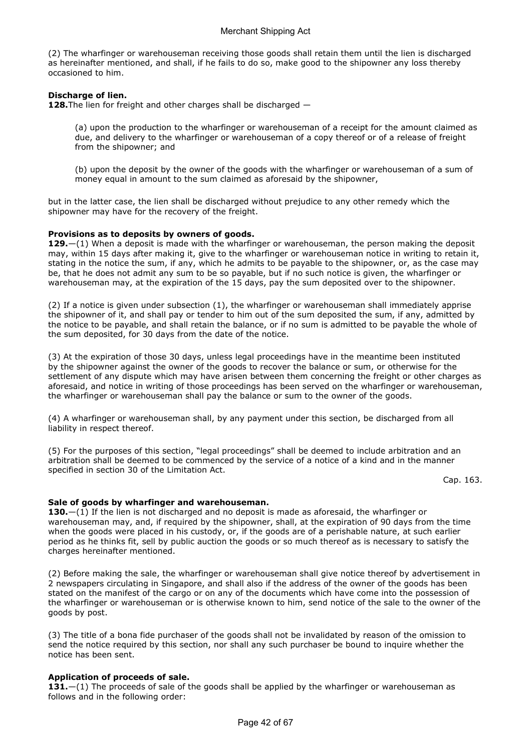(2) The wharfinger or warehouseman receiving those goods shall retain them until the lien is discharged as hereinafter mentioned, and shall, if he fails to do so, make good to the shipowner any loss thereby occasioned to him.

**Discharge of lien.**

**128.** The lien for freight and other charges shall be discharged —

> (a) upon the production to the wharfinger or warehouseman of a receipt for the amount claimed as due, and delivery to the wharfinger or warehouseman of a copy thereof or of a release of freight from the shipowner; and
>
> (b) upon the deposit by the owner of the goods with the wharfinger or warehouseman of a sum of money equal in amount to the sum claimed as aforesaid by the shipowner,

but in the latter case, the lien shall be discharged without prejudice to any other remedy which the shipowner may have for the recovery of the freight.

**Provisions as to deposits by owners of goods.**

**129.**—(1) When a deposit is made with the wharfinger or warehouseman, the person making the deposit may, within 15 days after making it, give to the wharfinger or warehouseman notice in writing to retain it, stating in the notice the sum, if any, which he admits to be payable to the shipowner, or, as the case may be, that he does not admit any sum to be so payable, but if no such notice is given, the wharfinger or warehouseman may, at the expiration of the 15 days, pay the sum deposited over to the shipowner.

(2) If a notice is given under subsection (1), the wharfinger or warehouseman shall immediately apprise the shipowner of it, and shall pay or tender to him out of the sum deposited the sum, if any, admitted by the notice to be payable, and shall retain the balance, or if no sum is admitted to be payable the whole of the sum deposited, for 30 days from the date of the notice.

(3) At the expiration of those 30 days, unless legal proceedings have in the meantime been instituted by the shipowner against the owner of the goods to recover the balance or sum, or otherwise for the settlement of any dispute which may have arisen between them concerning the freight or other charges as aforesaid, and notice in writing of those proceedings has been served on the wharfinger or warehouseman, the wharfinger or warehouseman shall pay the balance or sum to the owner of the goods.

(4) A wharfinger or warehouseman shall, by any payment under this section, be discharged from all liability in respect thereof.

(5) For the purposes of this section, "legal proceedings" shall be deemed to include arbitration and an arbitration shall be deemed to be commenced by the service of a notice of a kind and in the manner specified in section 30 of the Limitation Act.

Cap. 163.

**Sale of goods by wharfinger and warehouseman.**

**130.**—(1) If the lien is not discharged and no deposit is made as aforesaid, the wharfinger or warehouseman may, and, if required by the shipowner, shall, at the expiration of 90 days from the time when the goods were placed in his custody, or, if the goods are of a perishable nature, at such earlier period as he thinks fit, sell by public auction the goods or so much thereof as is necessary to satisfy the charges hereinafter mentioned.

(2) Before making the sale, the wharfinger or warehouseman shall give notice thereof by advertisement in 2 newspapers circulating in Singapore, and shall also if the address of the owner of the goods has been stated on the manifest of the cargo or on any of the documents which have come into the possession of the wharfinger or warehouseman or is otherwise known to him, send notice of the sale to the owner of the goods by post.

(3) The title of a bona fide purchaser of the goods shall not be invalidated by reason of the omission to send the notice required by this section, nor shall any such purchaser be bound to inquire whether the notice has been sent.

**Application of proceeds of sale.**

**131.**—(1) The proceeds of sale of the goods shall be applied by the wharfinger or warehouseman as follows and in the following order: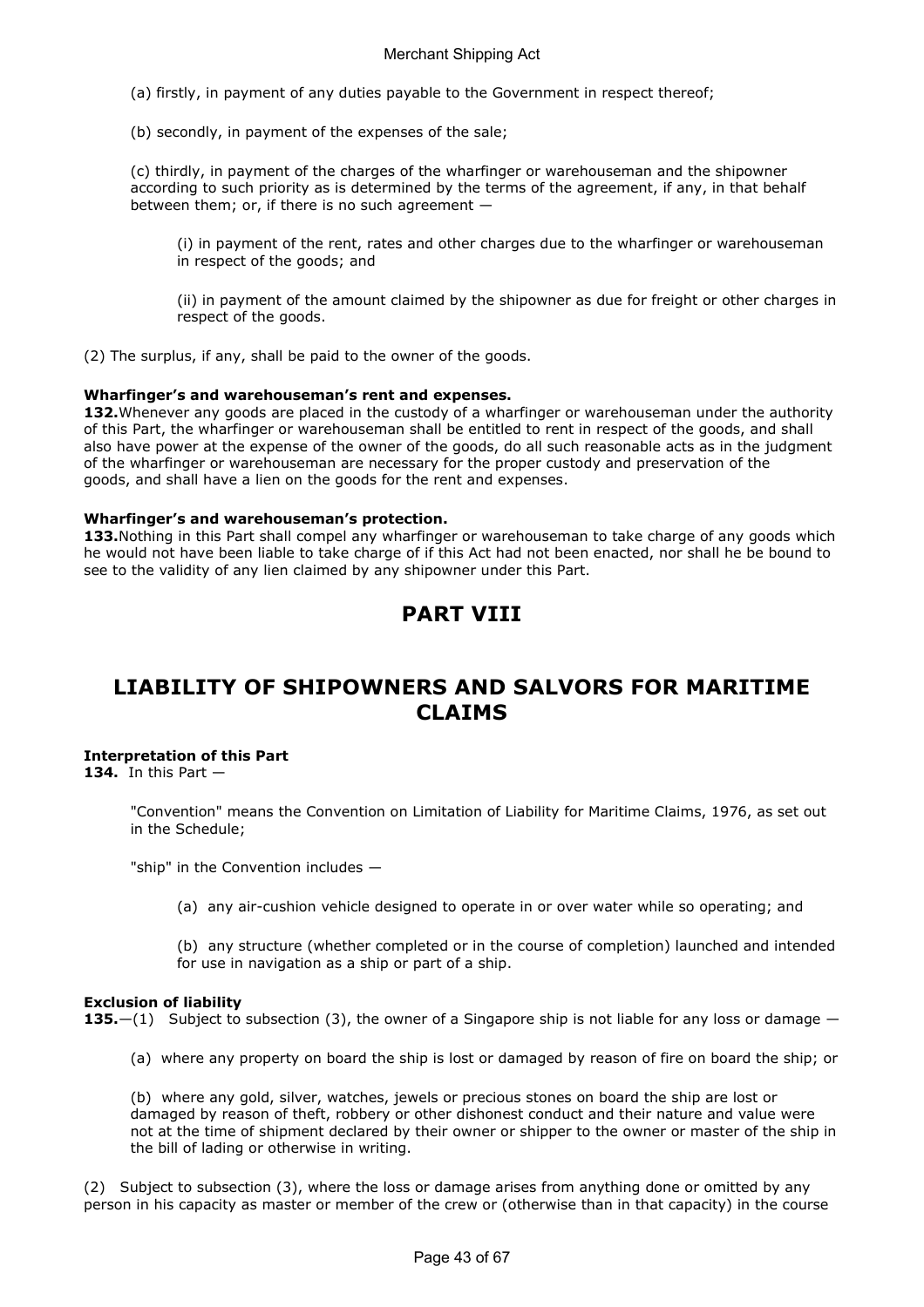(a) firstly, in payment of any duties payable to the Government in respect thereof;

(b) secondly, in payment of the expenses of the sale;

(c) thirdly, in payment of the charges of the wharfinger or warehouseman and the shipowner according to such priority as is determined by the terms of the agreement, if any, in that behalf between them; or, if there is no such agreement —

(i) in payment of the rent, rates and other charges due to the wharfinger or warehouseman in respect of the goods; and

(ii) in payment of the amount claimed by the shipowner as due for freight or other charges in respect of the goods.

(2) The surplus, if any, shall be paid to the owner of the goods.

**Wharfinger's and warehouseman's rent and expenses.**

**132.** Whenever any goods are placed in the custody of a wharfinger or warehouseman under the authority of this Part, the wharfinger or warehouseman shall be entitled to rent in respect of the goods, and shall also have power at the expense of the owner of the goods, do all such reasonable acts as in the judgment of the wharfinger or warehouseman are necessary for the proper custody and preservation of the goods, and shall have a lien on the goods for the rent and expenses.

**Wharfinger's and warehouseman's protection.**

**133.** Nothing in this Part shall compel any wharfinger or warehouseman to take charge of any goods which he would not have been liable to take charge of if this Act had not been enacted, nor shall he be bound to see to the validity of any lien claimed by any shipowner under this Part.

# PART VIII

# LIABILITY OF SHIPOWNERS AND SALVORS FOR MARITIME CLAIMS

**Interpretation of this Part**

**134.** In this Part —

"Convention" means the Convention on Limitation of Liability for Maritime Claims, 1976, as set out in the Schedule;

"ship" in the Convention includes —

(a) any air-cushion vehicle designed to operate in or over water while so operating; and

(b) any structure (whether completed or in the course of completion) launched and intended for use in navigation as a ship or part of a ship.

**Exclusion of liability**

**135.**—(1) Subject to subsection (3), the owner of a Singapore ship is not liable for any loss or damage —

(a) where any property on board the ship is lost or damaged by reason of fire on board the ship; or

(b) where any gold, silver, watches, jewels or precious stones on board the ship are lost or damaged by reason of theft, robbery or other dishonest conduct and their nature and value were not at the time of shipment declared by their owner or shipper to the owner or master of the ship in the bill of lading or otherwise in writing.

(2) Subject to subsection (3), where the loss or damage arises from anything done or omitted by any person in his capacity as master or member of the crew or (otherwise than in that capacity) in the course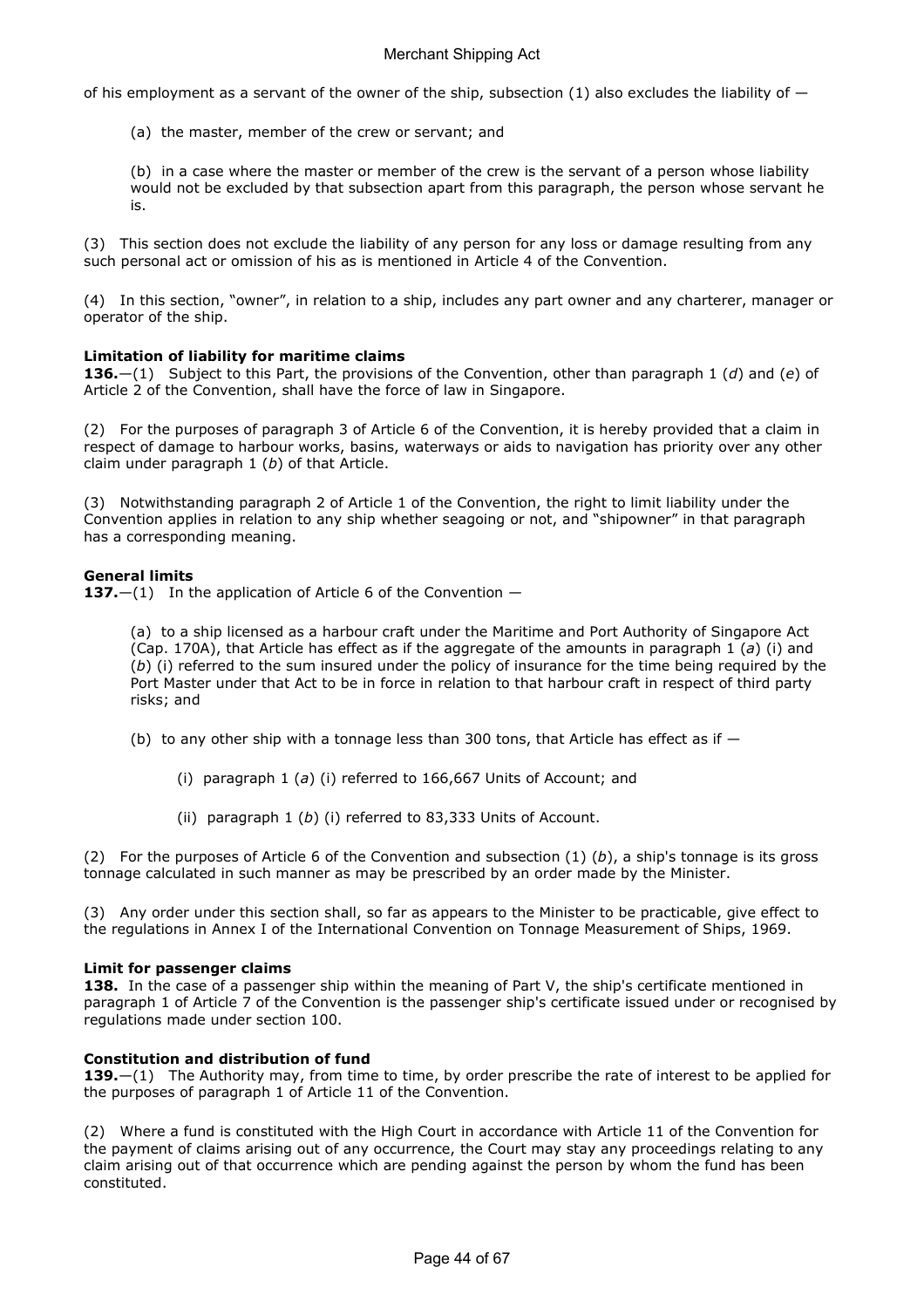of his employment as a servant of the owner of the ship, subsection (1) also excludes the liability of —

(a) the master, member of the crew or servant; and

(b) in a case where the master or member of the crew is the servant of a person whose liability would not be excluded by that subsection apart from this paragraph, the person whose servant he is.

(3) This section does not exclude the liability of any person for any loss or damage resulting from any such personal act or omission of his as is mentioned in Article 4 of the Convention.

(4) In this section, "owner", in relation to a ship, includes any part owner and any charterer, manager or operator of the ship.

**Limitation of liability for maritime claims**

**136.**—(1) Subject to this Part, the provisions of the Convention, other than paragraph 1 (*d*) and (*e*) of Article 2 of the Convention, shall have the force of law in Singapore.

(2) For the purposes of paragraph 3 of Article 6 of the Convention, it is hereby provided that a claim in respect of damage to harbour works, basins, waterways or aids to navigation has priority over any other claim under paragraph 1 (*b*) of that Article.

(3) Notwithstanding paragraph 2 of Article 1 of the Convention, the right to limit liability under the Convention applies in relation to any ship whether seagoing or not, and "shipowner" in that paragraph has a corresponding meaning.

**General limits**

**137.**—(1) In the application of Article 6 of the Convention —

(a) to a ship licensed as a harbour craft under the Maritime and Port Authority of Singapore Act (Cap. 170A), that Article has effect as if the aggregate of the amounts in paragraph 1 (*a*) (i) and (*b*) (i) referred to the sum insured under the policy of insurance for the time being required by the Port Master under that Act to be in force in relation to that harbour craft in respect of third party risks; and

(b) to any other ship with a tonnage less than 300 tons, that Article has effect as if —

(i) paragraph 1 (*a*) (i) referred to 166,667 Units of Account; and

(ii) paragraph 1 (*b*) (i) referred to 83,333 Units of Account.

(2) For the purposes of Article 6 of the Convention and subsection (1) (*b*), a ship's tonnage is its gross tonnage calculated in such manner as may be prescribed by an order made by the Minister.

(3) Any order under this section shall, so far as appears to the Minister to be practicable, give effect to the regulations in Annex I of the International Convention on Tonnage Measurement of Ships, 1969.

**Limit for passenger claims**

**138.** In the case of a passenger ship within the meaning of Part V, the ship's certificate mentioned in paragraph 1 of Article 7 of the Convention is the passenger ship's certificate issued under or recognised by regulations made under section 100.

**Constitution and distribution of fund**

**139.**—(1) The Authority may, from time to time, by order prescribe the rate of interest to be applied for the purposes of paragraph 1 of Article 11 of the Convention.

(2) Where a fund is constituted with the High Court in accordance with Article 11 of the Convention for the payment of claims arising out of any occurrence, the Court may stay any proceedings relating to any claim arising out of that occurrence which are pending against the person by whom the fund has been constituted.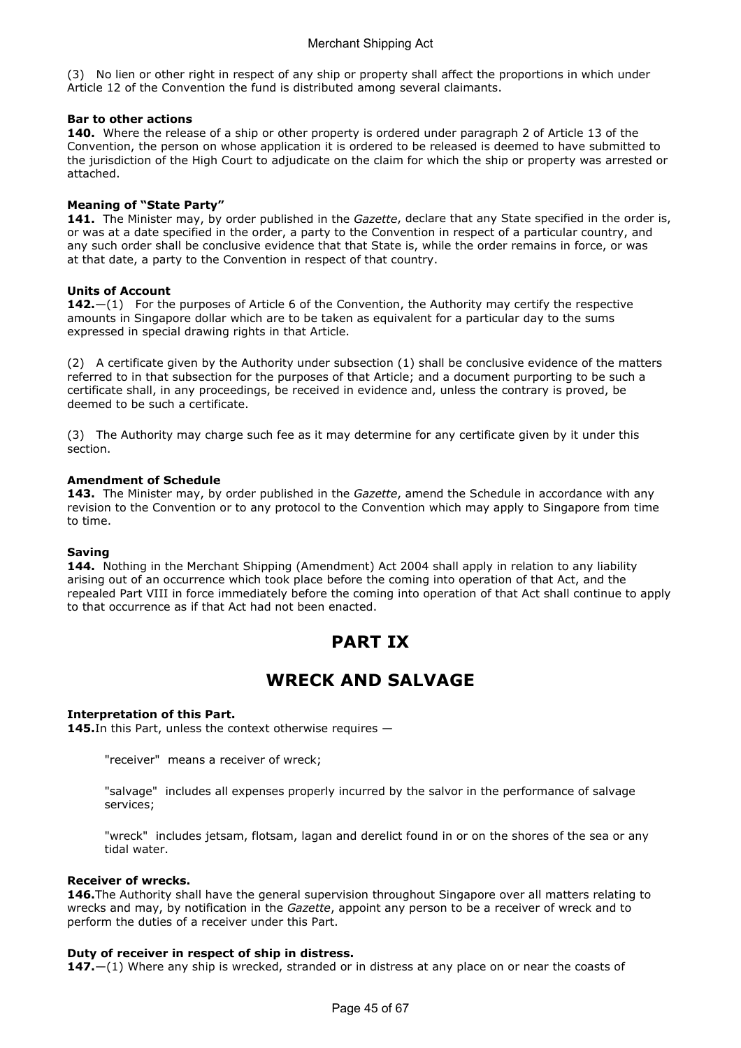(3) No lien or other right in respect of any ship or property shall affect the proportions in which under Article 12 of the Convention the fund is distributed among several claimants.

**Bar to other actions**

**140.** Where the release of a ship or other property is ordered under paragraph 2 of Article 13 of the Convention, the person on whose application it is ordered to be released is deemed to have submitted to the jurisdiction of the High Court to adjudicate on the claim for which the ship or property was arrested or attached.

**Meaning of "State Party"**

**141.** The Minister may, by order published in the *Gazette*, declare that any State specified in the order is, or was at a date specified in the order, a party to the Convention in respect of a particular country, and any such order shall be conclusive evidence that that State is, while the order remains in force, or was at that date, a party to the Convention in respect of that country.

**Units of Account**

**142.**—(1) For the purposes of Article 6 of the Convention, the Authority may certify the respective amounts in Singapore dollar which are to be taken as equivalent for a particular day to the sums expressed in special drawing rights in that Article.

(2) A certificate given by the Authority under subsection (1) shall be conclusive evidence of the matters referred to in that subsection for the purposes of that Article; and a document purporting to be such a certificate shall, in any proceedings, be received in evidence and, unless the contrary is proved, be deemed to be such a certificate.

(3) The Authority may charge such fee as it may determine for any certificate given by it under this section.

**Amendment of Schedule**

**143.** The Minister may, by order published in the *Gazette*, amend the Schedule in accordance with any revision to the Convention or to any protocol to the Convention which may apply to Singapore from time to time.

**Saving**

**144.** Nothing in the Merchant Shipping (Amendment) Act 2004 shall apply in relation to any liability arising out of an occurrence which took place before the coming into operation of that Act, and the repealed Part VIII in force immediately before the coming into operation of that Act shall continue to apply to that occurrence as if that Act had not been enacted.

# PART IX

# WRECK AND SALVAGE

**Interpretation of this Part.**

**145.** In this Part, unless the context otherwise requires —

"receiver" means a receiver of wreck;

"salvage" includes all expenses properly incurred by the salvor in the performance of salvage services;

"wreck" includes jetsam, flotsam, lagan and derelict found in or on the shores of the sea or any tidal water.

**Receiver of wrecks.**

**146.** The Authority shall have the general supervision throughout Singapore over all matters relating to wrecks and may, by notification in the *Gazette*, appoint any person to be a receiver of wreck and to perform the duties of a receiver under this Part.

**Duty of receiver in respect of ship in distress.**

**147.**—(1) Where any ship is wrecked, stranded or in distress at any place on or near the coasts of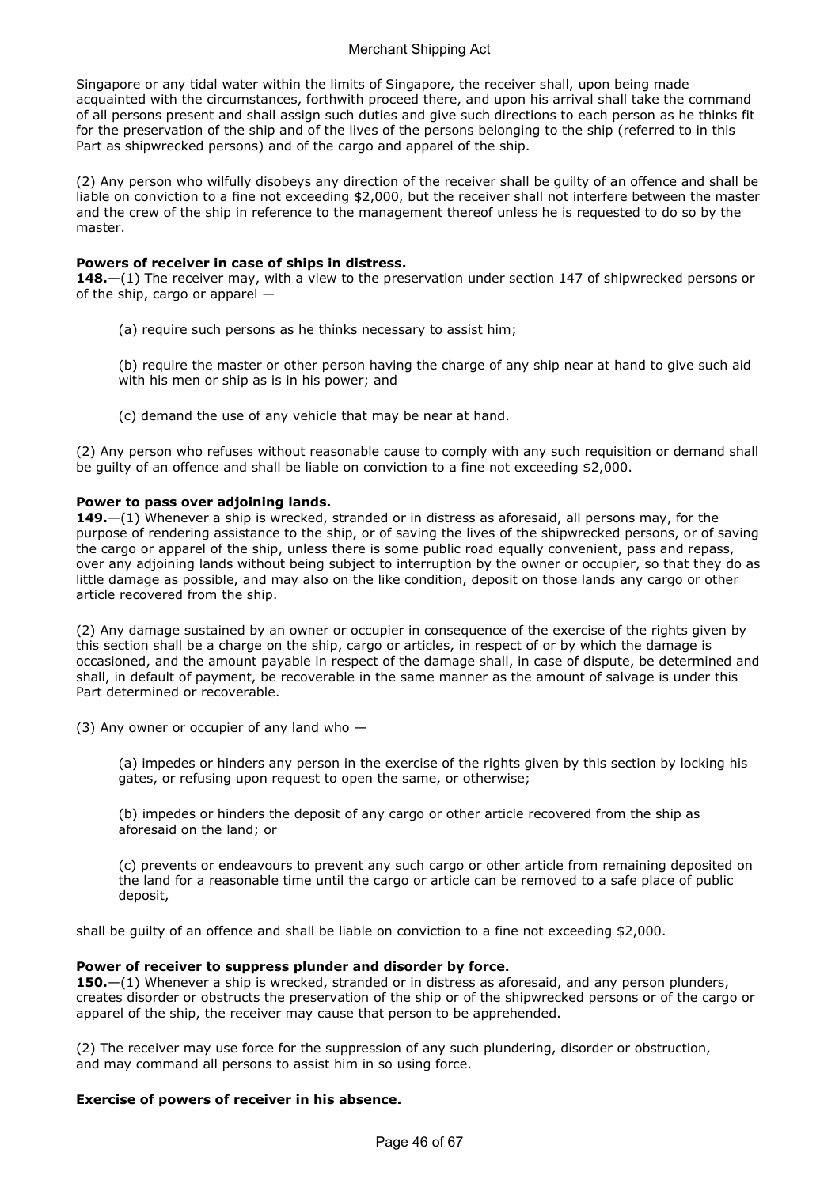Singapore or any tidal water within the limits of Singapore, the receiver shall, upon being made acquainted with the circumstances, forthwith proceed there, and upon his arrival shall take the command of all persons present and shall assign such duties and give such directions to each person as he thinks fit for the preservation of the ship and of the lives of the persons belonging to the ship (referred to in this Part as shipwrecked persons) and of the cargo and apparel of the ship.

(2) Any person who wilfully disobeys any direction of the receiver shall be guilty of an offence and shall be liable on conviction to a fine not exceeding $2,000, but the receiver shall not interfere between the master and the crew of the ship in reference to the management thereof unless he is requested to do so by the master.

**Powers of receiver in case of ships in distress.**
**148.**—(1) The receiver may, with a view to the preservation under section 147 of shipwrecked persons or of the ship, cargo or apparel —

(a) require such persons as he thinks necessary to assist him;

(b) require the master or other person having the charge of any ship near at hand to give such aid with his men or ship as is in his power; and

(c) demand the use of any vehicle that may be near at hand.

(2) Any person who refuses without reasonable cause to comply with any such requisition or demand shall be guilty of an offence and shall be liable on conviction to a fine not exceeding $2,000.

**Power to pass over adjoining lands.**
**149.**—(1) Whenever a ship is wrecked, stranded or in distress as aforesaid, all persons may, for the purpose of rendering assistance to the ship, or of saving the lives of the shipwrecked persons, or of saving the cargo or apparel of the ship, unless there is some public road equally convenient, pass and repass, over any adjoining lands without being subject to interruption by the owner or occupier, so that they do as little damage as possible, and may also on the like condition, deposit on those lands any cargo or other article recovered from the ship.

(2) Any damage sustained by an owner or occupier in consequence of the exercise of the rights given by this section shall be a charge on the ship, cargo or articles, in respect of or by which the damage is occasioned, and the amount payable in respect of the damage shall, in case of dispute, be determined and shall, in default of payment, be recoverable in the same manner as the amount of salvage is under this Part determined or recoverable.

(3) Any owner or occupier of any land who —

(a) impedes or hinders any person in the exercise of the rights given by this section by locking his gates, or refusing upon request to open the same, or otherwise;

(b) impedes or hinders the deposit of any cargo or other article recovered from the ship as aforesaid on the land; or

(c) prevents or endeavours to prevent any such cargo or other article from remaining deposited on the land for a reasonable time until the cargo or article can be removed to a safe place of public deposit,

shall be guilty of an offence and shall be liable on conviction to a fine not exceeding $2,000.

**Power of receiver to suppress plunder and disorder by force.**
**150.**—(1) Whenever a ship is wrecked, stranded or in distress as aforesaid, and any person plunders, creates disorder or obstructs the preservation of the ship or of the shipwrecked persons or of the cargo or apparel of the ship, the receiver may cause that person to be apprehended.

(2) The receiver may use force for the suppression of any such plundering, disorder or obstruction, and may command all persons to assist him in so using force.

**Exercise of powers of receiver in his absence.**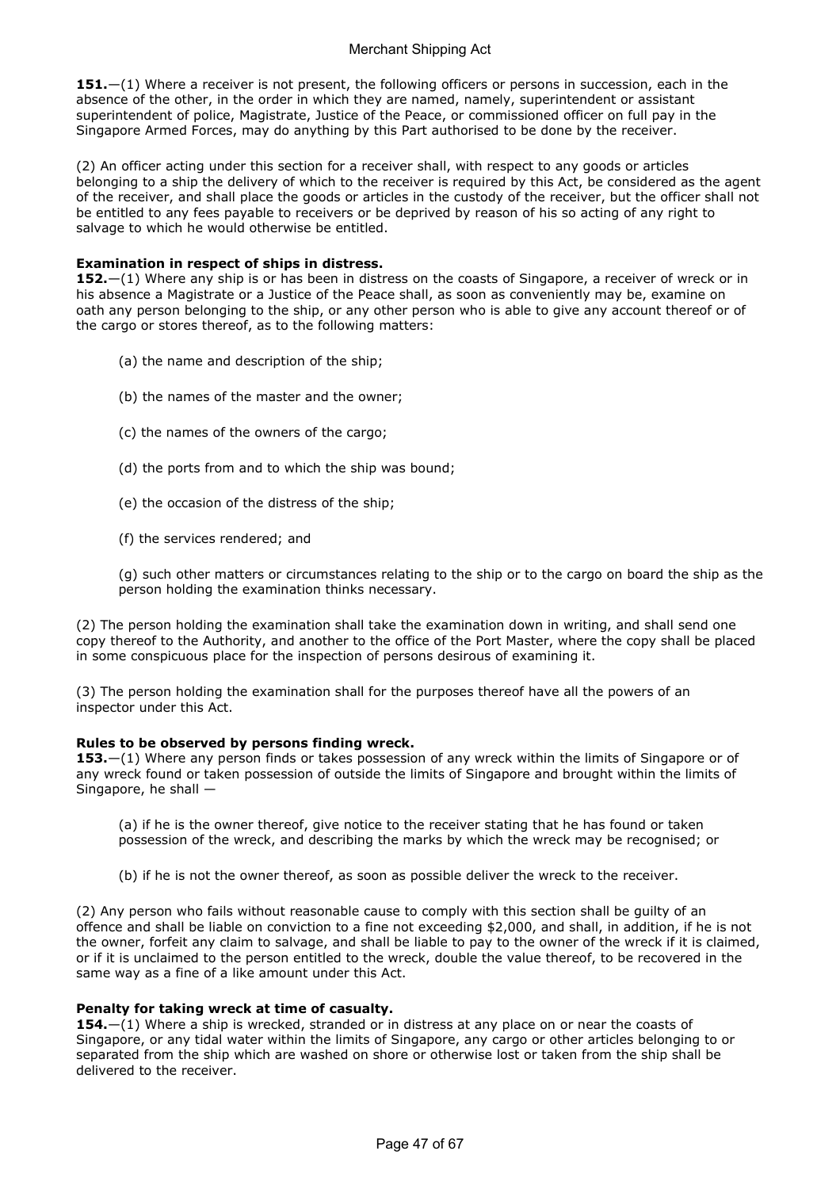**151.**—(1) Where a receiver is not present, the following officers or persons in succession, each in the absence of the other, in the order in which they are named, namely, superintendent or assistant superintendent of police, Magistrate, Justice of the Peace, or commissioned officer on full pay in the Singapore Armed Forces, may do anything by this Part authorised to be done by the receiver.

(2) An officer acting under this section for a receiver shall, with respect to any goods or articles belonging to a ship the delivery of which to the receiver is required by this Act, be considered as the agent of the receiver, and shall place the goods or articles in the custody of the receiver, but the officer shall not be entitled to any fees payable to receivers or be deprived by reason of his so acting of any right to salvage to which he would otherwise be entitled.

**Examination in respect of ships in distress.**

**152.**—(1) Where any ship is or has been in distress on the coasts of Singapore, a receiver of wreck or in his absence a Magistrate or a Justice of the Peace shall, as soon as conveniently may be, examine on oath any person belonging to the ship, or any other person who is able to give any account thereof or of the cargo or stores thereof, as to the following matters:

(a) the name and description of the ship;

(b) the names of the master and the owner;

(c) the names of the owners of the cargo;

(d) the ports from and to which the ship was bound;

(e) the occasion of the distress of the ship;

(f) the services rendered; and

(g) such other matters or circumstances relating to the ship or to the cargo on board the ship as the person holding the examination thinks necessary.

(2) The person holding the examination shall take the examination down in writing, and shall send one copy thereof to the Authority, and another to the office of the Port Master, where the copy shall be placed in some conspicuous place for the inspection of persons desirous of examining it.

(3) The person holding the examination shall for the purposes thereof have all the powers of an inspector under this Act.

**Rules to be observed by persons finding wreck.**

**153.**—(1) Where any person finds or takes possession of any wreck within the limits of Singapore or of any wreck found or taken possession of outside the limits of Singapore and brought within the limits of Singapore, he shall —

(a) if he is the owner thereof, give notice to the receiver stating that he has found or taken possession of the wreck, and describing the marks by which the wreck may be recognised; or

(b) if he is not the owner thereof, as soon as possible deliver the wreck to the receiver.

(2) Any person who fails without reasonable cause to comply with this section shall be guilty of an offence and shall be liable on conviction to a fine not exceeding $2,000, and shall, in addition, if he is not the owner, forfeit any claim to salvage, and shall be liable to pay to the owner of the wreck if it is claimed, or if it is unclaimed to the person entitled to the wreck, double the value thereof, to be recovered in the same way as a fine of a like amount under this Act.

**Penalty for taking wreck at time of casualty.**

**154.**—(1) Where a ship is wrecked, stranded or in distress at any place on or near the coasts of Singapore, or any tidal water within the limits of Singapore, any cargo or other articles belonging to or separated from the ship which are washed on shore or otherwise lost or taken from the ship shall be delivered to the receiver.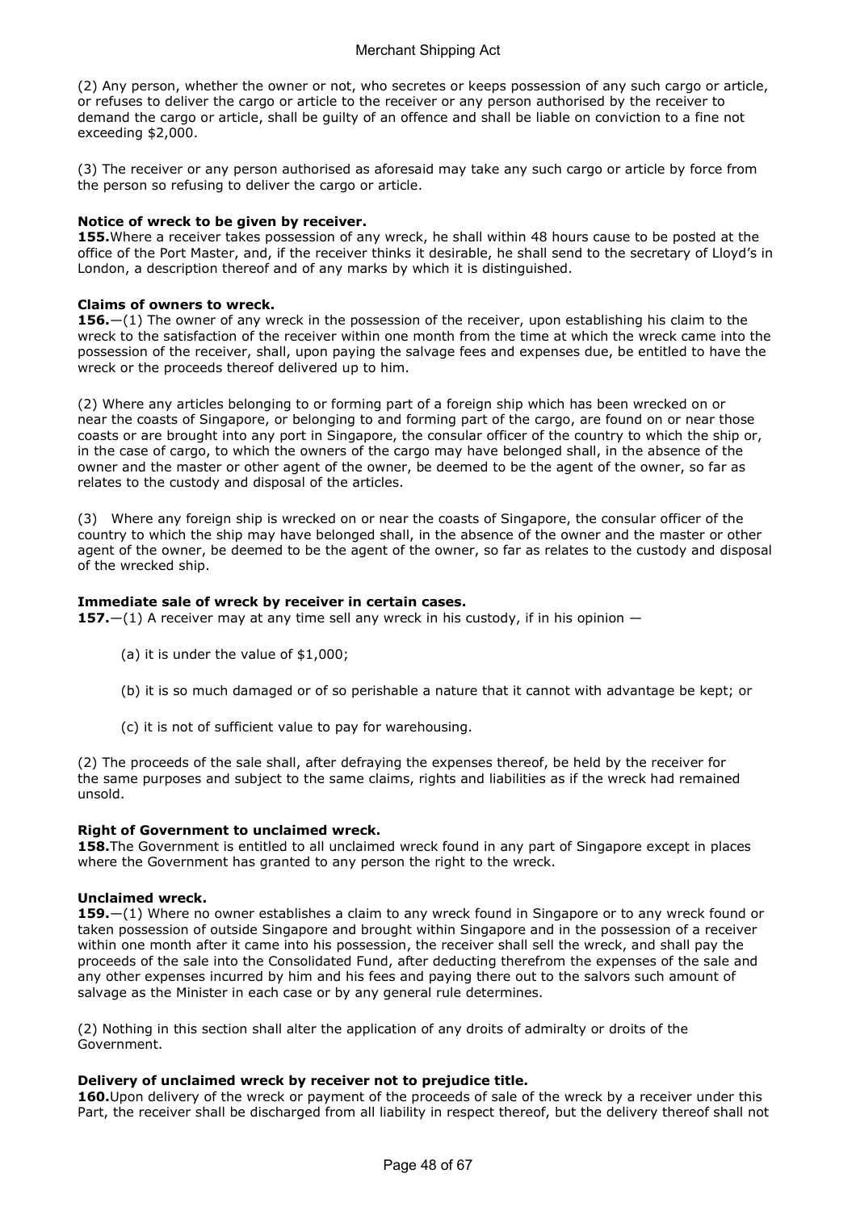(2) Any person, whether the owner or not, who secretes or keeps possession of any such cargo or article, or refuses to deliver the cargo or article to the receiver or any person authorised by the receiver to demand the cargo or article, shall be guilty of an offence and shall be liable on conviction to a fine not exceeding $2,000.

(3) The receiver or any person authorised as aforesaid may take any such cargo or article by force from the person so refusing to deliver the cargo or article.

**Notice of wreck to be given by receiver.**

**155.** Where a receiver takes possession of any wreck, he shall within 48 hours cause to be posted at the office of the Port Master, and, if the receiver thinks it desirable, he shall send to the secretary of Lloyd's in London, a description thereof and of any marks by which it is distinguished.

**Claims of owners to wreck.**

**156.**—(1) The owner of any wreck in the possession of the receiver, upon establishing his claim to the wreck to the satisfaction of the receiver within one month from the time at which the wreck came into the possession of the receiver, shall, upon paying the salvage fees and expenses due, be entitled to have the wreck or the proceeds thereof delivered up to him.

(2) Where any articles belonging to or forming part of a foreign ship which has been wrecked on or near the coasts of Singapore, or belonging to and forming part of the cargo, are found on or near those coasts or are brought into any port in Singapore, the consular officer of the country to which the ship or, in the case of cargo, to which the owners of the cargo may have belonged shall, in the absence of the owner and the master or other agent of the owner, be deemed to be the agent of the owner, so far as relates to the custody and disposal of the articles.

(3) Where any foreign ship is wrecked on or near the coasts of Singapore, the consular officer of the country to which the ship may have belonged shall, in the absence of the owner and the master or other agent of the owner, be deemed to be the agent of the owner, so far as relates to the custody and disposal of the wrecked ship.

**Immediate sale of wreck by receiver in certain cases.**

**157.**—(1) A receiver may at any time sell any wreck in his custody, if in his opinion —

(a) it is under the value of $1,000;

(b) it is so much damaged or of so perishable a nature that it cannot with advantage be kept; or

(c) it is not of sufficient value to pay for warehousing.

(2) The proceeds of the sale shall, after defraying the expenses thereof, be held by the receiver for the same purposes and subject to the same claims, rights and liabilities as if the wreck had remained unsold.

**Right of Government to unclaimed wreck.**

**158.** The Government is entitled to all unclaimed wreck found in any part of Singapore except in places where the Government has granted to any person the right to the wreck.

**Unclaimed wreck.**

**159.**—(1) Where no owner establishes a claim to any wreck found in Singapore or to any wreck found or taken possession of outside Singapore and brought within Singapore and in the possession of a receiver within one month after it came into his possession, the receiver shall sell the wreck, and shall pay the proceeds of the sale into the Consolidated Fund, after deducting therefrom the expenses of the sale and any other expenses incurred by him and his fees and paying there out to the salvors such amount of salvage as the Minister in each case or by any general rule determines.

(2) Nothing in this section shall alter the application of any droits of admiralty or droits of the Government.

**Delivery of unclaimed wreck by receiver not to prejudice title.**

**160.** Upon delivery of the wreck or payment of the proceeds of sale of the wreck by a receiver under this Part, the receiver shall be discharged from all liability in respect thereof, but the delivery thereof shall not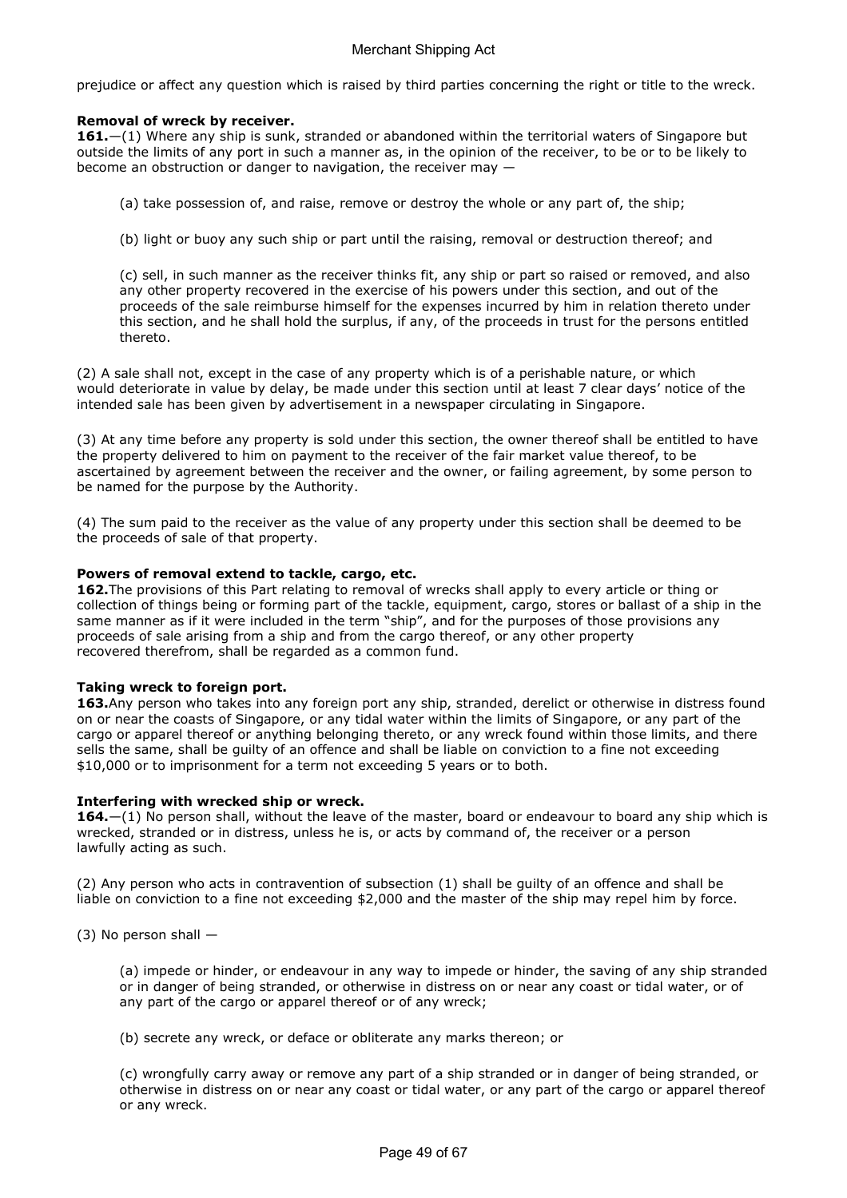prejudice or affect any question which is raised by third parties concerning the right or title to the wreck.

**Removal of wreck by receiver.**
**161.**—(1) Where any ship is sunk, stranded or abandoned within the territorial waters of Singapore but outside the limits of any port in such a manner as, in the opinion of the receiver, to be or to be likely to become an obstruction or danger to navigation, the receiver may —

(a) take possession of, and raise, remove or destroy the whole or any part of, the ship;

(b) light or buoy any such ship or part until the raising, removal or destruction thereof; and

(c) sell, in such manner as the receiver thinks fit, any ship or part so raised or removed, and also any other property recovered in the exercise of his powers under this section, and out of the proceeds of the sale reimburse himself for the expenses incurred by him in relation thereto under this section, and he shall hold the surplus, if any, of the proceeds in trust for the persons entitled thereto.

(2) A sale shall not, except in the case of any property which is of a perishable nature, or which would deteriorate in value by delay, be made under this section until at least 7 clear days' notice of the intended sale has been given by advertisement in a newspaper circulating in Singapore.

(3) At any time before any property is sold under this section, the owner thereof shall be entitled to have the property delivered to him on payment to the receiver of the fair market value thereof, to be ascertained by agreement between the receiver and the owner, or failing agreement, by some person to be named for the purpose by the Authority.

(4) The sum paid to the receiver as the value of any property under this section shall be deemed to be the proceeds of sale of that property.

**Powers of removal extend to tackle, cargo, etc.**
**162.** The provisions of this Part relating to removal of wrecks shall apply to every article or thing or collection of things being or forming part of the tackle, equipment, cargo, stores or ballast of a ship in the same manner as if it were included in the term "ship", and for the purposes of those provisions any proceeds of sale arising from a ship and from the cargo thereof, or any other property recovered therefrom, shall be regarded as a common fund.

**Taking wreck to foreign port.**
**163.** Any person who takes into any foreign port any ship, stranded, derelict or otherwise in distress found on or near the coasts of Singapore, or any tidal water within the limits of Singapore, or any part of the cargo or apparel thereof or anything belonging thereto, or any wreck found within those limits, and there sells the same, shall be guilty of an offence and shall be liable on conviction to a fine not exceeding $10,000 or to imprisonment for a term not exceeding 5 years or to both.

**Interfering with wrecked ship or wreck.**
**164.**—(1) No person shall, without the leave of the master, board or endeavour to board any ship which is wrecked, stranded or in distress, unless he is, or acts by command of, the receiver or a person lawfully acting as such.

(2) Any person who acts in contravention of subsection (1) shall be guilty of an offence and shall be liable on conviction to a fine not exceeding $2,000 and the master of the ship may repel him by force.

(3) No person shall —

(a) impede or hinder, or endeavour in any way to impede or hinder, the saving of any ship stranded or in danger of being stranded, or otherwise in distress on or near any coast or tidal water, or of any part of the cargo or apparel thereof or of any wreck;

(b) secrete any wreck, or deface or obliterate any marks thereon; or

(c) wrongfully carry away or remove any part of a ship stranded or in danger of being stranded, or otherwise in distress on or near any coast or tidal water, or any part of the cargo or apparel thereof or any wreck.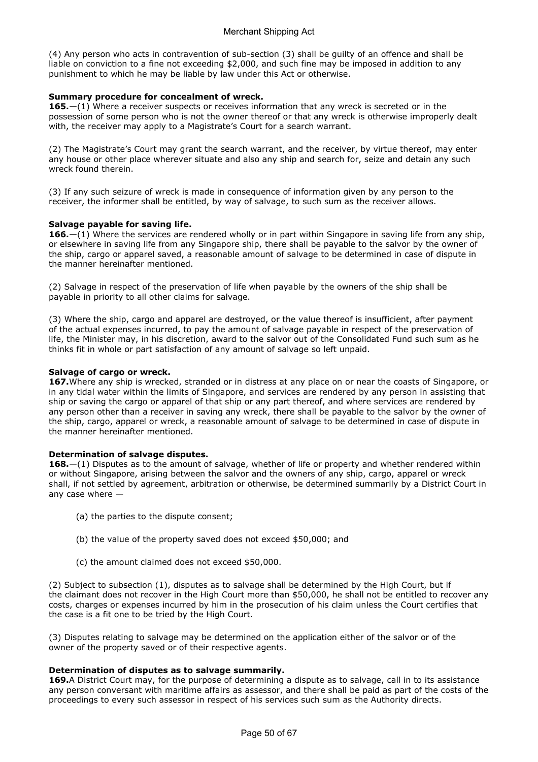(4) Any person who acts in contravention of sub-section (3) shall be guilty of an offence and shall be liable on conviction to a fine not exceeding $2,000, and such fine may be imposed in addition to any punishment to which he may be liable by law under this Act or otherwise.

**Summary procedure for concealment of wreck.**

**165.**—(1) Where a receiver suspects or receives information that any wreck is secreted or in the possession of some person who is not the owner thereof or that any wreck is otherwise improperly dealt with, the receiver may apply to a Magistrate's Court for a search warrant.

(2) The Magistrate's Court may grant the search warrant, and the receiver, by virtue thereof, may enter any house or other place wherever situate and also any ship and search for, seize and detain any such wreck found therein.

(3) If any such seizure of wreck is made in consequence of information given by any person to the receiver, the informer shall be entitled, by way of salvage, to such sum as the receiver allows.

**Salvage payable for saving life.**

**166.**—(1) Where the services are rendered wholly or in part within Singapore in saving life from any ship, or elsewhere in saving life from any Singapore ship, there shall be payable to the salvor by the owner of the ship, cargo or apparel saved, a reasonable amount of salvage to be determined in case of dispute in the manner hereinafter mentioned.

(2) Salvage in respect of the preservation of life when payable by the owners of the ship shall be payable in priority to all other claims for salvage.

(3) Where the ship, cargo and apparel are destroyed, or the value thereof is insufficient, after payment of the actual expenses incurred, to pay the amount of salvage payable in respect of the preservation of life, the Minister may, in his discretion, award to the salvor out of the Consolidated Fund such sum as he thinks fit in whole or part satisfaction of any amount of salvage so left unpaid.

**Salvage of cargo or wreck.**

**167.**Where any ship is wrecked, stranded or in distress at any place on or near the coasts of Singapore, or in any tidal water within the limits of Singapore, and services are rendered by any person in assisting that ship or saving the cargo or apparel of that ship or any part thereof, and where services are rendered by any person other than a receiver in saving any wreck, there shall be payable to the salvor by the owner of the ship, cargo, apparel or wreck, a reasonable amount of salvage to be determined in case of dispute in the manner hereinafter mentioned.

**Determination of salvage disputes.**

**168.**—(1) Disputes as to the amount of salvage, whether of life or property and whether rendered within or without Singapore, arising between the salvor and the owners of any ship, cargo, apparel or wreck shall, if not settled by agreement, arbitration or otherwise, be determined summarily by a District Court in any case where —

(a) the parties to the dispute consent;

(b) the value of the property saved does not exceed $50,000; and

(c) the amount claimed does not exceed $50,000.

(2) Subject to subsection (1), disputes as to salvage shall be determined by the High Court, but if the claimant does not recover in the High Court more than $50,000, he shall not be entitled to recover any costs, charges or expenses incurred by him in the prosecution of his claim unless the Court certifies that the case is a fit one to be tried by the High Court.

(3) Disputes relating to salvage may be determined on the application either of the salvor or of the owner of the property saved or of their respective agents.

**Determination of disputes as to salvage summarily.**

**169.**A District Court may, for the purpose of determining a dispute as to salvage, call in to its assistance any person conversant with maritime affairs as assessor, and there shall be paid as part of the costs of the proceedings to every such assessor in respect of his services such sum as the Authority directs.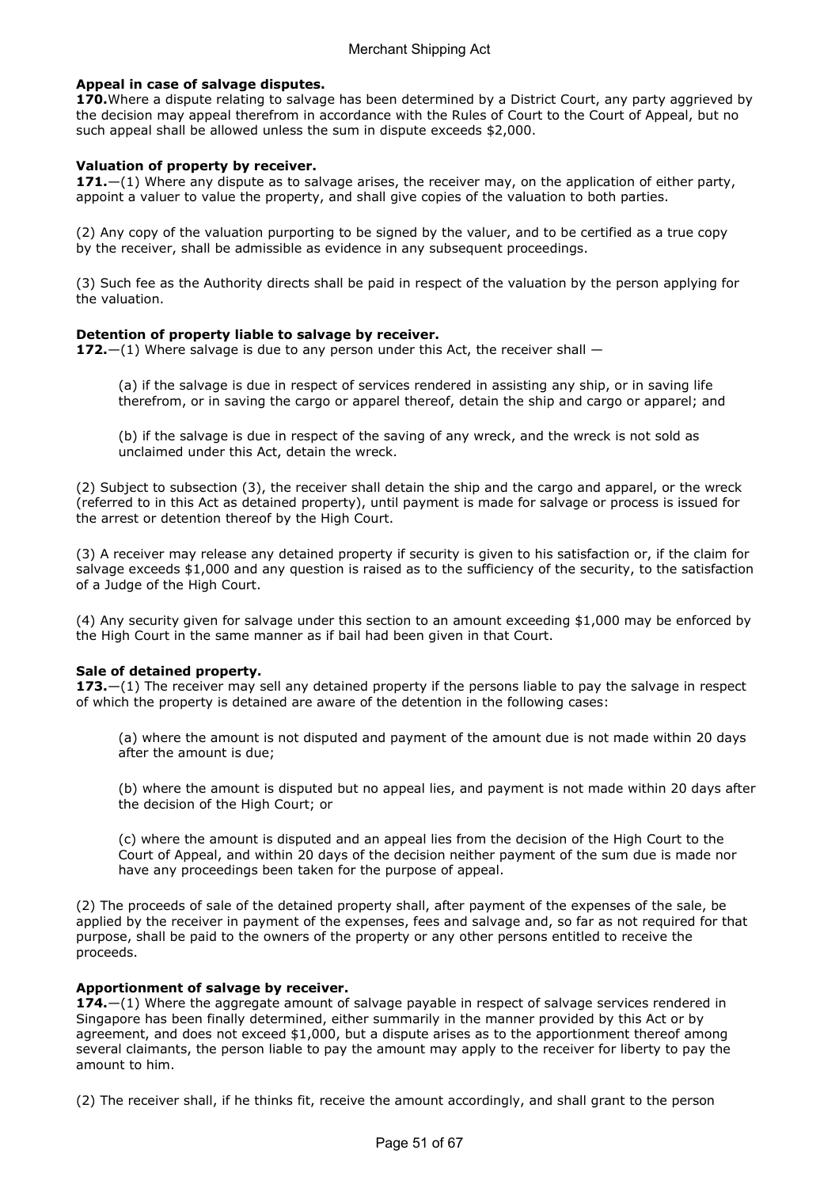**Appeal in case of salvage disputes.**

**170.**Where a dispute relating to salvage has been determined by a District Court, any party aggrieved by the decision may appeal therefrom in accordance with the Rules of Court to the Court of Appeal, but no such appeal shall be allowed unless the sum in dispute exceeds $2,000.

**Valuation of property by receiver.**

**171.**—(1) Where any dispute as to salvage arises, the receiver may, on the application of either party, appoint a valuer to value the property, and shall give copies of the valuation to both parties.

(2) Any copy of the valuation purporting to be signed by the valuer, and to be certified as a true copy by the receiver, shall be admissible as evidence in any subsequent proceedings.

(3) Such fee as the Authority directs shall be paid in respect of the valuation by the person applying for the valuation.

**Detention of property liable to salvage by receiver.**

**172.**—(1) Where salvage is due to any person under this Act, the receiver shall —

(a) if the salvage is due in respect of services rendered in assisting any ship, or in saving life therefrom, or in saving the cargo or apparel thereof, detain the ship and cargo or apparel; and

(b) if the salvage is due in respect of the saving of any wreck, and the wreck is not sold as unclaimed under this Act, detain the wreck.

(2) Subject to subsection (3), the receiver shall detain the ship and the cargo and apparel, or the wreck (referred to in this Act as detained property), until payment is made for salvage or process is issued for the arrest or detention thereof by the High Court.

(3) A receiver may release any detained property if security is given to his satisfaction or, if the claim for salvage exceeds $1,000 and any question is raised as to the sufficiency of the security, to the satisfaction of a Judge of the High Court.

(4) Any security given for salvage under this section to an amount exceeding $1,000 may be enforced by the High Court in the same manner as if bail had been given in that Court.

**Sale of detained property.**

**173.**—(1) The receiver may sell any detained property if the persons liable to pay the salvage in respect of which the property is detained are aware of the detention in the following cases:

(a) where the amount is not disputed and payment of the amount due is not made within 20 days after the amount is due;

(b) where the amount is disputed but no appeal lies, and payment is not made within 20 days after the decision of the High Court; or

(c) where the amount is disputed and an appeal lies from the decision of the High Court to the Court of Appeal, and within 20 days of the decision neither payment of the sum due is made nor have any proceedings been taken for the purpose of appeal.

(2) The proceeds of sale of the detained property shall, after payment of the expenses of the sale, be applied by the receiver in payment of the expenses, fees and salvage and, so far as not required for that purpose, shall be paid to the owners of the property or any other persons entitled to receive the proceeds.

**Apportionment of salvage by receiver.**

**174.**—(1) Where the aggregate amount of salvage payable in respect of salvage services rendered in Singapore has been finally determined, either summarily in the manner provided by this Act or by agreement, and does not exceed $1,000, but a dispute arises as to the apportionment thereof among several claimants, the person liable to pay the amount may apply to the receiver for liberty to pay the amount to him.

(2) The receiver shall, if he thinks fit, receive the amount accordingly, and shall grant to the person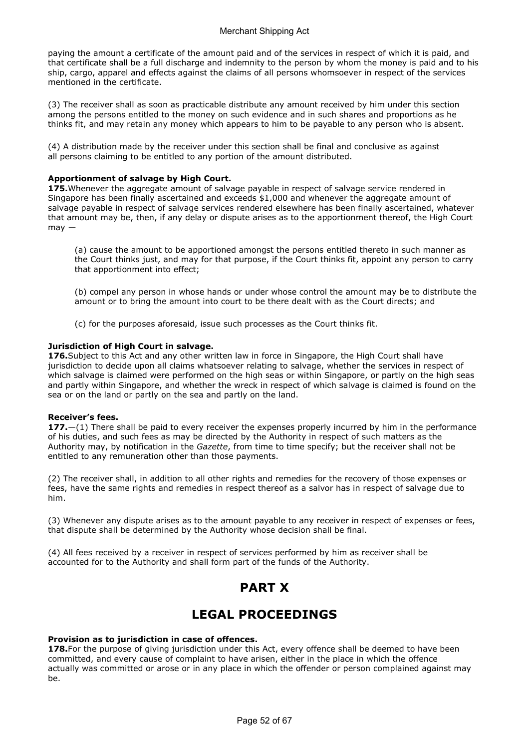paying the amount a certificate of the amount paid and of the services in respect of which it is paid, and that certificate shall be a full discharge and indemnity to the person by whom the money is paid and to his ship, cargo, apparel and effects against the claims of all persons whomsoever in respect of the services mentioned in the certificate.

(3) The receiver shall as soon as practicable distribute any amount received by him under this section among the persons entitled to the money on such evidence and in such shares and proportions as he thinks fit, and may retain any money which appears to him to be payable to any person who is absent.

(4) A distribution made by the receiver under this section shall be final and conclusive as against all persons claiming to be entitled to any portion of the amount distributed.

**Apportionment of salvage by High Court.**
**175.** Whenever the aggregate amount of salvage payable in respect of salvage service rendered in Singapore has been finally ascertained and exceeds $1,000 and whenever the aggregate amount of salvage payable in respect of salvage services rendered elsewhere has been finally ascertained, whatever that amount may be, then, if any delay or dispute arises as to the apportionment thereof, the High Court may —

(a) cause the amount to be apportioned amongst the persons entitled thereto in such manner as the Court thinks just, and may for that purpose, if the Court thinks fit, appoint any person to carry that apportionment into effect;

(b) compel any person in whose hands or under whose control the amount may be to distribute the amount or to bring the amount into court to be there dealt with as the Court directs; and

(c) for the purposes aforesaid, issue such processes as the Court thinks fit.

**Jurisdiction of High Court in salvage.**
**176.** Subject to this Act and any other written law in force in Singapore, the High Court shall have jurisdiction to decide upon all claims whatsoever relating to salvage, whether the services in respect of which salvage is claimed were performed on the high seas or within Singapore, or partly on the high seas and partly within Singapore, and whether the wreck in respect of which salvage is claimed is found on the sea or on the land or partly on the sea and partly on the land.

**Receiver's fees.**
**177.**—(1) There shall be paid to every receiver the expenses properly incurred by him in the performance of his duties, and such fees as may be directed by the Authority in respect of such matters as the Authority may, by notification in the *Gazette*, from time to time specify; but the receiver shall not be entitled to any remuneration other than those payments.

(2) The receiver shall, in addition to all other rights and remedies for the recovery of those expenses or fees, have the same rights and remedies in respect thereof as a salvor has in respect of salvage due to him.

(3) Whenever any dispute arises as to the amount payable to any receiver in respect of expenses or fees, that dispute shall be determined by the Authority whose decision shall be final.

(4) All fees received by a receiver in respect of services performed by him as receiver shall be accounted for to the Authority and shall form part of the funds of the Authority.

# PART X

# LEGAL PROCEEDINGS

**Provision as to jurisdiction in case of offences.**
**178.** For the purpose of giving jurisdiction under this Act, every offence shall be deemed to have been committed, and every cause of complaint to have arisen, either in the place in which the offence actually was committed or arose or in any place in which the offender or person complained against may be.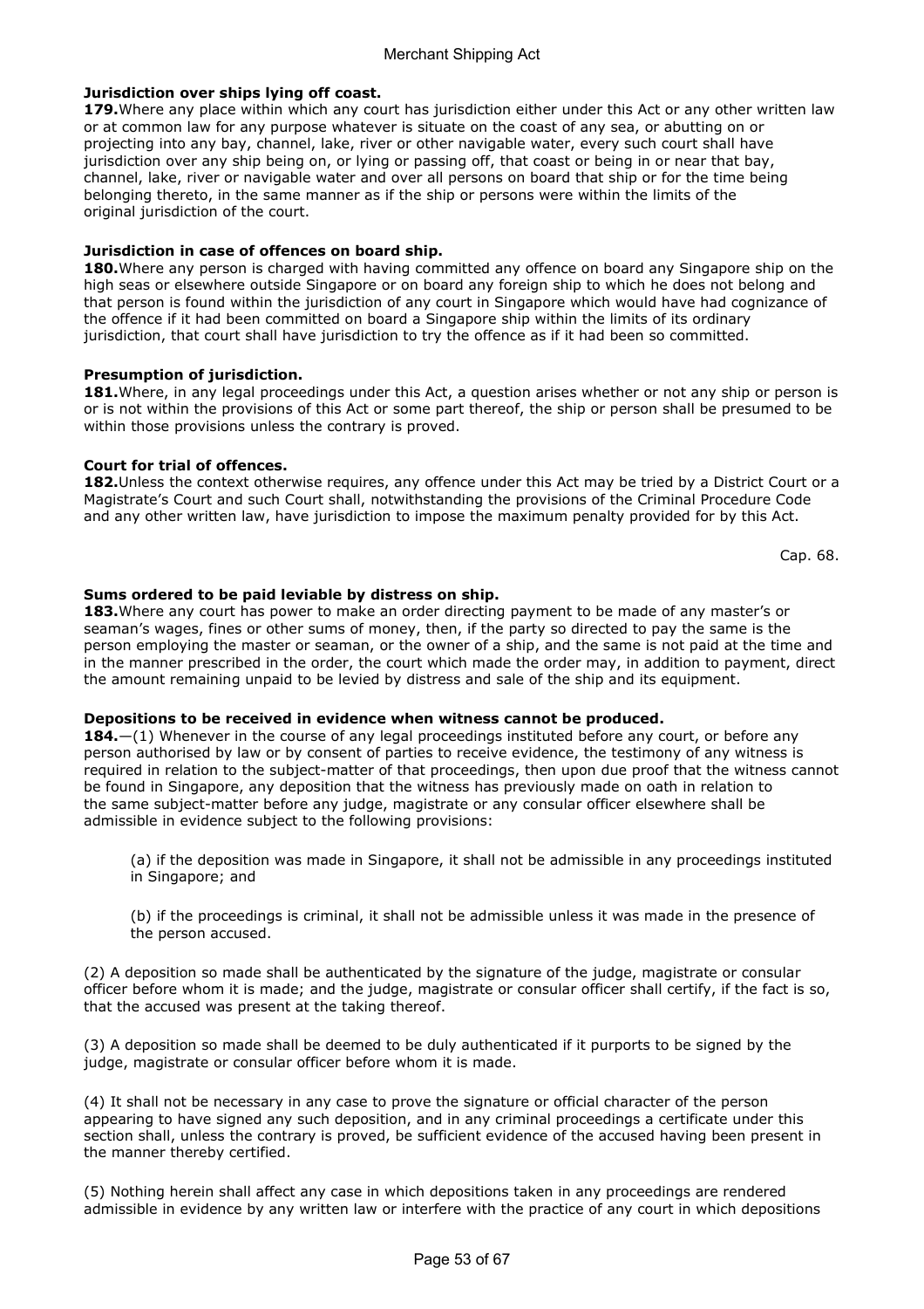**Jurisdiction over ships lying off coast.**

**179.** Where any place within which any court has jurisdiction either under this Act or any other written law or at common law for any purpose whatever is situate on the coast of any sea, or abutting on or projecting into any bay, channel, lake, river or other navigable water, every such court shall have jurisdiction over any ship being on, or lying or passing off, that coast or being in or near that bay, channel, lake, river or navigable water and over all persons on board that ship or for the time being belonging thereto, in the same manner as if the ship or persons were within the limits of the original jurisdiction of the court.

**Jurisdiction in case of offences on board ship.**

**180.** Where any person is charged with having committed any offence on board any Singapore ship on the high seas or elsewhere outside Singapore or on board any foreign ship to which he does not belong and that person is found within the jurisdiction of any court in Singapore which would have had cognizance of the offence if it had been committed on board a Singapore ship within the limits of its ordinary jurisdiction, that court shall have jurisdiction to try the offence as if it had been so committed.

**Presumption of jurisdiction.**

**181.** Where, in any legal proceedings under this Act, a question arises whether or not any ship or person is or is not within the provisions of this Act or some part thereof, the ship or person shall be presumed to be within those provisions unless the contrary is proved.

**Court for trial of offences.**

**182.** Unless the context otherwise requires, any offence under this Act may be tried by a District Court or a Magistrate's Court and such Court shall, notwithstanding the provisions of the Criminal Procedure Code and any other written law, have jurisdiction to impose the maximum penalty provided for by this Act.

Cap. 68.

**Sums ordered to be paid leviable by distress on ship.**

**183.** Where any court has power to make an order directing payment to be made of any master's or seaman's wages, fines or other sums of money, then, if the party so directed to pay the same is the person employing the master or seaman, or the owner of a ship, and the same is not paid at the time and in the manner prescribed in the order, the court which made the order may, in addition to payment, direct the amount remaining unpaid to be levied by distress and sale of the ship and its equipment.

**Depositions to be received in evidence when witness cannot be produced.**

**184.**—(1) Whenever in the course of any legal proceedings instituted before any court, or before any person authorised by law or by consent of parties to receive evidence, the testimony of any witness is required in relation to the subject-matter of that proceedings, then upon due proof that the witness cannot be found in Singapore, any deposition that the witness has previously made on oath in relation to the same subject-matter before any judge, magistrate or any consular officer elsewhere shall be admissible in evidence subject to the following provisions:

(a) if the deposition was made in Singapore, it shall not be admissible in any proceedings instituted in Singapore; and

(b) if the proceedings is criminal, it shall not be admissible unless it was made in the presence of the person accused.

(2) A deposition so made shall be authenticated by the signature of the judge, magistrate or consular officer before whom it is made; and the judge, magistrate or consular officer shall certify, if the fact is so, that the accused was present at the taking thereof.

(3) A deposition so made shall be deemed to be duly authenticated if it purports to be signed by the judge, magistrate or consular officer before whom it is made.

(4) It shall not be necessary in any case to prove the signature or official character of the person appearing to have signed any such deposition, and in any criminal proceedings a certificate under this section shall, unless the contrary is proved, be sufficient evidence of the accused having been present in the manner thereby certified.

(5) Nothing herein shall affect any case in which depositions taken in any proceedings are rendered admissible in evidence by any written law or interfere with the practice of any court in which depositions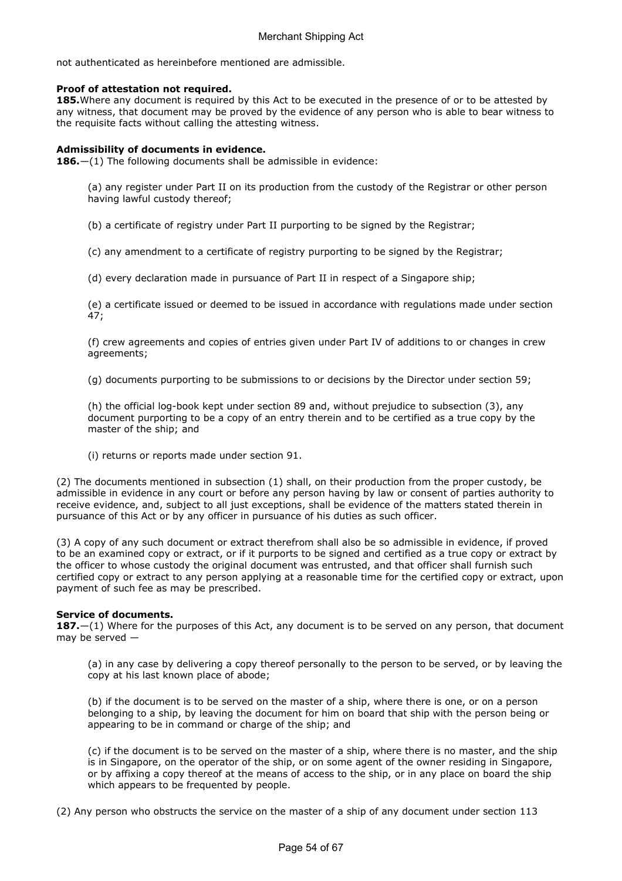not authenticated as hereinbefore mentioned are admissible.

**Proof of attestation not required.**
**185.** Where any document is required by this Act to be executed in the presence of or to be attested by any witness, that document may be proved by the evidence of any person who is able to bear witness to the requisite facts without calling the attesting witness.

**Admissibility of documents in evidence.**
**186.**—(1) The following documents shall be admissible in evidence:

(a) any register under Part II on its production from the custody of the Registrar or other person having lawful custody thereof;

(b) a certificate of registry under Part II purporting to be signed by the Registrar;

(c) any amendment to a certificate of registry purporting to be signed by the Registrar;

(d) every declaration made in pursuance of Part II in respect of a Singapore ship;

(e) a certificate issued or deemed to be issued in accordance with regulations made under section 47;

(f) crew agreements and copies of entries given under Part IV of additions to or changes in crew agreements;

(g) documents purporting to be submissions to or decisions by the Director under section 59;

(h) the official log-book kept under section 89 and, without prejudice to subsection (3), any document purporting to be a copy of an entry therein and to be certified as a true copy by the master of the ship; and

(i) returns or reports made under section 91.

(2) The documents mentioned in subsection (1) shall, on their production from the proper custody, be admissible in evidence in any court or before any person having by law or consent of parties authority to receive evidence, and, subject to all just exceptions, shall be evidence of the matters stated therein in pursuance of this Act or by any officer in pursuance of his duties as such officer.

(3) A copy of any such document or extract therefrom shall also be so admissible in evidence, if proved to be an examined copy or extract, or if it purports to be signed and certified as a true copy or extract by the officer to whose custody the original document was entrusted, and that officer shall furnish such certified copy or extract to any person applying at a reasonable time for the certified copy or extract, upon payment of such fee as may be prescribed.

**Service of documents.**
**187.**—(1) Where for the purposes of this Act, any document is to be served on any person, that document may be served —

(a) in any case by delivering a copy thereof personally to the person to be served, or by leaving the copy at his last known place of abode;

(b) if the document is to be served on the master of a ship, where there is one, or on a person belonging to a ship, by leaving the document for him on board that ship with the person being or appearing to be in command or charge of the ship; and

(c) if the document is to be served on the master of a ship, where there is no master, and the ship is in Singapore, on the operator of the ship, or on some agent of the owner residing in Singapore, or by affixing a copy thereof at the means of access to the ship, or in any place on board the ship which appears to be frequented by people.

(2) Any person who obstructs the service on the master of a ship of any document under section 113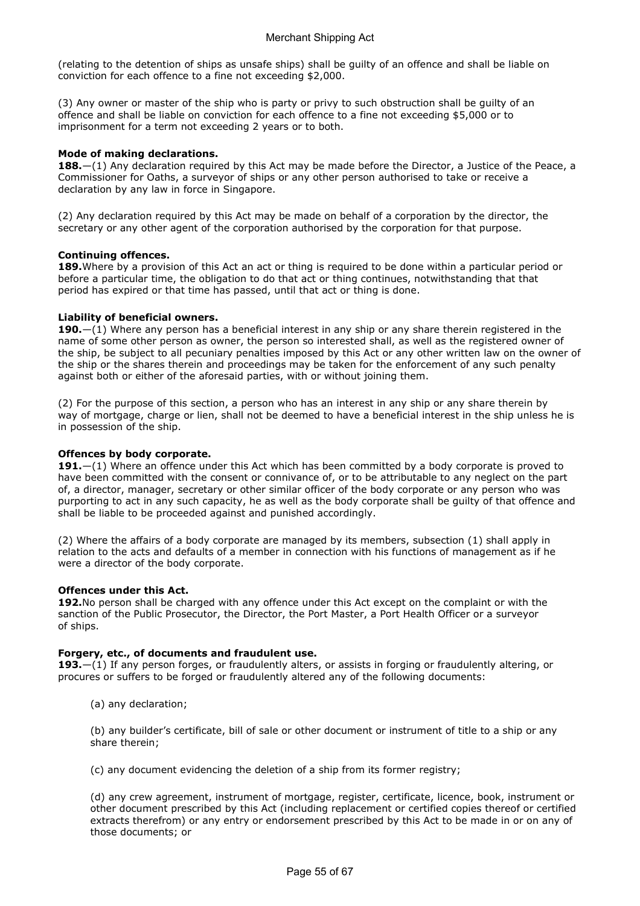(relating to the detention of ships as unsafe ships) shall be guilty of an offence and shall be liable on conviction for each offence to a fine not exceeding $2,000.

(3) Any owner or master of the ship who is party or privy to such obstruction shall be guilty of an offence and shall be liable on conviction for each offence to a fine not exceeding $5,000 or to imprisonment for a term not exceeding 2 years or to both.

**Mode of making declarations.**

**188.**—(1) Any declaration required by this Act may be made before the Director, a Justice of the Peace, a Commissioner for Oaths, a surveyor of ships or any other person authorised to take or receive a declaration by any law in force in Singapore.

(2) Any declaration required by this Act may be made on behalf of a corporation by the director, the secretary or any other agent of the corporation authorised by the corporation for that purpose.

**Continuing offences.**

**189.** Where by a provision of this Act an act or thing is required to be done within a particular period or before a particular time, the obligation to do that act or thing continues, notwithstanding that that period has expired or that time has passed, until that act or thing is done.

**Liability of beneficial owners.**

**190.**—(1) Where any person has a beneficial interest in any ship or any share therein registered in the name of some other person as owner, the person so interested shall, as well as the registered owner of the ship, be subject to all pecuniary penalties imposed by this Act or any other written law on the owner of the ship or the shares therein and proceedings may be taken for the enforcement of any such penalty against both or either of the aforesaid parties, with or without joining them.

(2) For the purpose of this section, a person who has an interest in any ship or any share therein by way of mortgage, charge or lien, shall not be deemed to have a beneficial interest in the ship unless he is in possession of the ship.

**Offences by body corporate.**

**191.**—(1) Where an offence under this Act which has been committed by a body corporate is proved to have been committed with the consent or connivance of, or to be attributable to any neglect on the part of, a director, manager, secretary or other similar officer of the body corporate or any person who was purporting to act in any such capacity, he as well as the body corporate shall be guilty of that offence and shall be liable to be proceeded against and punished accordingly.

(2) Where the affairs of a body corporate are managed by its members, subsection (1) shall apply in relation to the acts and defaults of a member in connection with his functions of management as if he were a director of the body corporate.

**Offences under this Act.**

**192.** No person shall be charged with any offence under this Act except on the complaint or with the sanction of the Public Prosecutor, the Director, the Port Master, a Port Health Officer or a surveyor of ships.

**Forgery, etc., of documents and fraudulent use.**

**193.**—(1) If any person forges, or fraudulently alters, or assists in forging or fraudulently altering, or procures or suffers to be forged or fraudulently altered any of the following documents:

(a) any declaration;

(b) any builder's certificate, bill of sale or other document or instrument of title to a ship or any share therein;

(c) any document evidencing the deletion of a ship from its former registry;

(d) any crew agreement, instrument of mortgage, register, certificate, licence, book, instrument or other document prescribed by this Act (including replacement or certified copies thereof or certified extracts therefrom) or any entry or endorsement prescribed by this Act to be made in or on any of those documents; or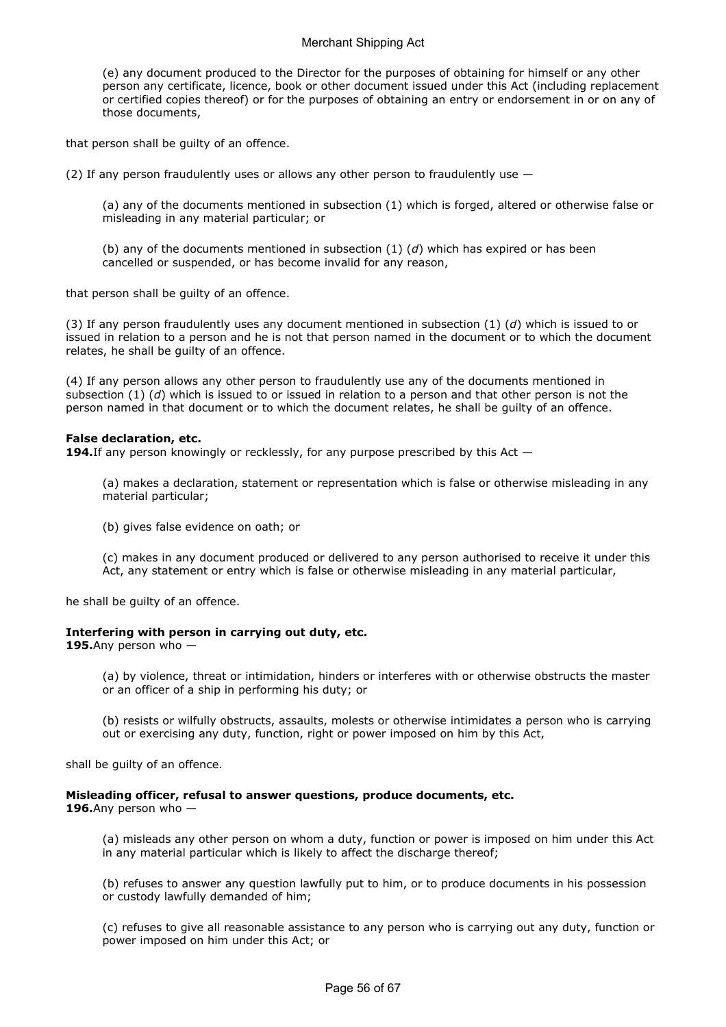(e) any document produced to the Director for the purposes of obtaining for himself or any other person any certificate, licence, book or other document issued under this Act (including replacement or certified copies thereof) or for the purposes of obtaining an entry or endorsement in or on any of those documents,

that person shall be guilty of an offence.

(2) If any person fraudulently uses or allows any other person to fraudulently use —

(a) any of the documents mentioned in subsection (1) which is forged, altered or otherwise false or misleading in any material particular; or

(b) any of the documents mentioned in subsection (1) (*d*) which has expired or has been cancelled or suspended, or has become invalid for any reason,

that person shall be guilty of an offence.

(3) If any person fraudulently uses any document mentioned in subsection (1) (*d*) which is issued to or issued in relation to a person and he is not that person named in the document or to which the document relates, he shall be guilty of an offence.

(4) If any person allows any other person to fraudulently use any of the documents mentioned in subsection (1) (*d*) which is issued to or issued in relation to a person and that other person is not the person named in that document or to which the document relates, he shall be guilty of an offence.

**False declaration, etc.**
**194.** If any person knowingly or recklessly, for any purpose prescribed by this Act —

(a) makes a declaration, statement or representation which is false or otherwise misleading in any material particular;

(b) gives false evidence on oath; or

(c) makes in any document produced or delivered to any person authorised to receive it under this Act, any statement or entry which is false or otherwise misleading in any material particular,

he shall be guilty of an offence.

**Interfering with person in carrying out duty, etc.**
**195.** Any person who —

(a) by violence, threat or intimidation, hinders or interferes with or otherwise obstructs the master or an officer of a ship in performing his duty; or

(b) resists or wilfully obstructs, assaults, molests or otherwise intimidates a person who is carrying out or exercising any duty, function, right or power imposed on him by this Act,

shall be guilty of an offence.

**Misleading officer, refusal to answer questions, produce documents, etc.**
**196.** Any person who —

(a) misleads any other person on whom a duty, function or power is imposed on him under this Act in any material particular which is likely to affect the discharge thereof;

(b) refuses to answer any question lawfully put to him, or to produce documents in his possession or custody lawfully demanded of him;

(c) refuses to give all reasonable assistance to any person who is carrying out any duty, function or power imposed on him under this Act; or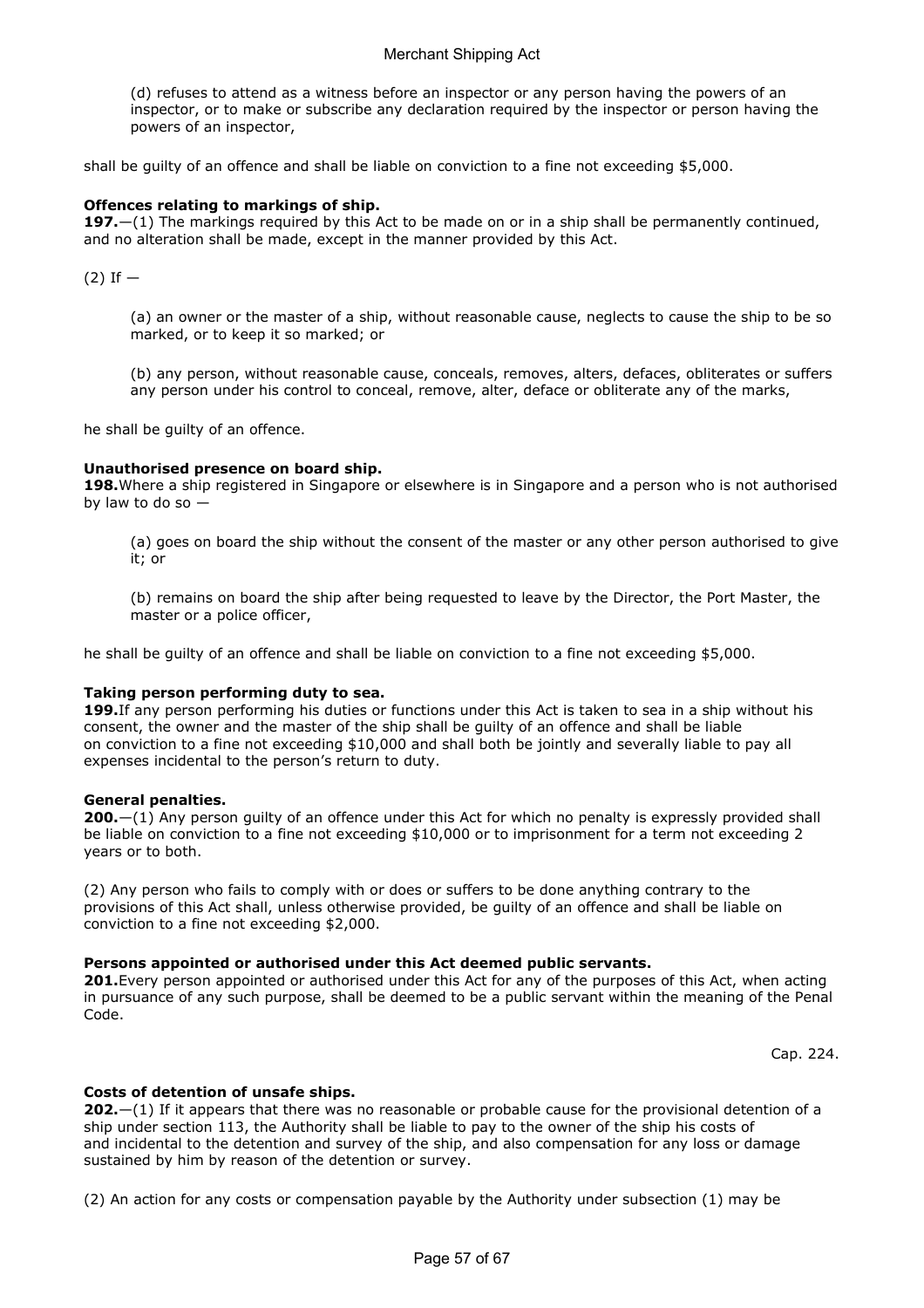(d) refuses to attend as a witness before an inspector or any person having the powers of an inspector, or to make or subscribe any declaration required by the inspector or person having the powers of an inspector,

shall be guilty of an offence and shall be liable on conviction to a fine not exceeding $5,000.

**Offences relating to markings of ship.**
**197.**—(1) The markings required by this Act to be made on or in a ship shall be permanently continued, and no alteration shall be made, except in the manner provided by this Act.

(2) If —

(a) an owner or the master of a ship, without reasonable cause, neglects to cause the ship to be so marked, or to keep it so marked; or

(b) any person, without reasonable cause, conceals, removes, alters, defaces, obliterates or suffers any person under his control to conceal, remove, alter, deface or obliterate any of the marks,

he shall be guilty of an offence.

**Unauthorised presence on board ship.**
**198.**Where a ship registered in Singapore or elsewhere is in Singapore and a person who is not authorised by law to do so —

(a) goes on board the ship without the consent of the master or any other person authorised to give it; or

(b) remains on board the ship after being requested to leave by the Director, the Port Master, the master or a police officer,

he shall be guilty of an offence and shall be liable on conviction to a fine not exceeding $5,000.

**Taking person performing duty to sea.**
**199.**If any person performing his duties or functions under this Act is taken to sea in a ship without his consent, the owner and the master of the ship shall be guilty of an offence and shall be liable on conviction to a fine not exceeding $10,000 and shall both be jointly and severally liable to pay all expenses incidental to the person's return to duty.

**General penalties.**
**200.**—(1) Any person guilty of an offence under this Act for which no penalty is expressly provided shall be liable on conviction to a fine not exceeding $10,000 or to imprisonment for a term not exceeding 2 years or to both.

(2) Any person who fails to comply with or does or suffers to be done anything contrary to the provisions of this Act shall, unless otherwise provided, be guilty of an offence and shall be liable on conviction to a fine not exceeding $2,000.

**Persons appointed or authorised under this Act deemed public servants.**
**201.**Every person appointed or authorised under this Act for any of the purposes of this Act, when acting in pursuance of any such purpose, shall be deemed to be a public servant within the meaning of the Penal Code.

Cap. 224.

**Costs of detention of unsafe ships.**
**202.**—(1) If it appears that there was no reasonable or probable cause for the provisional detention of a ship under section 113, the Authority shall be liable to pay to the owner of the ship his costs of and incidental to the detention and survey of the ship, and also compensation for any loss or damage sustained by him by reason of the detention or survey.

(2) An action for any costs or compensation payable by the Authority under subsection (1) may be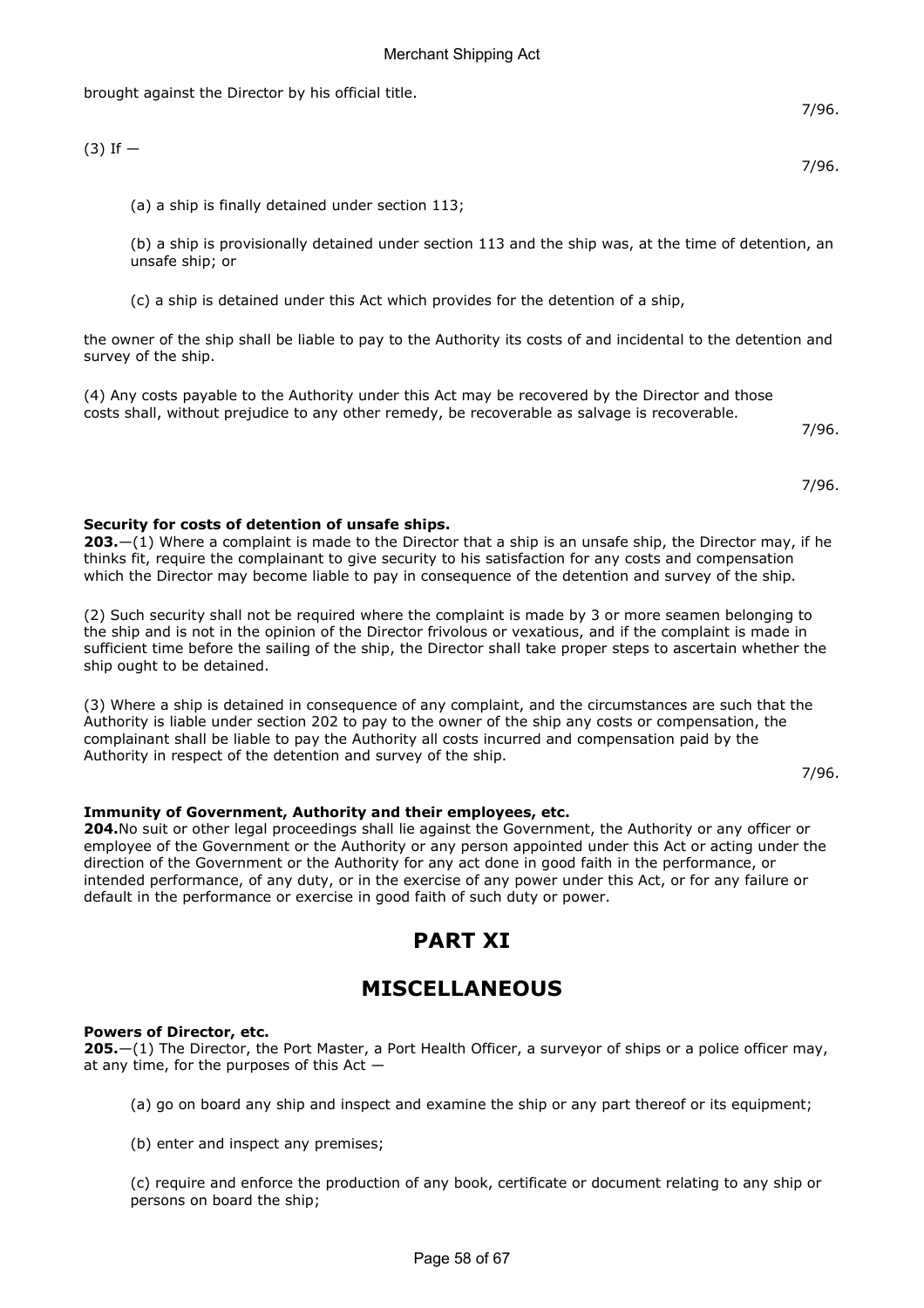brought against the Director by his official title.

7/96.

(3) If —

7/96.

(a) a ship is finally detained under section 113;

(b) a ship is provisionally detained under section 113 and the ship was, at the time of detention, an unsafe ship; or

(c) a ship is detained under this Act which provides for the detention of a ship,

the owner of the ship shall be liable to pay to the Authority its costs of and incidental to the detention and survey of the ship.

(4) Any costs payable to the Authority under this Act may be recovered by the Director and those costs shall, without prejudice to any other remedy, be recoverable as salvage is recoverable.

7/96.

7/96.

**Security for costs of detention of unsafe ships.**
**203.**—(1) Where a complaint is made to the Director that a ship is an unsafe ship, the Director may, if he thinks fit, require the complainant to give security to his satisfaction for any costs and compensation which the Director may become liable to pay in consequence of the detention and survey of the ship.

(2) Such security shall not be required where the complaint is made by 3 or more seamen belonging to the ship and is not in the opinion of the Director frivolous or vexatious, and if the complaint is made in sufficient time before the sailing of the ship, the Director shall take proper steps to ascertain whether the ship ought to be detained.

(3) Where a ship is detained in consequence of any complaint, and the circumstances are such that the Authority is liable under section 202 to pay to the owner of the ship any costs or compensation, the complainant shall be liable to pay the Authority all costs incurred and compensation paid by the Authority in respect of the detention and survey of the ship.

7/96.

**Immunity of Government, Authority and their employees, etc.**
**204.** No suit or other legal proceedings shall lie against the Government, the Authority or any officer or employee of the Government or the Authority or any person appointed under this Act or acting under the direction of the Government or the Authority for any act done in good faith in the performance, or intended performance, of any duty, or in the exercise of any power under this Act, or for any failure or default in the performance or exercise in good faith of such duty or power.

# PART XI

# MISCELLANEOUS

**Powers of Director, etc.**
**205.**—(1) The Director, the Port Master, a Port Health Officer, a surveyor of ships or a police officer may, at any time, for the purposes of this Act —

(a) go on board any ship and inspect and examine the ship or any part thereof or its equipment;

(b) enter and inspect any premises;

(c) require and enforce the production of any book, certificate or document relating to any ship or persons on board the ship;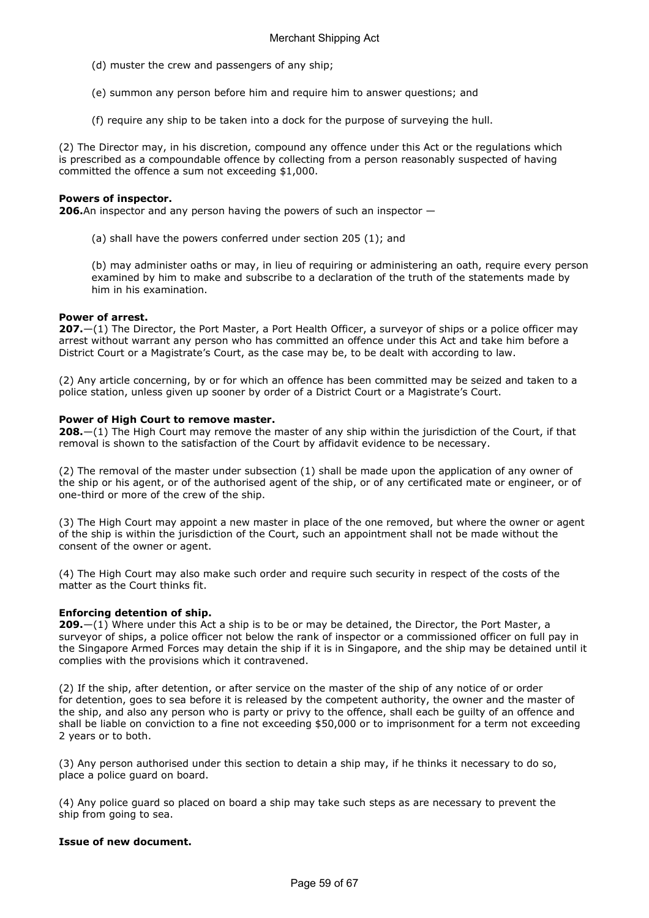(d) muster the crew and passengers of any ship;

(e) summon any person before him and require him to answer questions; and

(f) require any ship to be taken into a dock for the purpose of surveying the hull.

(2) The Director may, in his discretion, compound any offence under this Act or the regulations which is prescribed as a compoundable offence by collecting from a person reasonably suspected of having committed the offence a sum not exceeding $1,000.

**Powers of inspector.**
**206.** An inspector and any person having the powers of such an inspector —

(a) shall have the powers conferred under section 205 (1); and

(b) may administer oaths or may, in lieu of requiring or administering an oath, require every person examined by him to make and subscribe to a declaration of the truth of the statements made by him in his examination.

**Power of arrest.**
**207.**—(1) The Director, the Port Master, a Port Health Officer, a surveyor of ships or a police officer may arrest without warrant any person who has committed an offence under this Act and take him before a District Court or a Magistrate's Court, as the case may be, to be dealt with according to law.

(2) Any article concerning, by or for which an offence has been committed may be seized and taken to a police station, unless given up sooner by order of a District Court or a Magistrate's Court.

**Power of High Court to remove master.**
**208.**—(1) The High Court may remove the master of any ship within the jurisdiction of the Court, if that removal is shown to the satisfaction of the Court by affidavit evidence to be necessary.

(2) The removal of the master under subsection (1) shall be made upon the application of any owner of the ship or his agent, or of the authorised agent of the ship, or of any certificated mate or engineer, or of one-third or more of the crew of the ship.

(3) The High Court may appoint a new master in place of the one removed, but where the owner or agent of the ship is within the jurisdiction of the Court, such an appointment shall not be made without the consent of the owner or agent.

(4) The High Court may also make such order and require such security in respect of the costs of the matter as the Court thinks fit.

**Enforcing detention of ship.**
**209.**—(1) Where under this Act a ship is to be or may be detained, the Director, the Port Master, a surveyor of ships, a police officer not below the rank of inspector or a commissioned officer on full pay in the Singapore Armed Forces may detain the ship if it is in Singapore, and the ship may be detained until it complies with the provisions which it contravened.

(2) If the ship, after detention, or after service on the master of the ship of any notice of or order for detention, goes to sea before it is released by the competent authority, the owner and the master of the ship, and also any person who is party or privy to the offence, shall each be guilty of an offence and shall be liable on conviction to a fine not exceeding $50,000 or to imprisonment for a term not exceeding 2 years or to both.

(3) Any person authorised under this section to detain a ship may, if he thinks it necessary to do so, place a police guard on board.

(4) Any police guard so placed on board a ship may take such steps as are necessary to prevent the ship from going to sea.

**Issue of new document.**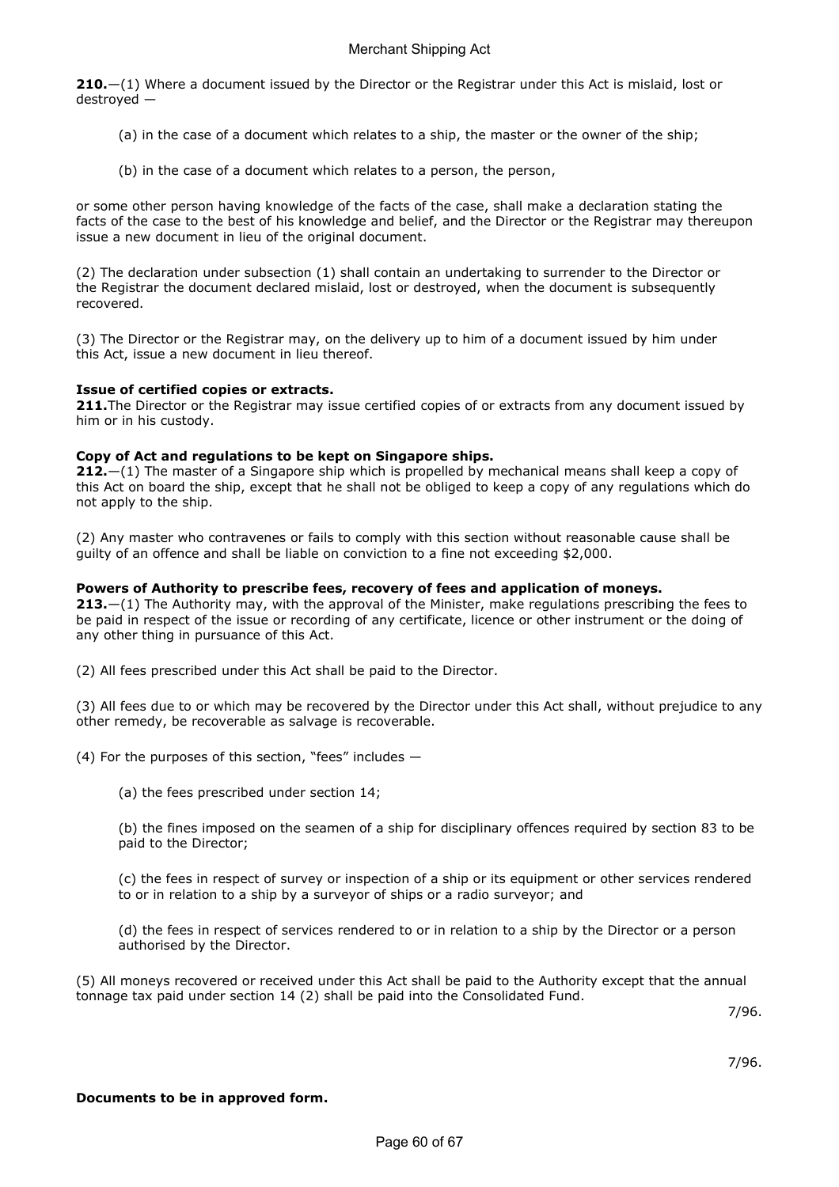**210.**—(1) Where a document issued by the Director or the Registrar under this Act is mislaid, lost or destroyed —

(a) in the case of a document which relates to a ship, the master or the owner of the ship;

(b) in the case of a document which relates to a person, the person,

or some other person having knowledge of the facts of the case, shall make a declaration stating the facts of the case to the best of his knowledge and belief, and the Director or the Registrar may thereupon issue a new document in lieu of the original document.

(2) The declaration under subsection (1) shall contain an undertaking to surrender to the Director or the Registrar the document declared mislaid, lost or destroyed, when the document is subsequently recovered.

(3) The Director or the Registrar may, on the delivery up to him of a document issued by him under this Act, issue a new document in lieu thereof.

**Issue of certified copies or extracts.**

**211.**The Director or the Registrar may issue certified copies of or extracts from any document issued by him or in his custody.

**Copy of Act and regulations to be kept on Singapore ships.**

**212.**—(1) The master of a Singapore ship which is propelled by mechanical means shall keep a copy of this Act on board the ship, except that he shall not be obliged to keep a copy of any regulations which do not apply to the ship.

(2) Any master who contravenes or fails to comply with this section without reasonable cause shall be guilty of an offence and shall be liable on conviction to a fine not exceeding $2,000.

**Powers of Authority to prescribe fees, recovery of fees and application of moneys.**

**213.**—(1) The Authority may, with the approval of the Minister, make regulations prescribing the fees to be paid in respect of the issue or recording of any certificate, licence or other instrument or the doing of any other thing in pursuance of this Act.

(2) All fees prescribed under this Act shall be paid to the Director.

(3) All fees due to or which may be recovered by the Director under this Act shall, without prejudice to any other remedy, be recoverable as salvage is recoverable.

(4) For the purposes of this section, "fees" includes —

(a) the fees prescribed under section 14;

(b) the fines imposed on the seamen of a ship for disciplinary offences required by section 83 to be paid to the Director;

(c) the fees in respect of survey or inspection of a ship or its equipment or other services rendered to or in relation to a ship by a surveyor of ships or a radio surveyor; and

(d) the fees in respect of services rendered to or in relation to a ship by the Director or a person authorised by the Director.

(5) All moneys recovered or received under this Act shall be paid to the Authority except that the annual tonnage tax paid under section 14 (2) shall be paid into the Consolidated Fund.

7/96.

7/96.

**Documents to be in approved form.**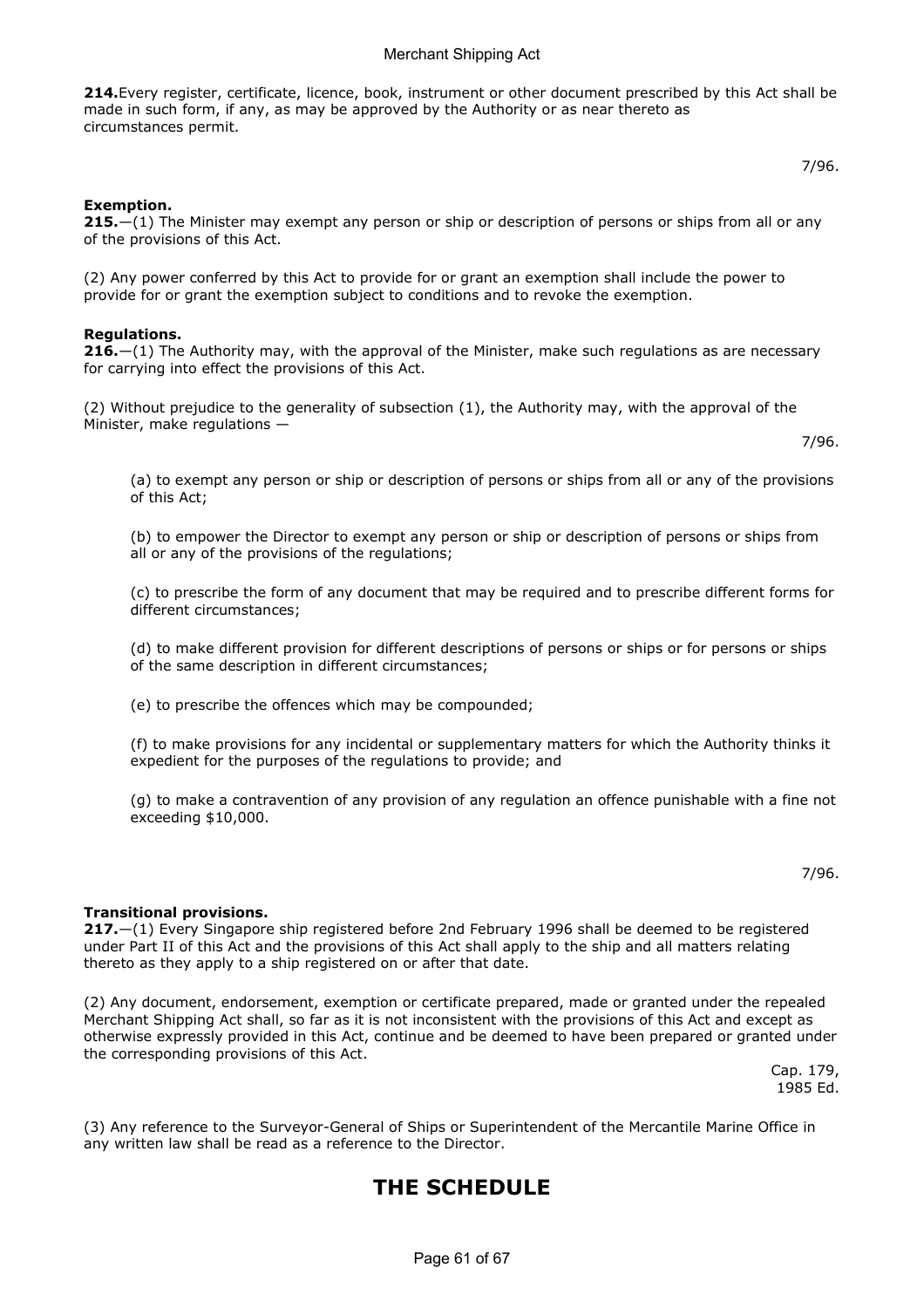**214.** Every register, certificate, licence, book, instrument or other document prescribed by this Act shall be made in such form, if any, as may be approved by the Authority or as near thereto as circumstances permit.

7/96.

**Exemption.**

**215.**—(1) The Minister may exempt any person or ship or description of persons or ships from all or any of the provisions of this Act.

(2) Any power conferred by this Act to provide for or grant an exemption shall include the power to provide for or grant the exemption subject to conditions and to revoke the exemption.

**Regulations.**

**216.**—(1) The Authority may, with the approval of the Minister, make such regulations as are necessary for carrying into effect the provisions of this Act.

(2) Without prejudice to the generality of subsection (1), the Authority may, with the approval of the Minister, make regulations —

7/96.

(a) to exempt any person or ship or description of persons or ships from all or any of the provisions of this Act;

(b) to empower the Director to exempt any person or ship or description of persons or ships from all or any of the provisions of the regulations;

(c) to prescribe the form of any document that may be required and to prescribe different forms for different circumstances;

(d) to make different provision for different descriptions of persons or ships or for persons or ships of the same description in different circumstances;

(e) to prescribe the offences which may be compounded;

(f) to make provisions for any incidental or supplementary matters for which the Authority thinks it expedient for the purposes of the regulations to provide; and

(g) to make a contravention of any provision of any regulation an offence punishable with a fine not exceeding $10,000.

7/96.

**Transitional provisions.**

**217.**—(1) Every Singapore ship registered before 2nd February 1996 shall be deemed to be registered under Part II of this Act and the provisions of this Act shall apply to the ship and all matters relating thereto as they apply to a ship registered on or after that date.

(2) Any document, endorsement, exemption or certificate prepared, made or granted under the repealed Merchant Shipping Act shall, so far as it is not inconsistent with the provisions of this Act and except as otherwise expressly provided in this Act, continue and be deemed to have been prepared or granted under the corresponding provisions of this Act.

Cap. 179, 1985 Ed.

(3) Any reference to the Surveyor-General of Ships or Superintendent of the Mercantile Marine Office in any written law shall be read as a reference to the Director.

# THE SCHEDULE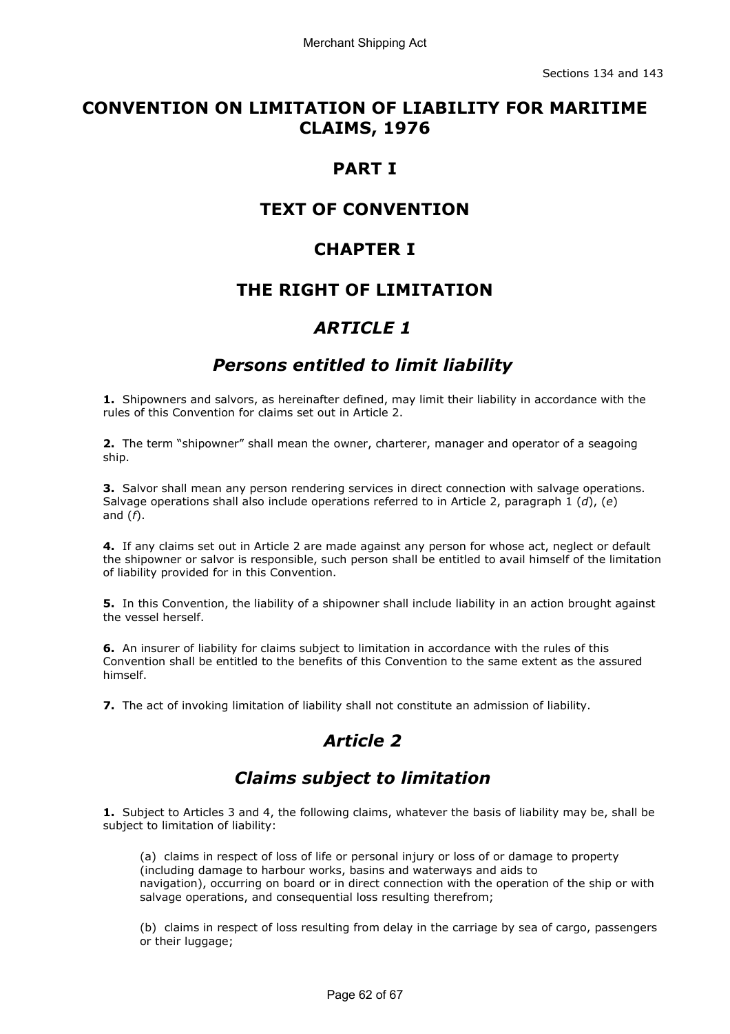Sections 134 and 143

# CONVENTION ON LIMITATION OF LIABILITY FOR MARITIME CLAIMS, 1976

## PART I

## TEXT OF CONVENTION

## CHAPTER I

## THE RIGHT OF LIMITATION

### *ARTICLE 1*

### *Persons entitled to limit liability*

**1.** Shipowners and salvors, as hereinafter defined, may limit their liability in accordance with the rules of this Convention for claims set out in Article 2.

**2.** The term "shipowner" shall mean the owner, charterer, manager and operator of a seagoing ship.

**3.** Salvor shall mean any person rendering services in direct connection with salvage operations. Salvage operations shall also include operations referred to in Article 2, paragraph 1 (*d*), (*e*) and (*f*).

**4.** If any claims set out in Article 2 are made against any person for whose act, neglect or default the shipowner or salvor is responsible, such person shall be entitled to avail himself of the limitation of liability provided for in this Convention.

**5.** In this Convention, the liability of a shipowner shall include liability in an action brought against the vessel herself.

**6.** An insurer of liability for claims subject to limitation in accordance with the rules of this Convention shall be entitled to the benefits of this Convention to the same extent as the assured himself.

**7.** The act of invoking limitation of liability shall not constitute an admission of liability.

### *Article 2*

### *Claims subject to limitation*

**1.** Subject to Articles 3 and 4, the following claims, whatever the basis of liability may be, shall be subject to limitation of liability:

(a) claims in respect of loss of life or personal injury or loss of or damage to property (including damage to harbour works, basins and waterways and aids to navigation), occurring on board or in direct connection with the operation of the ship or with salvage operations, and consequential loss resulting therefrom;

(b) claims in respect of loss resulting from delay in the carriage by sea of cargo, passengers or their luggage;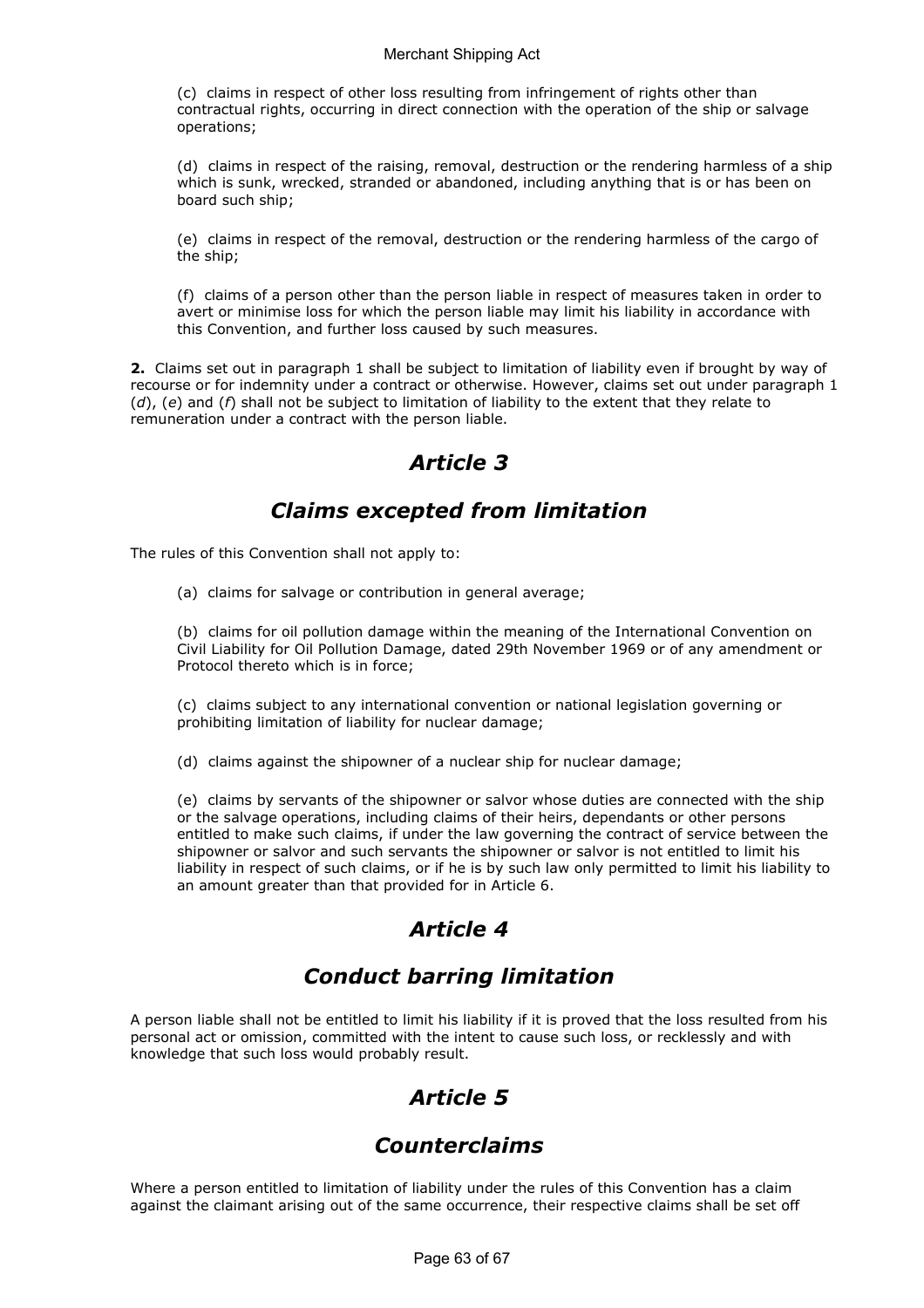(c) claims in respect of other loss resulting from infringement of rights other than contractual rights, occurring in direct connection with the operation of the ship or salvage operations;

(d) claims in respect of the raising, removal, destruction or the rendering harmless of a ship which is sunk, wrecked, stranded or abandoned, including anything that is or has been on board such ship;

(e) claims in respect of the removal, destruction or the rendering harmless of the cargo of the ship;

(f) claims of a person other than the person liable in respect of measures taken in order to avert or minimise loss for which the person liable may limit his liability in accordance with this Convention, and further loss caused by such measures.

**2.** Claims set out in paragraph 1 shall be subject to limitation of liability even if brought by way of recourse or for indemnity under a contract or otherwise. However, claims set out under paragraph 1 (*d*), (*e*) and (*f*) shall not be subject to limitation of liability to the extent that they relate to remuneration under a contract with the person liable.

## *Article 3*

## *Claims excepted from limitation*

The rules of this Convention shall not apply to:

(a) claims for salvage or contribution in general average;

(b) claims for oil pollution damage within the meaning of the International Convention on Civil Liability for Oil Pollution Damage, dated 29th November 1969 or of any amendment or Protocol thereto which is in force;

(c) claims subject to any international convention or national legislation governing or prohibiting limitation of liability for nuclear damage;

(d) claims against the shipowner of a nuclear ship for nuclear damage;

(e) claims by servants of the shipowner or salvor whose duties are connected with the ship or the salvage operations, including claims of their heirs, dependants or other persons entitled to make such claims, if under the law governing the contract of service between the shipowner or salvor and such servants the shipowner or salvor is not entitled to limit his liability in respect of such claims, or if he is by such law only permitted to limit his liability to an amount greater than that provided for in Article 6.

## *Article 4*

## *Conduct barring limitation*

A person liable shall not be entitled to limit his liability if it is proved that the loss resulted from his personal act or omission, committed with the intent to cause such loss, or recklessly and with knowledge that such loss would probably result.

## *Article 5*

## *Counterclaims*

Where a person entitled to limitation of liability under the rules of this Convention has a claim against the claimant arising out of the same occurrence, their respective claims shall be set off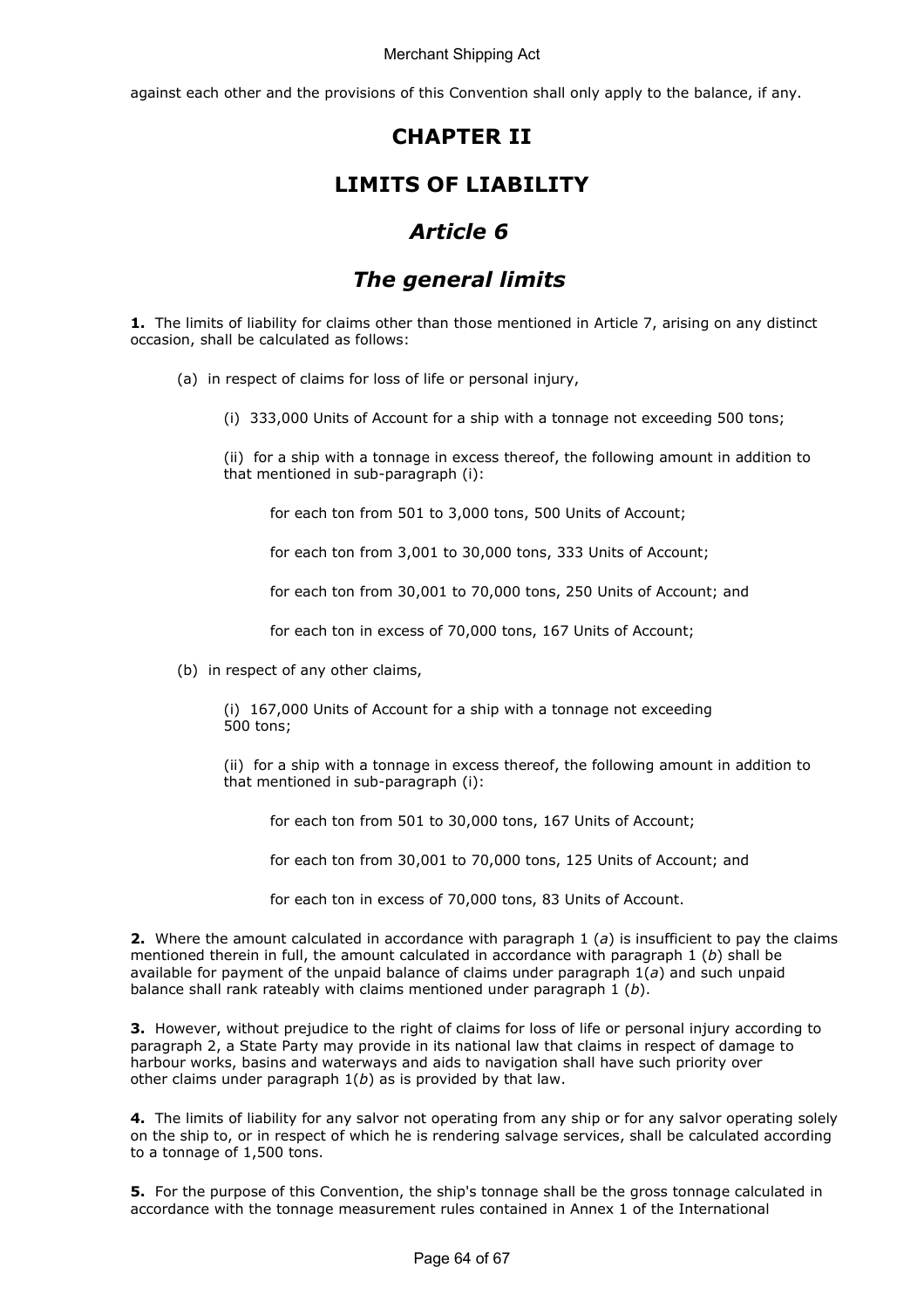against each other and the provisions of this Convention shall only apply to the balance, if any.

# CHAPTER II

# LIMITS OF LIABILITY

## *Article 6*

## *The general limits*

**1.** The limits of liability for claims other than those mentioned in Article 7, arising on any distinct occasion, shall be calculated as follows:

(a) in respect of claims for loss of life or personal injury,

(i) 333,000 Units of Account for a ship with a tonnage not exceeding 500 tons;

(ii) for a ship with a tonnage in excess thereof, the following amount in addition to that mentioned in sub-paragraph (i):

for each ton from 501 to 3,000 tons, 500 Units of Account;

for each ton from 3,001 to 30,000 tons, 333 Units of Account;

for each ton from 30,001 to 70,000 tons, 250 Units of Account; and

for each ton in excess of 70,000 tons, 167 Units of Account;

(b) in respect of any other claims,

(i) 167,000 Units of Account for a ship with a tonnage not exceeding 500 tons;

(ii) for a ship with a tonnage in excess thereof, the following amount in addition to that mentioned in sub-paragraph (i):

for each ton from 501 to 30,000 tons, 167 Units of Account;

for each ton from 30,001 to 70,000 tons, 125 Units of Account; and

for each ton in excess of 70,000 tons, 83 Units of Account.

**2.** Where the amount calculated in accordance with paragraph 1 (*a*) is insufficient to pay the claims mentioned therein in full, the amount calculated in accordance with paragraph 1 (*b*) shall be available for payment of the unpaid balance of claims under paragraph 1(*a*) and such unpaid balance shall rank rateably with claims mentioned under paragraph 1 (*b*).

**3.** However, without prejudice to the right of claims for loss of life or personal injury according to paragraph 2, a State Party may provide in its national law that claims in respect of damage to harbour works, basins and waterways and aids to navigation shall have such priority over other claims under paragraph 1(*b*) as is provided by that law.

**4.** The limits of liability for any salvor not operating from any ship or for any salvor operating solely on the ship to, or in respect of which he is rendering salvage services, shall be calculated according to a tonnage of 1,500 tons.

**5.** For the purpose of this Convention, the ship's tonnage shall be the gross tonnage calculated in accordance with the tonnage measurement rules contained in Annex 1 of the International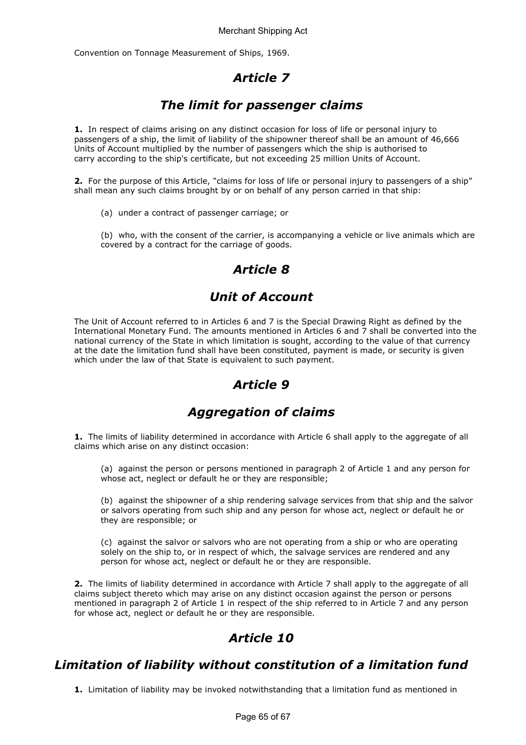Convention on Tonnage Measurement of Ships, 1969.

## *Article 7*

## *The limit for passenger claims*

**1.** In respect of claims arising on any distinct occasion for loss of life or personal injury to passengers of a ship, the limit of liability of the shipowner thereof shall be an amount of 46,666 Units of Account multiplied by the number of passengers which the ship is authorised to carry according to the ship's certificate, but not exceeding 25 million Units of Account.

**2.** For the purpose of this Article, "claims for loss of life or personal injury to passengers of a ship" shall mean any such claims brought by or on behalf of any person carried in that ship:

(a) under a contract of passenger carriage; or

(b) who, with the consent of the carrier, is accompanying a vehicle or live animals which are covered by a contract for the carriage of goods.

## *Article 8*

## *Unit of Account*

The Unit of Account referred to in Articles 6 and 7 is the Special Drawing Right as defined by the International Monetary Fund. The amounts mentioned in Articles 6 and 7 shall be converted into the national currency of the State in which limitation is sought, according to the value of that currency at the date the limitation fund shall have been constituted, payment is made, or security is given which under the law of that State is equivalent to such payment.

## *Article 9*

## *Aggregation of claims*

**1.** The limits of liability determined in accordance with Article 6 shall apply to the aggregate of all claims which arise on any distinct occasion:

(a) against the person or persons mentioned in paragraph 2 of Article 1 and any person for whose act, neglect or default he or they are responsible;

(b) against the shipowner of a ship rendering salvage services from that ship and the salvor or salvors operating from such ship and any person for whose act, neglect or default he or they are responsible; or

(c) against the salvor or salvors who are not operating from a ship or who are operating solely on the ship to, or in respect of which, the salvage services are rendered and any person for whose act, neglect or default he or they are responsible.

**2.** The limits of liability determined in accordance with Article 7 shall apply to the aggregate of all claims subject thereto which may arise on any distinct occasion against the person or persons mentioned in paragraph 2 of Article 1 in respect of the ship referred to in Article 7 and any person for whose act, neglect or default he or they are responsible.

## *Article 10*

## *Limitation of liability without constitution of a limitation fund*

**1.** Limitation of liability may be invoked notwithstanding that a limitation fund as mentioned in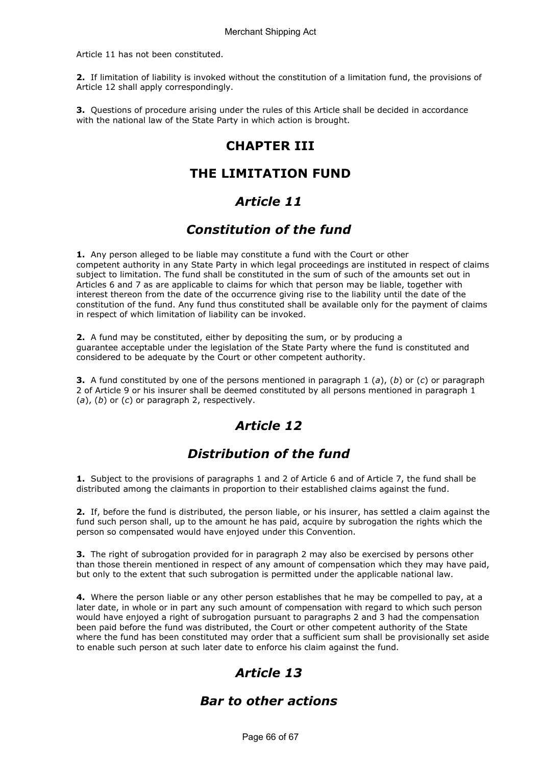Article 11 has not been constituted.

**2.** If limitation of liability is invoked without the constitution of a limitation fund, the provisions of Article 12 shall apply correspondingly.

**3.** Questions of procedure arising under the rules of this Article shall be decided in accordance with the national law of the State Party in which action is brought.

## CHAPTER III

## THE LIMITATION FUND

### *Article 11*

### *Constitution of the fund*

**1.** Any person alleged to be liable may constitute a fund with the Court or other competent authority in any State Party in which legal proceedings are instituted in respect of claims subject to limitation. The fund shall be constituted in the sum of such of the amounts set out in Articles 6 and 7 as are applicable to claims for which that person may be liable, together with interest thereon from the date of the occurrence giving rise to the liability until the date of the constitution of the fund. Any fund thus constituted shall be available only for the payment of claims in respect of which limitation of liability can be invoked.

**2.** A fund may be constituted, either by depositing the sum, or by producing a guarantee acceptable under the legislation of the State Party where the fund is constituted and considered to be adequate by the Court or other competent authority.

**3.** A fund constituted by one of the persons mentioned in paragraph 1 (*a*), (*b*) or (*c*) or paragraph 2 of Article 9 or his insurer shall be deemed constituted by all persons mentioned in paragraph 1 (*a*), (*b*) or (*c*) or paragraph 2, respectively.

### *Article 12*

### *Distribution of the fund*

**1.** Subject to the provisions of paragraphs 1 and 2 of Article 6 and of Article 7, the fund shall be distributed among the claimants in proportion to their established claims against the fund.

**2.** If, before the fund is distributed, the person liable, or his insurer, has settled a claim against the fund such person shall, up to the amount he has paid, acquire by subrogation the rights which the person so compensated would have enjoyed under this Convention.

**3.** The right of subrogation provided for in paragraph 2 may also be exercised by persons other than those therein mentioned in respect of any amount of compensation which they may have paid, but only to the extent that such subrogation is permitted under the applicable national law.

**4.** Where the person liable or any other person establishes that he may be compelled to pay, at a later date, in whole or in part any such amount of compensation with regard to which such person would have enjoyed a right of subrogation pursuant to paragraphs 2 and 3 had the compensation been paid before the fund was distributed, the Court or other competent authority of the State where the fund has been constituted may order that a sufficient sum shall be provisionally set aside to enable such person at such later date to enforce his claim against the fund.

### *Article 13*

### *Bar to other actions*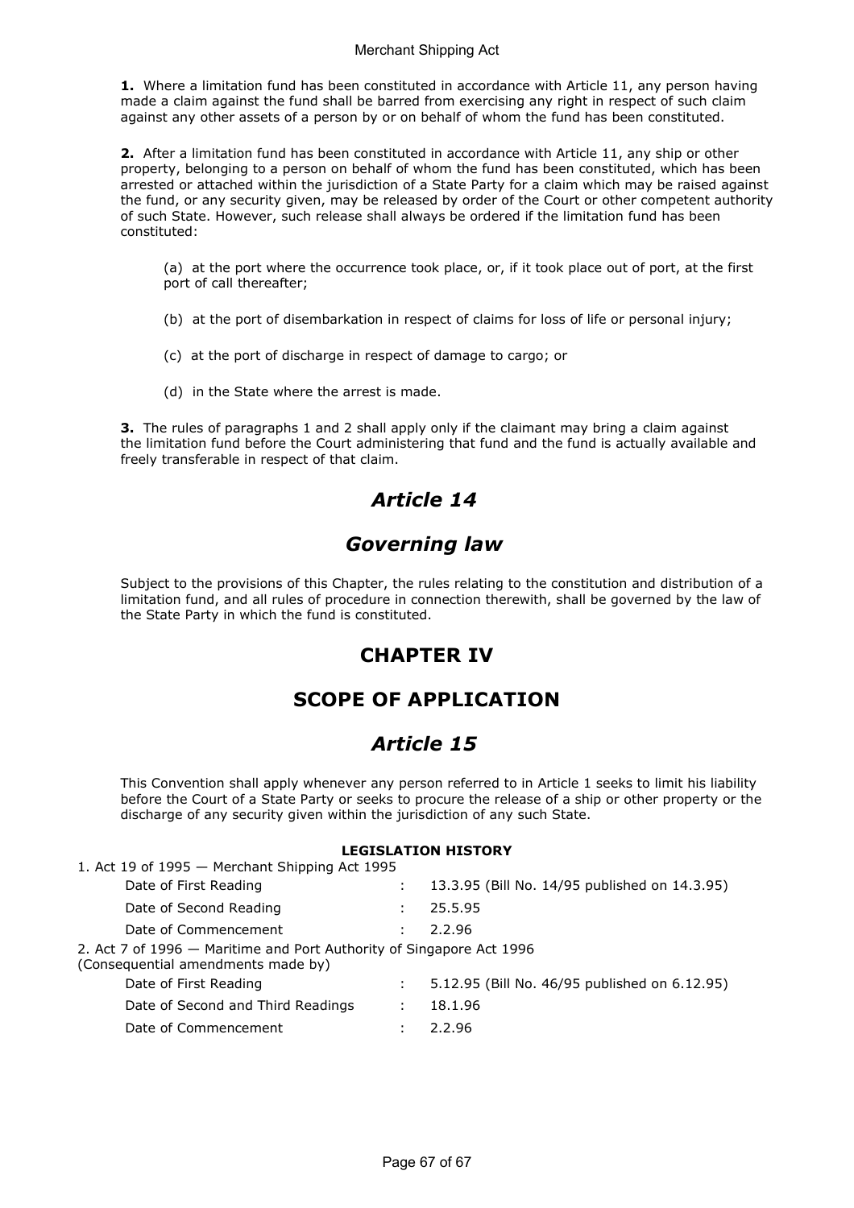**1.** Where a limitation fund has been constituted in accordance with Article 11, any person having made a claim against the fund shall be barred from exercising any right in respect of such claim against any other assets of a person by or on behalf of whom the fund has been constituted.

**2.** After a limitation fund has been constituted in accordance with Article 11, any ship or other property, belonging to a person on behalf of whom the fund has been constituted, which has been arrested or attached within the jurisdiction of a State Party for a claim which may be raised against the fund, or any security given, may be released by order of the Court or other competent authority of such State. However, such release shall always be ordered if the limitation fund has been constituted:

(a) at the port where the occurrence took place, or, if it took place out of port, at the first port of call thereafter;

(b) at the port of disembarkation in respect of claims for loss of life or personal injury;

(c) at the port of discharge in respect of damage to cargo; or

(d) in the State where the arrest is made.

**3.** The rules of paragraphs 1 and 2 shall apply only if the claimant may bring a claim against the limitation fund before the Court administering that fund and the fund is actually available and freely transferable in respect of that claim.

## *Article 14*

## *Governing law*

Subject to the provisions of this Chapter, the rules relating to the constitution and distribution of a limitation fund, and all rules of procedure in connection therewith, shall be governed by the law of the State Party in which the fund is constituted.

# CHAPTER IV

# SCOPE OF APPLICATION

## *Article 15*

This Convention shall apply whenever any person referred to in Article 1 seeks to limit his liability before the Court of a State Party or seeks to procure the release of a ship or other property or the discharge of any security given within the jurisdiction of any such State.

**LEGISLATION HISTORY**

1. Act 19 of 1995 — Merchant Shipping Act 1995

| | | |
|---|---|---|
| Date of First Reading | : | 13.3.95 (Bill No. 14/95 published on 14.3.95) |
| Date of Second Reading | : | 25.5.95 |
| Date of Commencement | : | 2.2.96 |

2. Act 7 of 1996 — Maritime and Port Authority of Singapore Act 1996
(Consequential amendments made by)

| | | |
|---|---|---|
| Date of First Reading | : | 5.12.95 (Bill No. 46/95 published on 6.12.95) |
| Date of Second and Third Readings | : | 18.1.96 |
| Date of Commencement | : | 2.2.96 |